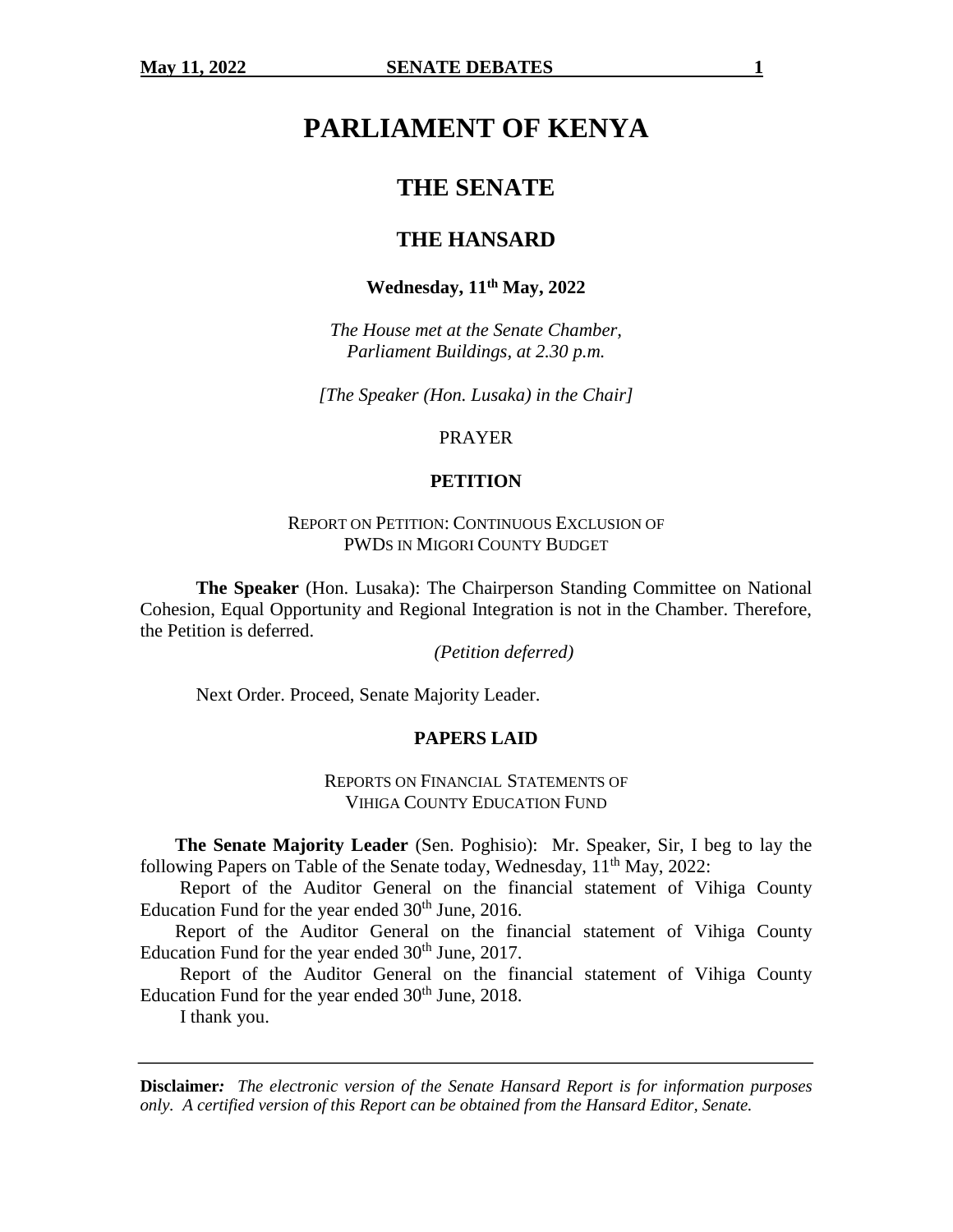# PARLIAMENT OF KENYA

## THE SENATE

## THE HANSARD

**Wednesday, 11th May, 2022**

*The House met at the Senate Chamber, Parliament Buildings, at 2.30 p.m.*

*[The Speaker (Hon. Lusaka) in the Chair]*

PRAYER

**PETITION**

REPORT ON PETITION: CONTINUOUS EXCLUSION OF PWDS IN MIGORI COUNTY BUDGET

**The Speaker** (Hon. Lusaka): The Chairperson Standing Committee on National Cohesion, Equal Opportunity and Regional Integration is not in the Chamber. Therefore, the Petition is deferred.

*(Petition deferred)*

Next Order. Proceed, Senate Majority Leader.

**PAPERS LAID**

REPORTS ON FINANCIAL STATEMENTS OF VIHIGA COUNTY EDUCATION FUND

**The Senate Majority Leader** (Sen. Poghisio): Mr. Speaker, Sir, I beg to lay the following Papers on Table of the Senate today, Wednesday, 11th May, 2022:

Report of the Auditor General on the financial statement of Vihiga County Education Fund for the year ended 30th June, 2016.

Report of the Auditor General on the financial statement of Vihiga County Education Fund for the year ended 30th June, 2017.

Report of the Auditor General on the financial statement of Vihiga County Education Fund for the year ended 30th June, 2018.

I thank you.

**Disclaimer:** *The electronic version of the Senate Hansard Report is for information purposes only. A certified version of this Report can be obtained from the Hansard Editor, Senate.*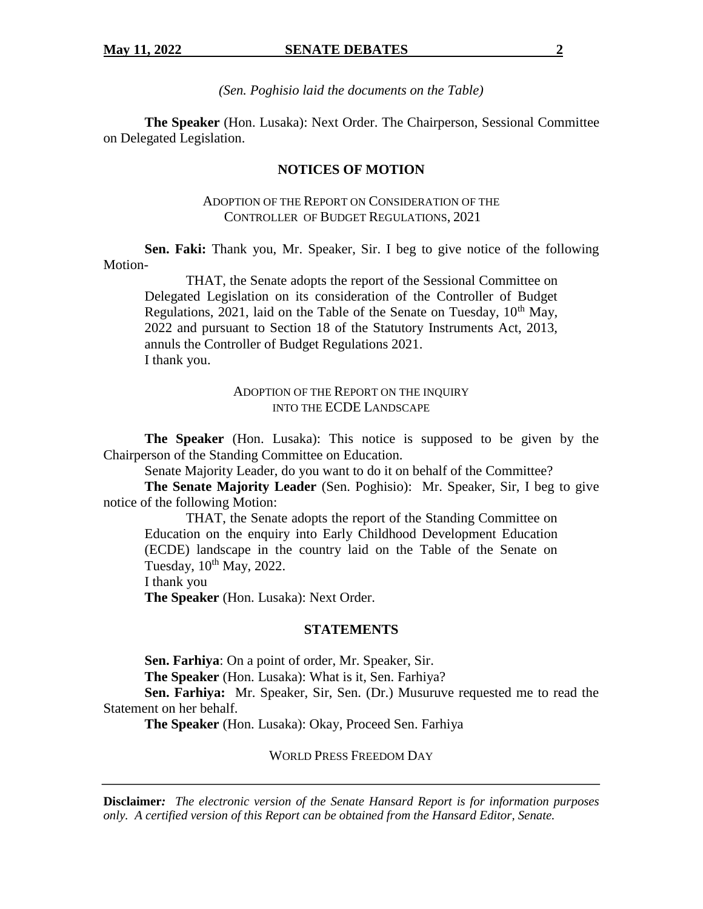*(Sen. Poghisio laid the documents on the Table)*

**The Speaker** (Hon. Lusaka): Next Order. The Chairperson, Sessional Committee on Delegated Legislation.

## NOTICES OF MOTION

### ADOPTION OF THE REPORT ON CONSIDERATION OF THE CONTROLLER OF BUDGET REGULATIONS, 2021

**Sen. Faki:** Thank you, Mr. Speaker, Sir. I beg to give notice of the following Motion-

> THAT, the Senate adopts the report of the Sessional Committee on Delegated Legislation on its consideration of the Controller of Budget Regulations, 2021, laid on the Table of the Senate on Tuesday, 10th May, 2022 and pursuant to Section 18 of the Statutory Instruments Act, 2013, annuls the Controller of Budget Regulations 2021.
>
> I thank you.

### ADOPTION OF THE REPORT ON THE INQUIRY INTO THE ECDE LANDSCAPE

**The Speaker** (Hon. Lusaka): This notice is supposed to be given by the Chairperson of the Standing Committee on Education.

Senate Majority Leader, do you want to do it on behalf of the Committee?

**The Senate Majority Leader** (Sen. Poghisio): Mr. Speaker, Sir, I beg to give notice of the following Motion:

> THAT, the Senate adopts the report of the Standing Committee on Education on the enquiry into Early Childhood Development Education (ECDE) landscape in the country laid on the Table of the Senate on Tuesday, 10th May, 2022.
>
> I thank you

**The Speaker** (Hon. Lusaka): Next Order.

## STATEMENTS

**Sen. Farhiya**: On a point of order, Mr. Speaker, Sir.

**The Speaker** (Hon. Lusaka): What is it, Sen. Farhiya?

**Sen. Farhiya:** Mr. Speaker, Sir, Sen. (Dr.) Musuruve requested me to read the Statement on her behalf.

**The Speaker** (Hon. Lusaka): Okay, Proceed Sen. Farhiya

### WORLD PRESS FREEDOM DAY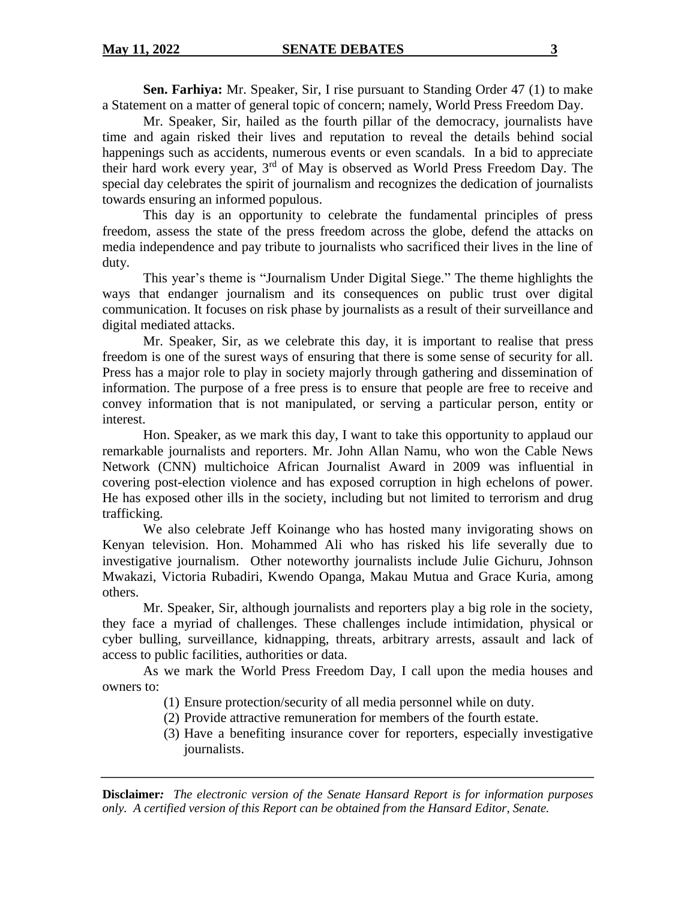**Sen. Farhiya:** Mr. Speaker, Sir, I rise pursuant to Standing Order 47 (1) to make a Statement on a matter of general topic of concern; namely, World Press Freedom Day.

Mr. Speaker, Sir, hailed as the fourth pillar of the democracy, journalists have time and again risked their lives and reputation to reveal the details behind social happenings such as accidents, numerous events or even scandals. In a bid to appreciate their hard work every year, 3rd of May is observed as World Press Freedom Day. The special day celebrates the spirit of journalism and recognizes the dedication of journalists towards ensuring an informed populous.

This day is an opportunity to celebrate the fundamental principles of press freedom, assess the state of the press freedom across the globe, defend the attacks on media independence and pay tribute to journalists who sacrificed their lives in the line of duty.

This year's theme is "Journalism Under Digital Siege." The theme highlights the ways that endanger journalism and its consequences on public trust over digital communication. It focuses on risk phase by journalists as a result of their surveillance and digital mediated attacks.

Mr. Speaker, Sir, as we celebrate this day, it is important to realise that press freedom is one of the surest ways of ensuring that there is some sense of security for all. Press has a major role to play in society majorly through gathering and dissemination of information. The purpose of a free press is to ensure that people are free to receive and convey information that is not manipulated, or serving a particular person, entity or interest.

Hon. Speaker, as we mark this day, I want to take this opportunity to applaud our remarkable journalists and reporters. Mr. John Allan Namu, who won the Cable News Network (CNN) multichoice African Journalist Award in 2009 was influential in covering post-election violence and has exposed corruption in high echelons of power. He has exposed other ills in the society, including but not limited to terrorism and drug trafficking.

We also celebrate Jeff Koinange who has hosted many invigorating shows on Kenyan television. Hon. Mohammed Ali who has risked his life severally due to investigative journalism. Other noteworthy journalists include Julie Gichuru, Johnson Mwakazi, Victoria Rubadiri, Kwendo Opanga, Makau Mutua and Grace Kuria, among others.

Mr. Speaker, Sir, although journalists and reporters play a big role in the society, they face a myriad of challenges. These challenges include intimidation, physical or cyber bulling, surveillance, kidnapping, threats, arbitrary arrests, assault and lack of access to public facilities, authorities or data.

As we mark the World Press Freedom Day, I call upon the media houses and owners to:

(1) Ensure protection/security of all media personnel while on duty.
(2) Provide attractive remuneration for members of the fourth estate.
(3) Have a benefiting insurance cover for reporters, especially investigative journalists.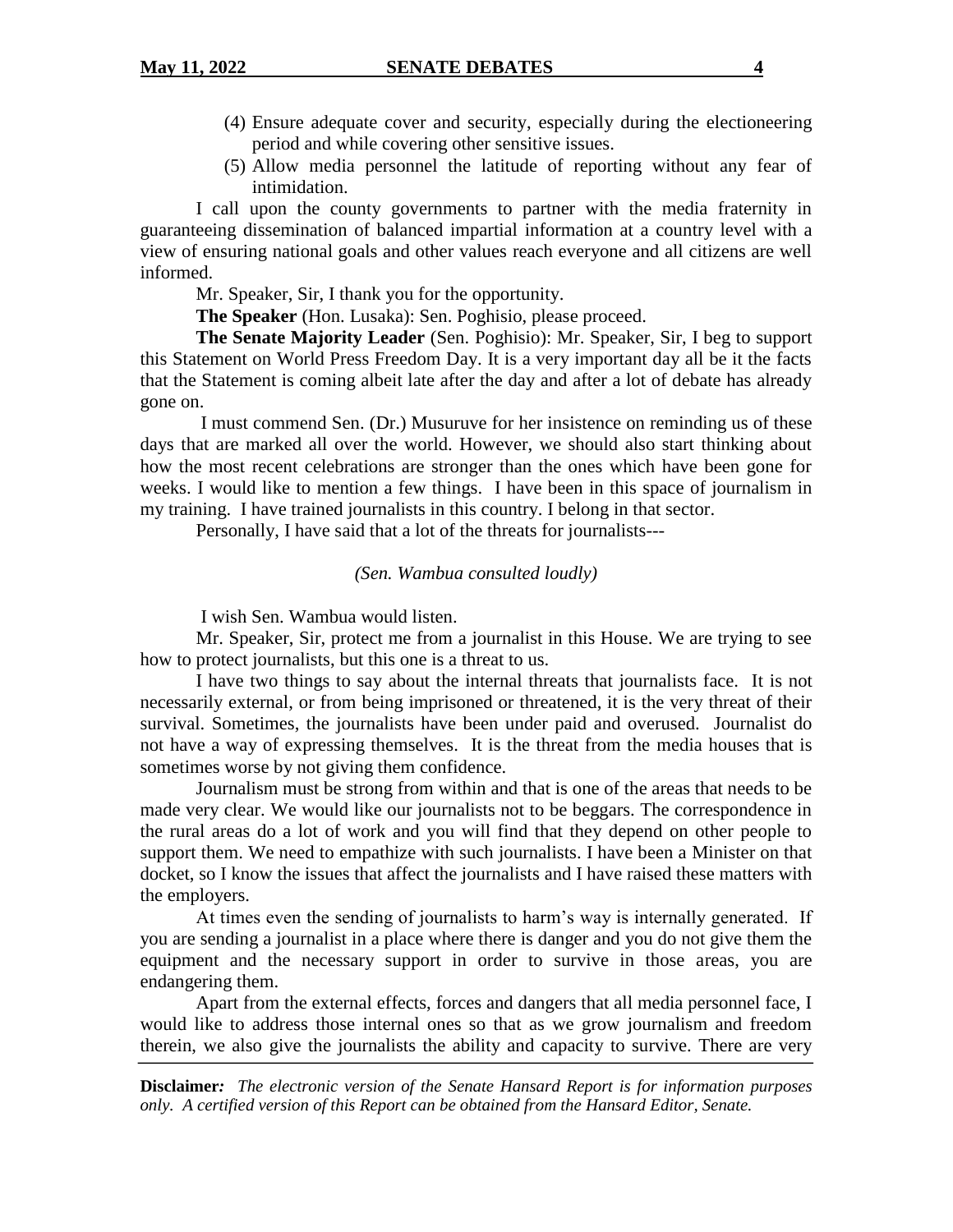(4) Ensure adequate cover and security, especially during the electioneering period and while covering other sensitive issues.

(5) Allow media personnel the latitude of reporting without any fear of intimidation.

I call upon the county governments to partner with the media fraternity in guaranteeing dissemination of balanced impartial information at a country level with a view of ensuring national goals and other values reach everyone and all citizens are well informed.

Mr. Speaker, Sir, I thank you for the opportunity.

**The Speaker** (Hon. Lusaka): Sen. Poghisio, please proceed.

**The Senate Majority Leader** (Sen. Poghisio): Mr. Speaker, Sir, I beg to support this Statement on World Press Freedom Day. It is a very important day all be it the facts that the Statement is coming albeit late after the day and after a lot of debate has already gone on.

I must commend Sen. (Dr.) Musuruve for her insistence on reminding us of these days that are marked all over the world. However, we should also start thinking about how the most recent celebrations are stronger than the ones which have been gone for weeks. I would like to mention a few things. I have been in this space of journalism in my training. I have trained journalists in this country. I belong in that sector.

Personally, I have said that a lot of the threats for journalists---

*(Sen. Wambua consulted loudly)*

I wish Sen. Wambua would listen.

Mr. Speaker, Sir, protect me from a journalist in this House. We are trying to see how to protect journalists, but this one is a threat to us.

I have two things to say about the internal threats that journalists face. It is not necessarily external, or from being imprisoned or threatened, it is the very threat of their survival. Sometimes, the journalists have been under paid and overused. Journalist do not have a way of expressing themselves. It is the threat from the media houses that is sometimes worse by not giving them confidence.

Journalism must be strong from within and that is one of the areas that needs to be made very clear. We would like our journalists not to be beggars. The correspondence in the rural areas do a lot of work and you will find that they depend on other people to support them. We need to empathize with such journalists. I have been a Minister on that docket, so I know the issues that affect the journalists and I have raised these matters with the employers.

At times even the sending of journalists to harm's way is internally generated. If you are sending a journalist in a place where there is danger and you do not give them the equipment and the necessary support in order to survive in those areas, you are endangering them.

Apart from the external effects, forces and dangers that all media personnel face, I would like to address those internal ones so that as we grow journalism and freedom therein, we also give the journalists the ability and capacity to survive. There are very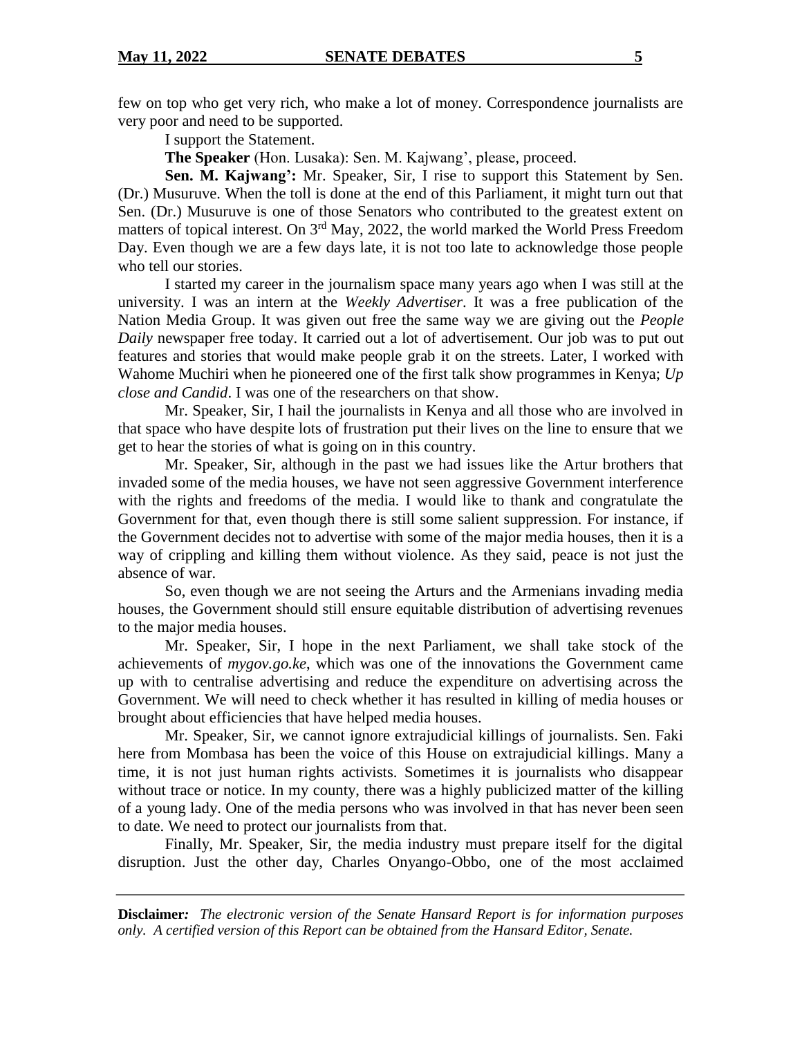few on top who get very rich, who make a lot of money. Correspondence journalists are very poor and need to be supported.

I support the Statement.

**The Speaker** (Hon. Lusaka): Sen. M. Kajwang', please, proceed.

**Sen. M. Kajwang':** Mr. Speaker, Sir, I rise to support this Statement by Sen. (Dr.) Musuruve. When the toll is done at the end of this Parliament, it might turn out that Sen. (Dr.) Musuruve is one of those Senators who contributed to the greatest extent on matters of topical interest. On 3rd May, 2022, the world marked the World Press Freedom Day. Even though we are a few days late, it is not too late to acknowledge those people who tell our stories.

I started my career in the journalism space many years ago when I was still at the university. I was an intern at the *Weekly Advertiser*. It was a free publication of the Nation Media Group. It was given out free the same way we are giving out the *People Daily* newspaper free today. It carried out a lot of advertisement. Our job was to put out features and stories that would make people grab it on the streets. Later, I worked with Wahome Muchiri when he pioneered one of the first talk show programmes in Kenya; *Up close and Candid*. I was one of the researchers on that show.

Mr. Speaker, Sir, I hail the journalists in Kenya and all those who are involved in that space who have despite lots of frustration put their lives on the line to ensure that we get to hear the stories of what is going on in this country.

Mr. Speaker, Sir, although in the past we had issues like the Artur brothers that invaded some of the media houses, we have not seen aggressive Government interference with the rights and freedoms of the media. I would like to thank and congratulate the Government for that, even though there is still some salient suppression. For instance, if the Government decides not to advertise with some of the major media houses, then it is a way of crippling and killing them without violence. As they said, peace is not just the absence of war.

So, even though we are not seeing the Arturs and the Armenians invading media houses, the Government should still ensure equitable distribution of advertising revenues to the major media houses.

Mr. Speaker, Sir, I hope in the next Parliament, we shall take stock of the achievements of *mygov.go.ke*, which was one of the innovations the Government came up with to centralise advertising and reduce the expenditure on advertising across the Government. We will need to check whether it has resulted in killing of media houses or brought about efficiencies that have helped media houses.

Mr. Speaker, Sir, we cannot ignore extrajudicial killings of journalists. Sen. Faki here from Mombasa has been the voice of this House on extrajudicial killings. Many a time, it is not just human rights activists. Sometimes it is journalists who disappear without trace or notice. In my county, there was a highly publicized matter of the killing of a young lady. One of the media persons who was involved in that has never been seen to date. We need to protect our journalists from that.

Finally, Mr. Speaker, Sir, the media industry must prepare itself for the digital disruption. Just the other day, Charles Onyango-Obbo, one of the most acclaimed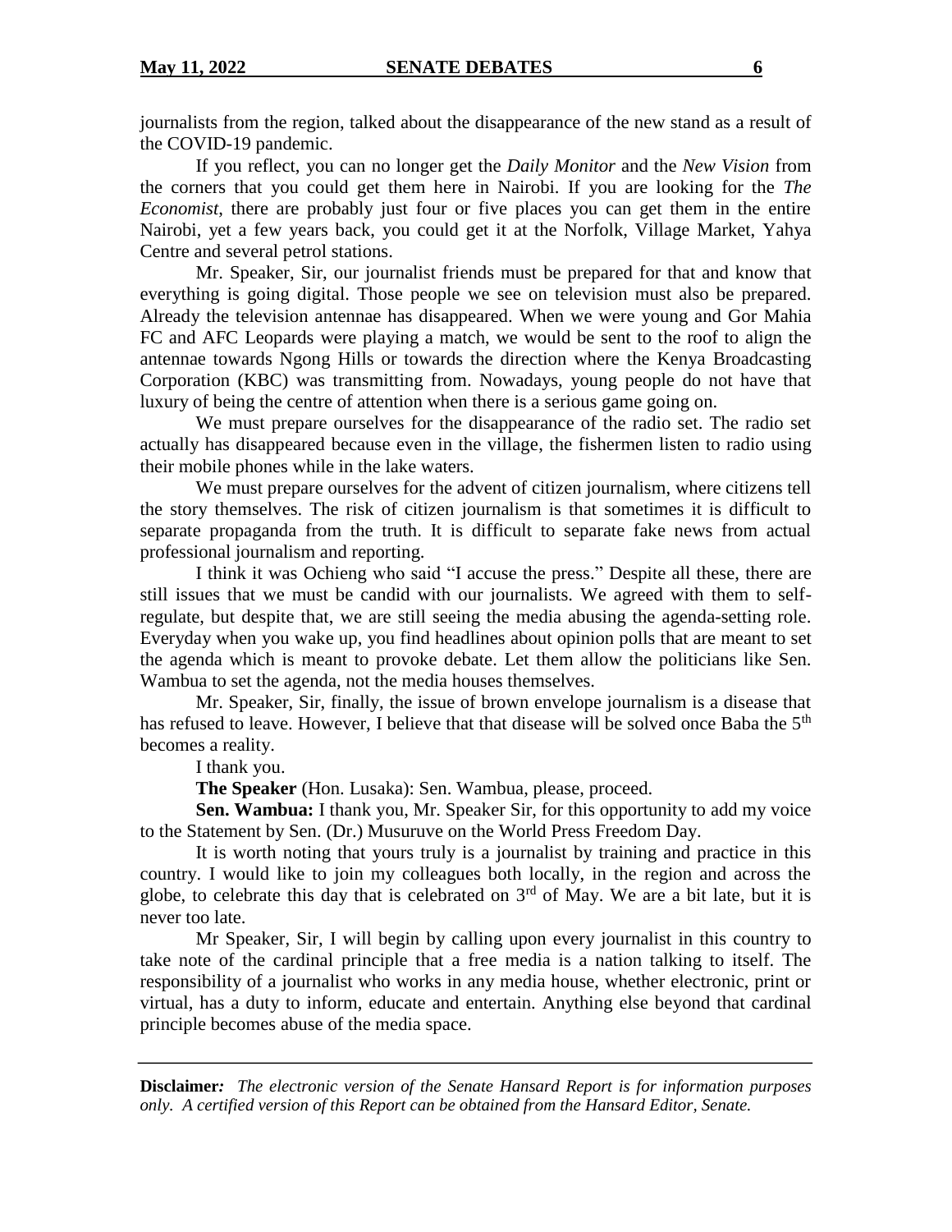journalists from the region, talked about the disappearance of the new stand as a result of the COVID-19 pandemic.

If you reflect, you can no longer get the *Daily Monitor* and the *New Vision* from the corners that you could get them here in Nairobi. If you are looking for the *The Economist*, there are probably just four or five places you can get them in the entire Nairobi, yet a few years back, you could get it at the Norfolk, Village Market, Yahya Centre and several petrol stations.

Mr. Speaker, Sir, our journalist friends must be prepared for that and know that everything is going digital. Those people we see on television must also be prepared. Already the television antennae has disappeared. When we were young and Gor Mahia FC and AFC Leopards were playing a match, we would be sent to the roof to align the antennae towards Ngong Hills or towards the direction where the Kenya Broadcasting Corporation (KBC) was transmitting from. Nowadays, young people do not have that luxury of being the centre of attention when there is a serious game going on.

We must prepare ourselves for the disappearance of the radio set. The radio set actually has disappeared because even in the village, the fishermen listen to radio using their mobile phones while in the lake waters.

We must prepare ourselves for the advent of citizen journalism, where citizens tell the story themselves. The risk of citizen journalism is that sometimes it is difficult to separate propaganda from the truth. It is difficult to separate fake news from actual professional journalism and reporting.

I think it was Ochieng who said "I accuse the press." Despite all these, there are still issues that we must be candid with our journalists. We agreed with them to self-regulate, but despite that, we are still seeing the media abusing the agenda-setting role. Everyday when you wake up, you find headlines about opinion polls that are meant to set the agenda which is meant to provoke debate. Let them allow the politicians like Sen. Wambua to set the agenda, not the media houses themselves.

Mr. Speaker, Sir, finally, the issue of brown envelope journalism is a disease that has refused to leave. However, I believe that that disease will be solved once Baba the 5th becomes a reality.

I thank you.

**The Speaker** (Hon. Lusaka): Sen. Wambua, please, proceed.

**Sen. Wambua:** I thank you, Mr. Speaker Sir, for this opportunity to add my voice to the Statement by Sen. (Dr.) Musuruve on the World Press Freedom Day.

It is worth noting that yours truly is a journalist by training and practice in this country. I would like to join my colleagues both locally, in the region and across the globe, to celebrate this day that is celebrated on 3rd of May. We are a bit late, but it is never too late.

Mr Speaker, Sir, I will begin by calling upon every journalist in this country to take note of the cardinal principle that a free media is a nation talking to itself. The responsibility of a journalist who works in any media house, whether electronic, print or virtual, has a duty to inform, educate and entertain. Anything else beyond that cardinal principle becomes abuse of the media space.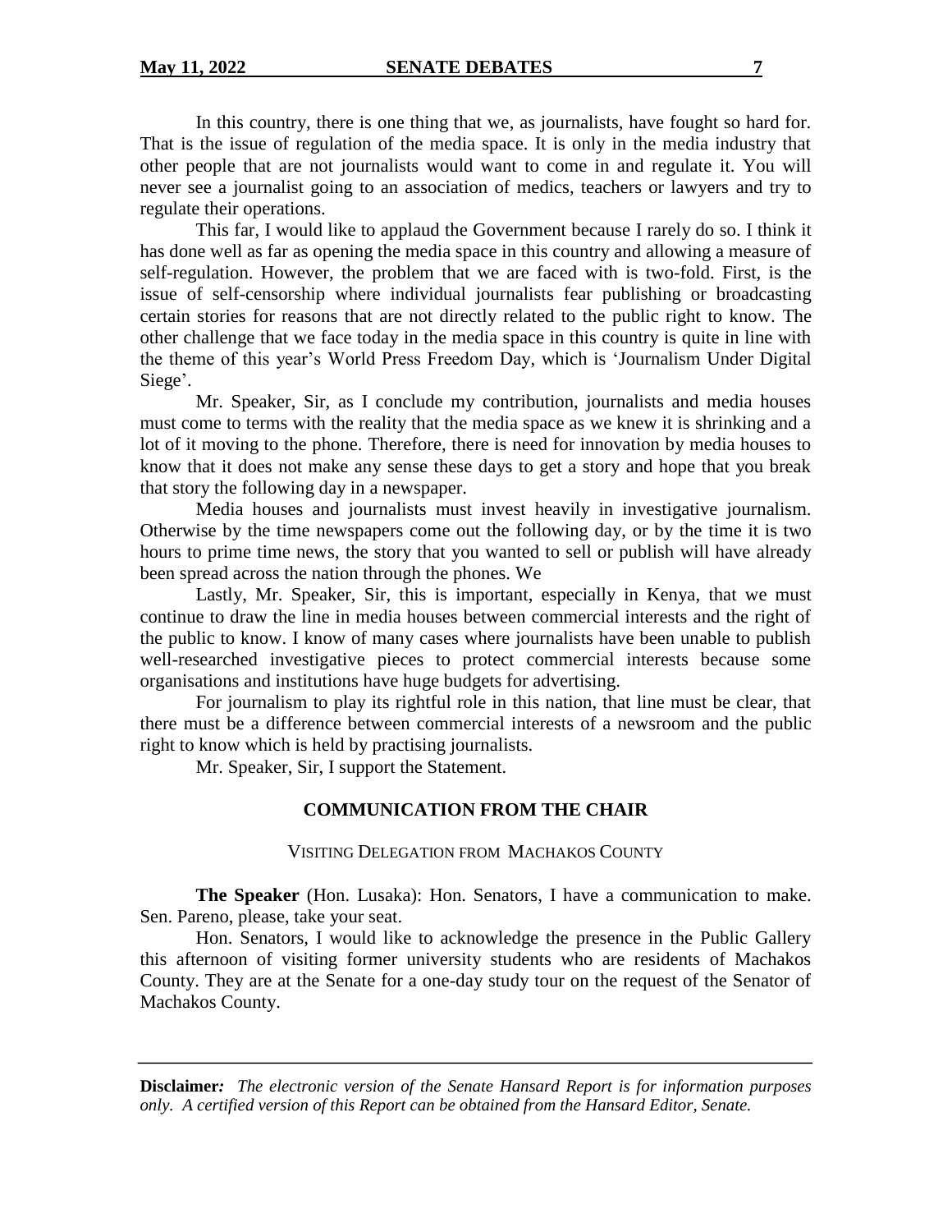In this country, there is one thing that we, as journalists, have fought so hard for. That is the issue of regulation of the media space. It is only in the media industry that other people that are not journalists would want to come in and regulate it. You will never see a journalist going to an association of medics, teachers or lawyers and try to regulate their operations.

This far, I would like to applaud the Government because I rarely do so. I think it has done well as far as opening the media space in this country and allowing a measure of self-regulation. However, the problem that we are faced with is two-fold. First, is the issue of self-censorship where individual journalists fear publishing or broadcasting certain stories for reasons that are not directly related to the public right to know. The other challenge that we face today in the media space in this country is quite in line with the theme of this year's World Press Freedom Day, which is 'Journalism Under Digital Siege'.

Mr. Speaker, Sir, as I conclude my contribution, journalists and media houses must come to terms with the reality that the media space as we knew it is shrinking and a lot of it moving to the phone. Therefore, there is need for innovation by media houses to know that it does not make any sense these days to get a story and hope that you break that story the following day in a newspaper.

Media houses and journalists must invest heavily in investigative journalism. Otherwise by the time newspapers come out the following day, or by the time it is two hours to prime time news, the story that you wanted to sell or publish will have already been spread across the nation through the phones. We

Lastly, Mr. Speaker, Sir, this is important, especially in Kenya, that we must continue to draw the line in media houses between commercial interests and the right of the public to know. I know of many cases where journalists have been unable to publish well-researched investigative pieces to protect commercial interests because some organisations and institutions have huge budgets for advertising.

For journalism to play its rightful role in this nation, that line must be clear, that there must be a difference between commercial interests of a newsroom and the public right to know which is held by practising journalists.

Mr. Speaker, Sir, I support the Statement.

## COMMUNICATION FROM THE CHAIR

### VISITING DELEGATION FROM MACHAKOS COUNTY

**The Speaker** (Hon. Lusaka): Hon. Senators, I have a communication to make. Sen. Pareno, please, take your seat.

Hon. Senators, I would like to acknowledge the presence in the Public Gallery this afternoon of visiting former university students who are residents of Machakos County. They are at the Senate for a one-day study tour on the request of the Senator of Machakos County.

**Disclaimer:** *The electronic version of the Senate Hansard Report is for information purposes only. A certified version of this Report can be obtained from the Hansard Editor, Senate.*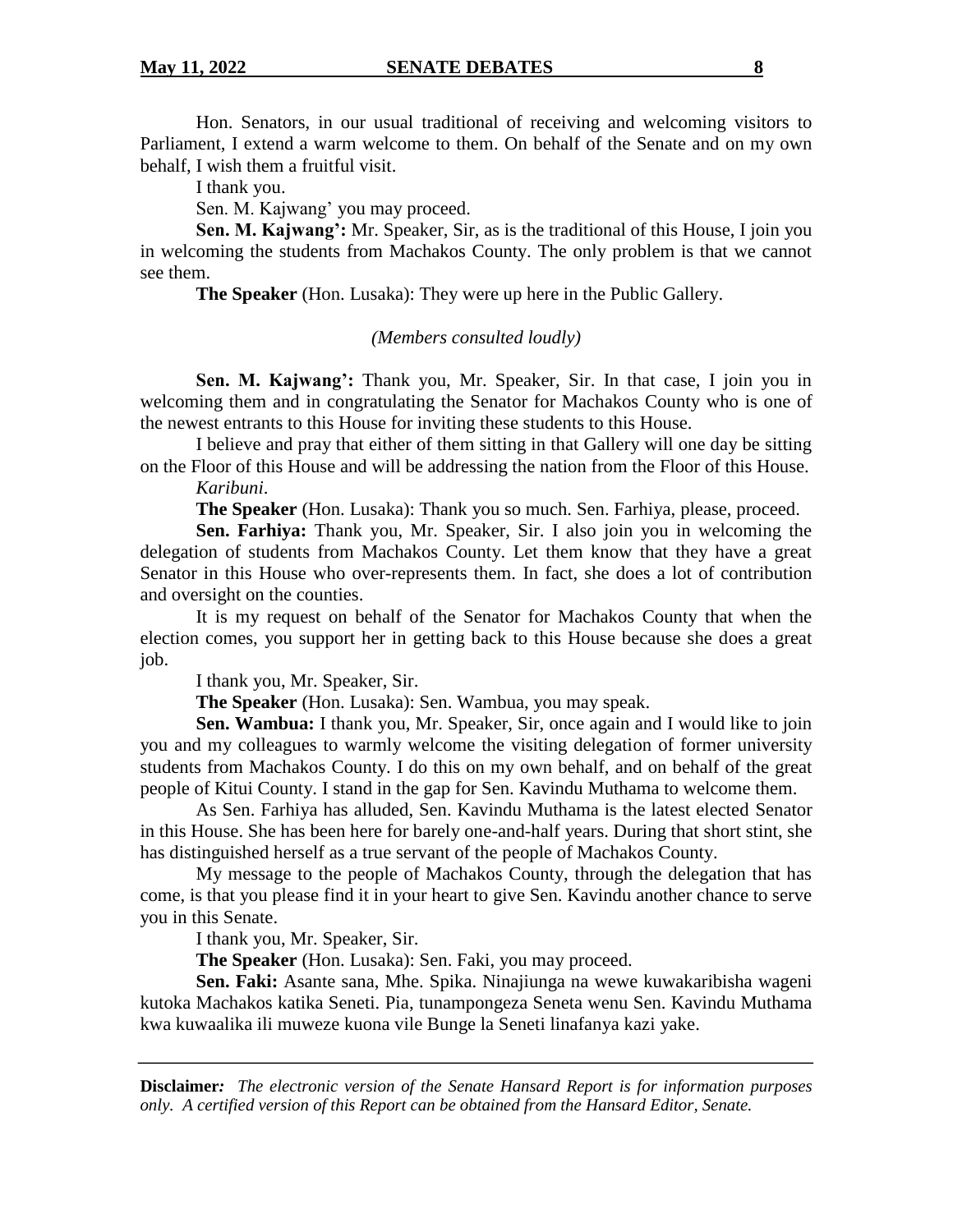Hon. Senators, in our usual traditional of receiving and welcoming visitors to Parliament, I extend a warm welcome to them. On behalf of the Senate and on my own behalf, I wish them a fruitful visit.

I thank you.

Sen. M. Kajwang' you may proceed.

**Sen. M. Kajwang':** Mr. Speaker, Sir, as is the traditional of this House, I join you in welcoming the students from Machakos County. The only problem is that we cannot see them.

**The Speaker** (Hon. Lusaka): They were up here in the Public Gallery.

*(Members consulted loudly)*

**Sen. M. Kajwang':** Thank you, Mr. Speaker, Sir. In that case, I join you in welcoming them and in congratulating the Senator for Machakos County who is one of the newest entrants to this House for inviting these students to this House.

I believe and pray that either of them sitting in that Gallery will one day be sitting on the Floor of this House and will be addressing the nation from the Floor of this House.

*Karibuni*.

**The Speaker** (Hon. Lusaka): Thank you so much. Sen. Farhiya, please, proceed.

**Sen. Farhiya:** Thank you, Mr. Speaker, Sir. I also join you in welcoming the delegation of students from Machakos County. Let them know that they have a great Senator in this House who over-represents them. In fact, she does a lot of contribution and oversight on the counties.

It is my request on behalf of the Senator for Machakos County that when the election comes, you support her in getting back to this House because she does a great job.

I thank you, Mr. Speaker, Sir.

**The Speaker** (Hon. Lusaka): Sen. Wambua, you may speak.

**Sen. Wambua:** I thank you, Mr. Speaker, Sir, once again and I would like to join you and my colleagues to warmly welcome the visiting delegation of former university students from Machakos County. I do this on my own behalf, and on behalf of the great people of Kitui County. I stand in the gap for Sen. Kavindu Muthama to welcome them.

As Sen. Farhiya has alluded, Sen. Kavindu Muthama is the latest elected Senator in this House. She has been here for barely one-and-half years. During that short stint, she has distinguished herself as a true servant of the people of Machakos County.

My message to the people of Machakos County, through the delegation that has come, is that you please find it in your heart to give Sen. Kavindu another chance to serve you in this Senate.

I thank you, Mr. Speaker, Sir.

**The Speaker** (Hon. Lusaka): Sen. Faki, you may proceed.

**Sen. Faki:** Asante sana, Mhe. Spika. Ninajiunga na wewe kuwakaribisha wageni kutoka Machakos katika Seneti. Pia, tunampongeza Seneta wenu Sen. Kavindu Muthama kwa kuwaalika ili muweze kuona vile Bunge la Seneti linafanya kazi yake.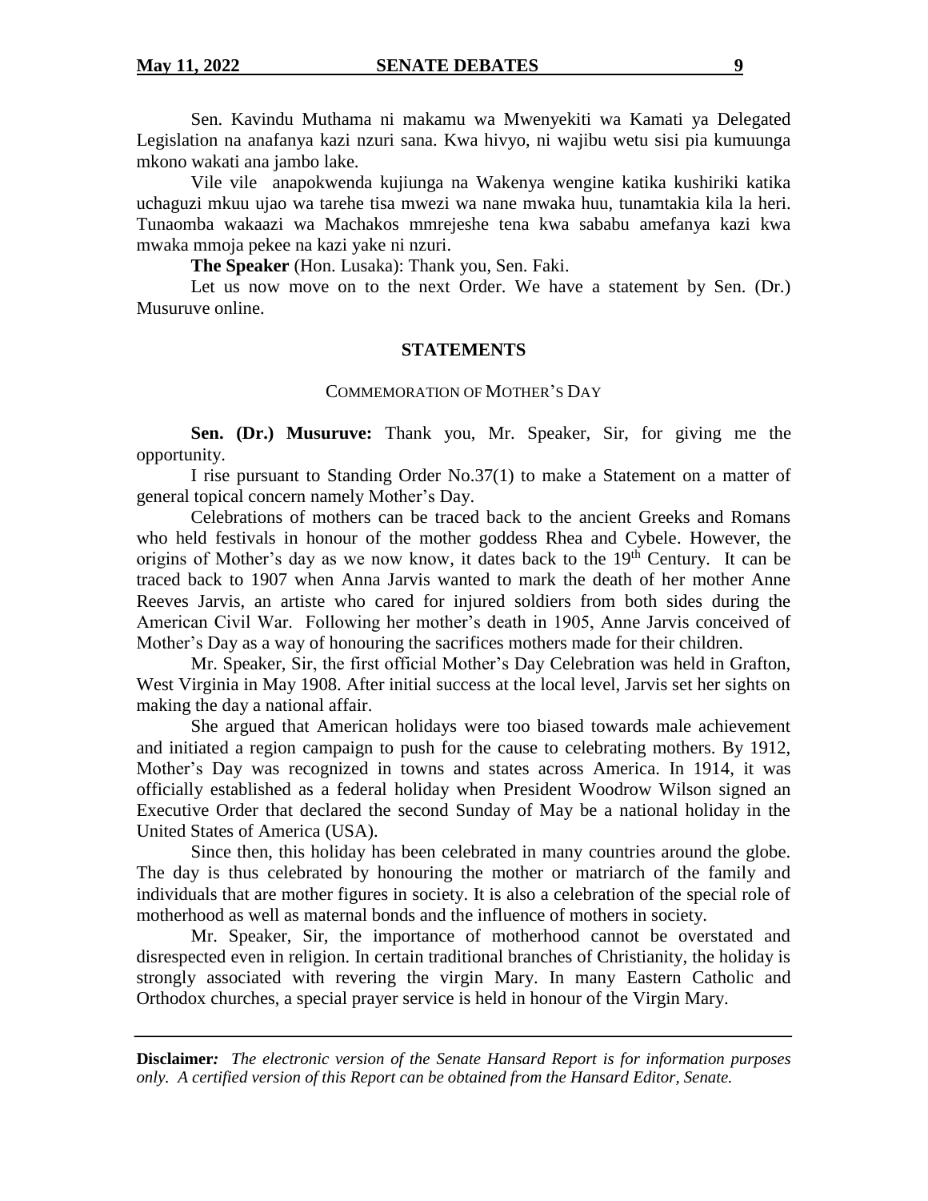Sen. Kavindu Muthama ni makamu wa Mwenyekiti wa Kamati ya Delegated Legislation na anafanya kazi nzuri sana. Kwa hivyo, ni wajibu wetu sisi pia kumuunga mkono wakati ana jambo lake.

Vile vile anapokwenda kujiunga na Wakenya wengine katika kushiriki katika uchaguzi mkuu ujao wa tarehe tisa mwezi wa nane mwaka huu, tunamtakia kila la heri. Tunaomba wakaazi wa Machakos mmrejeshe tena kwa sababu amefanya kazi kwa mwaka mmoja pekee na kazi yake ni nzuri.

**The Speaker** (Hon. Lusaka): Thank you, Sen. Faki.

Let us now move on to the next Order. We have a statement by Sen. (Dr.) Musuruve online.

## STATEMENTS

### COMMEMORATION OF MOTHER'S DAY

**Sen. (Dr.) Musuruve:** Thank you, Mr. Speaker, Sir, for giving me the opportunity.

I rise pursuant to Standing Order No.37(1) to make a Statement on a matter of general topical concern namely Mother's Day.

Celebrations of mothers can be traced back to the ancient Greeks and Romans who held festivals in honour of the mother goddess Rhea and Cybele. However, the origins of Mother's day as we now know, it dates back to the 19th Century. It can be traced back to 1907 when Anna Jarvis wanted to mark the death of her mother Anne Reeves Jarvis, an artiste who cared for injured soldiers from both sides during the American Civil War. Following her mother's death in 1905, Anne Jarvis conceived of Mother's Day as a way of honouring the sacrifices mothers made for their children.

Mr. Speaker, Sir, the first official Mother's Day Celebration was held in Grafton, West Virginia in May 1908. After initial success at the local level, Jarvis set her sights on making the day a national affair.

She argued that American holidays were too biased towards male achievement and initiated a region campaign to push for the cause to celebrating mothers. By 1912, Mother's Day was recognized in towns and states across America. In 1914, it was officially established as a federal holiday when President Woodrow Wilson signed an Executive Order that declared the second Sunday of May be a national holiday in the United States of America (USA).

Since then, this holiday has been celebrated in many countries around the globe. The day is thus celebrated by honouring the mother or matriarch of the family and individuals that are mother figures in society. It is also a celebration of the special role of motherhood as well as maternal bonds and the influence of mothers in society.

Mr. Speaker, Sir, the importance of motherhood cannot be overstated and disrespected even in religion. In certain traditional branches of Christianity, the holiday is strongly associated with revering the virgin Mary. In many Eastern Catholic and Orthodox churches, a special prayer service is held in honour of the Virgin Mary.

**Disclaimer***:* *The electronic version of the Senate Hansard Report is for information purposes only. A certified version of this Report can be obtained from the Hansard Editor, Senate.*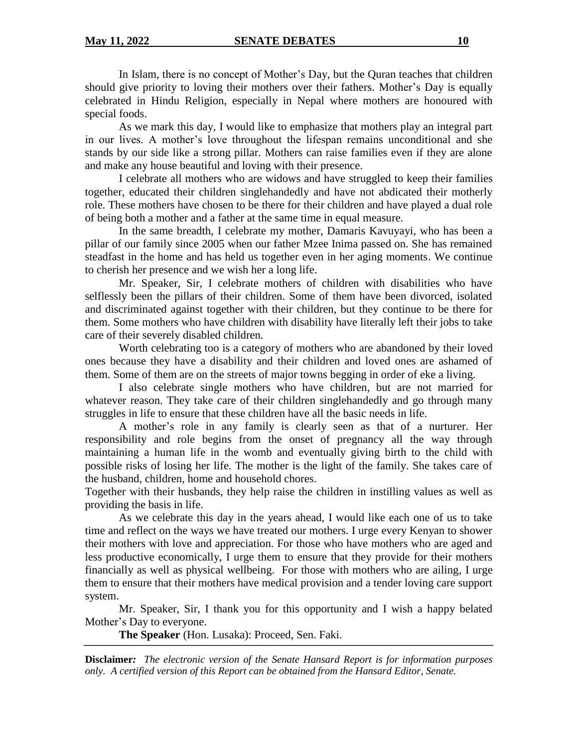In Islam, there is no concept of Mother's Day, but the Quran teaches that children should give priority to loving their mothers over their fathers. Mother's Day is equally celebrated in Hindu Religion, especially in Nepal where mothers are honoured with special foods.

As we mark this day, I would like to emphasize that mothers play an integral part in our lives. A mother's love throughout the lifespan remains unconditional and she stands by our side like a strong pillar. Mothers can raise families even if they are alone and make any house beautiful and loving with their presence.

I celebrate all mothers who are widows and have struggled to keep their families together, educated their children singlehandedly and have not abdicated their motherly role. These mothers have chosen to be there for their children and have played a dual role of being both a mother and a father at the same time in equal measure.

In the same breadth, I celebrate my mother, Damaris Kavuyayi, who has been a pillar of our family since 2005 when our father Mzee Inima passed on. She has remained steadfast in the home and has held us together even in her aging moments. We continue to cherish her presence and we wish her a long life.

Mr. Speaker, Sir, I celebrate mothers of children with disabilities who have selflessly been the pillars of their children. Some of them have been divorced, isolated and discriminated against together with their children, but they continue to be there for them. Some mothers who have children with disability have literally left their jobs to take care of their severely disabled children.

Worth celebrating too is a category of mothers who are abandoned by their loved ones because they have a disability and their children and loved ones are ashamed of them. Some of them are on the streets of major towns begging in order of eke a living.

I also celebrate single mothers who have children, but are not married for whatever reason. They take care of their children singlehandedly and go through many struggles in life to ensure that these children have all the basic needs in life.

A mother's role in any family is clearly seen as that of a nurturer. Her responsibility and role begins from the onset of pregnancy all the way through maintaining a human life in the womb and eventually giving birth to the child with possible risks of losing her life. The mother is the light of the family. She takes care of the husband, children, home and household chores.

Together with their husbands, they help raise the children in instilling values as well as providing the basis in life.

As we celebrate this day in the years ahead, I would like each one of us to take time and reflect on the ways we have treated our mothers. I urge every Kenyan to shower their mothers with love and appreciation. For those who have mothers who are aged and less productive economically, I urge them to ensure that they provide for their mothers financially as well as physical wellbeing. For those with mothers who are ailing, I urge them to ensure that their mothers have medical provision and a tender loving care support system.

Mr. Speaker, Sir, I thank you for this opportunity and I wish a happy belated Mother's Day to everyone.

**The Speaker** (Hon. Lusaka): Proceed, Sen. Faki.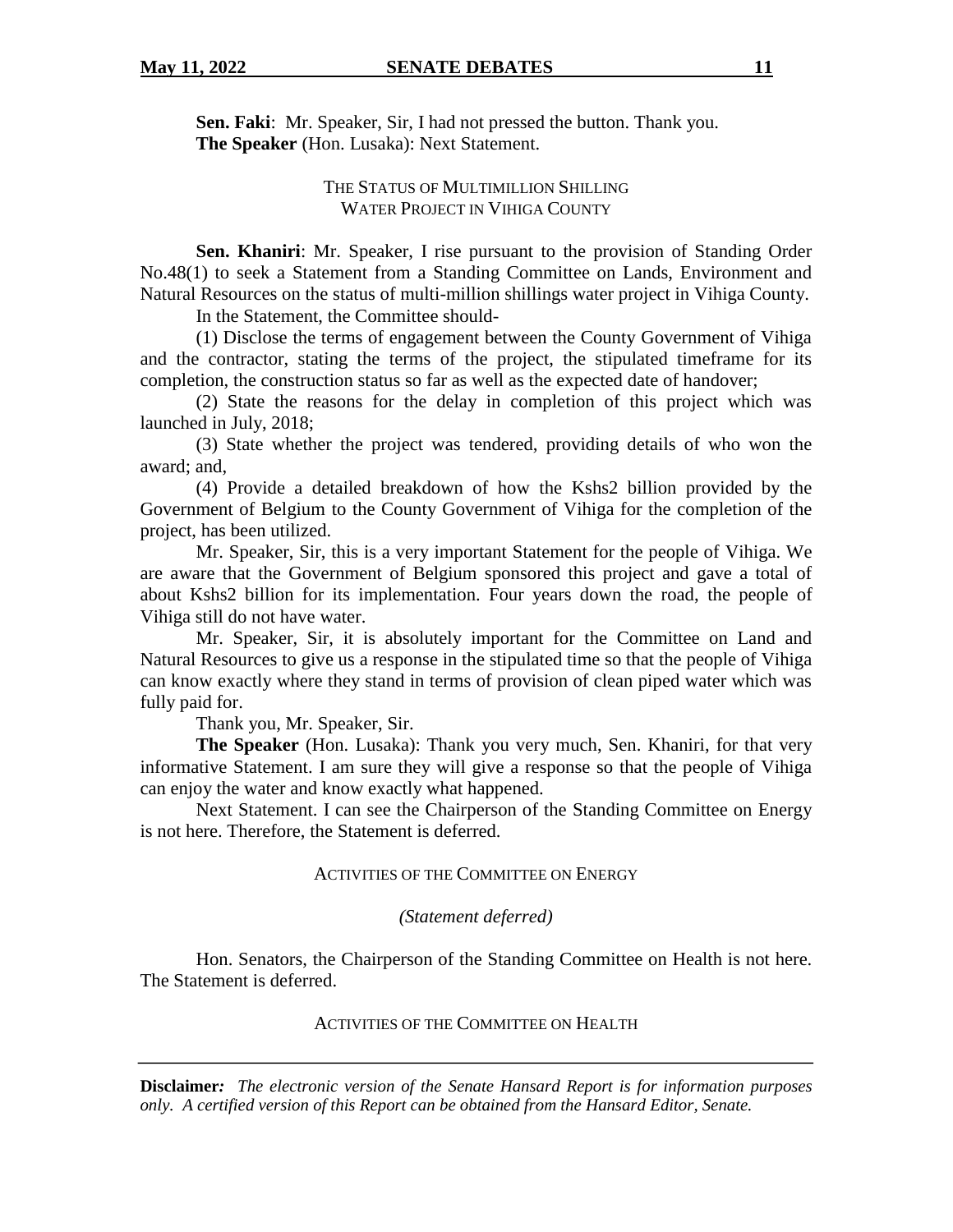**Sen. Faki**: Mr. Speaker, Sir, I had not pressed the button. Thank you.

**The Speaker** (Hon. Lusaka): Next Statement.

THE STATUS OF MULTIMILLION SHILLING WATER PROJECT IN VIHIGA COUNTY

**Sen. Khaniri**: Mr. Speaker, I rise pursuant to the provision of Standing Order No.48(1) to seek a Statement from a Standing Committee on Lands, Environment and Natural Resources on the status of multi-million shillings water project in Vihiga County.

In the Statement, the Committee should-

(1) Disclose the terms of engagement between the County Government of Vihiga and the contractor, stating the terms of the project, the stipulated timeframe for its completion, the construction status so far as well as the expected date of handover;

(2) State the reasons for the delay in completion of this project which was launched in July, 2018;

(3) State whether the project was tendered, providing details of who won the award; and,

(4) Provide a detailed breakdown of how the Kshs2 billion provided by the Government of Belgium to the County Government of Vihiga for the completion of the project, has been utilized.

Mr. Speaker, Sir, this is a very important Statement for the people of Vihiga. We are aware that the Government of Belgium sponsored this project and gave a total of about Kshs2 billion for its implementation. Four years down the road, the people of Vihiga still do not have water.

Mr. Speaker, Sir, it is absolutely important for the Committee on Land and Natural Resources to give us a response in the stipulated time so that the people of Vihiga can know exactly where they stand in terms of provision of clean piped water which was fully paid for.

Thank you, Mr. Speaker, Sir.

**The Speaker** (Hon. Lusaka): Thank you very much, Sen. Khaniri, for that very informative Statement. I am sure they will give a response so that the people of Vihiga can enjoy the water and know exactly what happened.

Next Statement. I can see the Chairperson of the Standing Committee on Energy is not here. Therefore, the Statement is deferred.

ACTIVITIES OF THE COMMITTEE ON ENERGY

*(Statement deferred)*

Hon. Senators, the Chairperson of the Standing Committee on Health is not here. The Statement is deferred.

ACTIVITIES OF THE COMMITTEE ON HEALTH

**Disclaimer**: *The electronic version of the Senate Hansard Report is for information purposes only. A certified version of this Report can be obtained from the Hansard Editor, Senate.*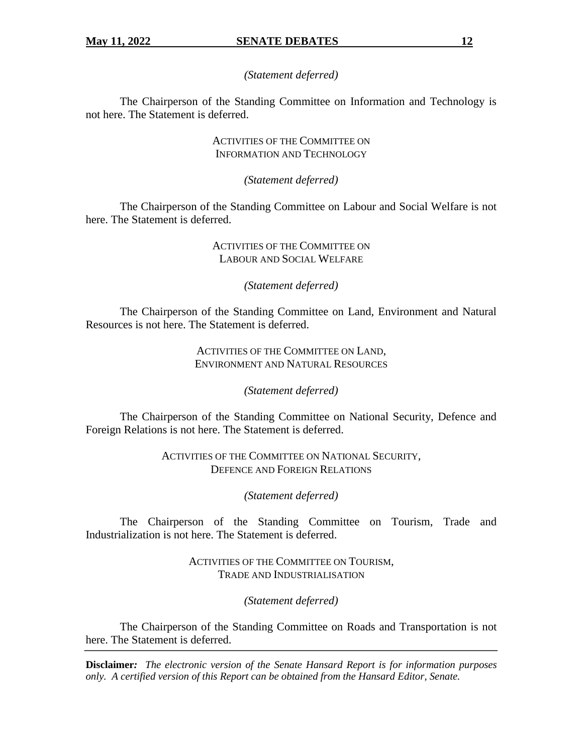*(Statement deferred)*

The Chairperson of the Standing Committee on Information and Technology is not here. The Statement is deferred.

ACTIVITIES OF THE COMMITTEE ON INFORMATION AND TECHNOLOGY

*(Statement deferred)*

The Chairperson of the Standing Committee on Labour and Social Welfare is not here. The Statement is deferred.

ACTIVITIES OF THE COMMITTEE ON LABOUR AND SOCIAL WELFARE

*(Statement deferred)*

The Chairperson of the Standing Committee on Land, Environment and Natural Resources is not here. The Statement is deferred.

ACTIVITIES OF THE COMMITTEE ON LAND, ENVIRONMENT AND NATURAL RESOURCES

*(Statement deferred)*

The Chairperson of the Standing Committee on National Security, Defence and Foreign Relations is not here. The Statement is deferred.

ACTIVITIES OF THE COMMITTEE ON NATIONAL SECURITY, DEFENCE AND FOREIGN RELATIONS

*(Statement deferred)*

The Chairperson of the Standing Committee on Tourism, Trade and Industrialization is not here. The Statement is deferred.

ACTIVITIES OF THE COMMITTEE ON TOURISM, TRADE AND INDUSTRIALISATION

*(Statement deferred)*

The Chairperson of the Standing Committee on Roads and Transportation is not here. The Statement is deferred.

**Disclaimer:** *The electronic version of the Senate Hansard Report is for information purposes only. A certified version of this Report can be obtained from the Hansard Editor, Senate.*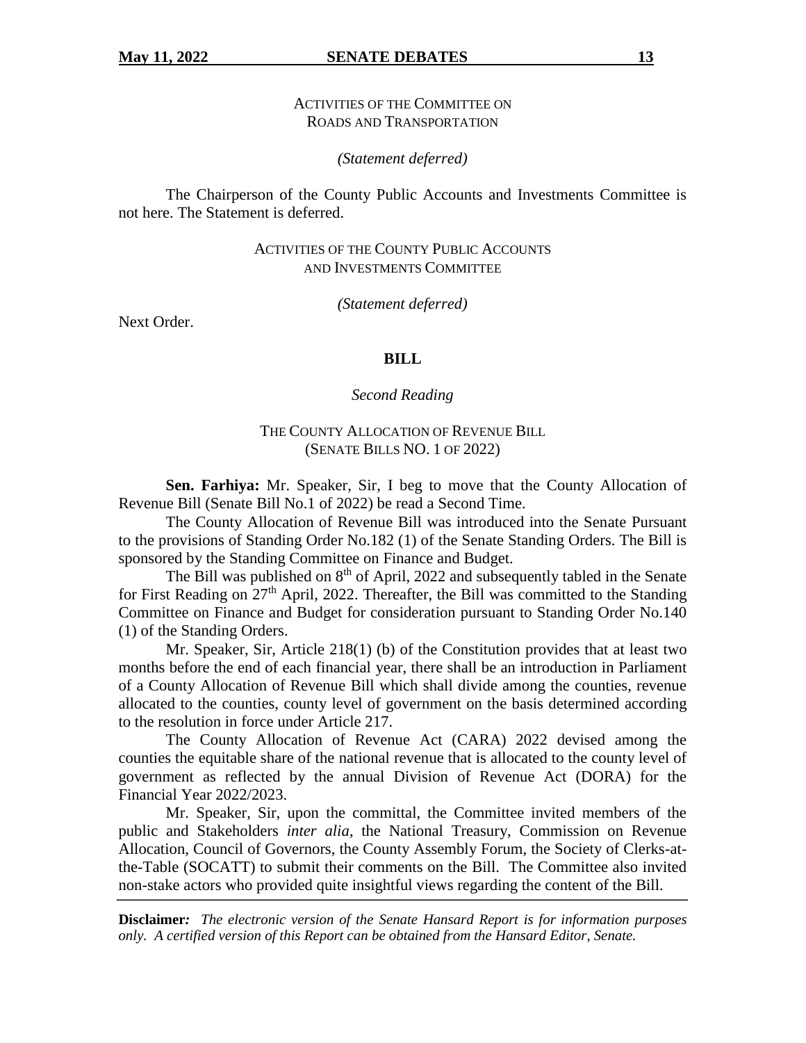ACTIVITIES OF THE COMMITTEE ON ROADS AND TRANSPORTATION

*(Statement deferred)*

The Chairperson of the County Public Accounts and Investments Committee is not here. The Statement is deferred.

ACTIVITIES OF THE COUNTY PUBLIC ACCOUNTS AND INVESTMENTS COMMITTEE

*(Statement deferred)*

Next Order.

## BILL

*Second Reading*

THE COUNTY ALLOCATION OF REVENUE BILL (SENATE BILLS NO. 1 OF 2022)

**Sen. Farhiya:** Mr. Speaker, Sir, I beg to move that the County Allocation of Revenue Bill (Senate Bill No.1 of 2022) be read a Second Time.

The County Allocation of Revenue Bill was introduced into the Senate Pursuant to the provisions of Standing Order No.182 (1) of the Senate Standing Orders. The Bill is sponsored by the Standing Committee on Finance and Budget.

The Bill was published on 8th of April, 2022 and subsequently tabled in the Senate for First Reading on 27th April, 2022. Thereafter, the Bill was committed to the Standing Committee on Finance and Budget for consideration pursuant to Standing Order No.140 (1) of the Standing Orders.

Mr. Speaker, Sir, Article 218(1) (b) of the Constitution provides that at least two months before the end of each financial year, there shall be an introduction in Parliament of a County Allocation of Revenue Bill which shall divide among the counties, revenue allocated to the counties, county level of government on the basis determined according to the resolution in force under Article 217.

The County Allocation of Revenue Act (CARA) 2022 devised among the counties the equitable share of the national revenue that is allocated to the county level of government as reflected by the annual Division of Revenue Act (DORA) for the Financial Year 2022/2023.

Mr. Speaker, Sir, upon the committal, the Committee invited members of the public and Stakeholders *inter alia*, the National Treasury, Commission on Revenue Allocation, Council of Governors, the County Assembly Forum, the Society of Clerks-at-the-Table (SOCATT) to submit their comments on the Bill. The Committee also invited non-stake actors who provided quite insightful views regarding the content of the Bill.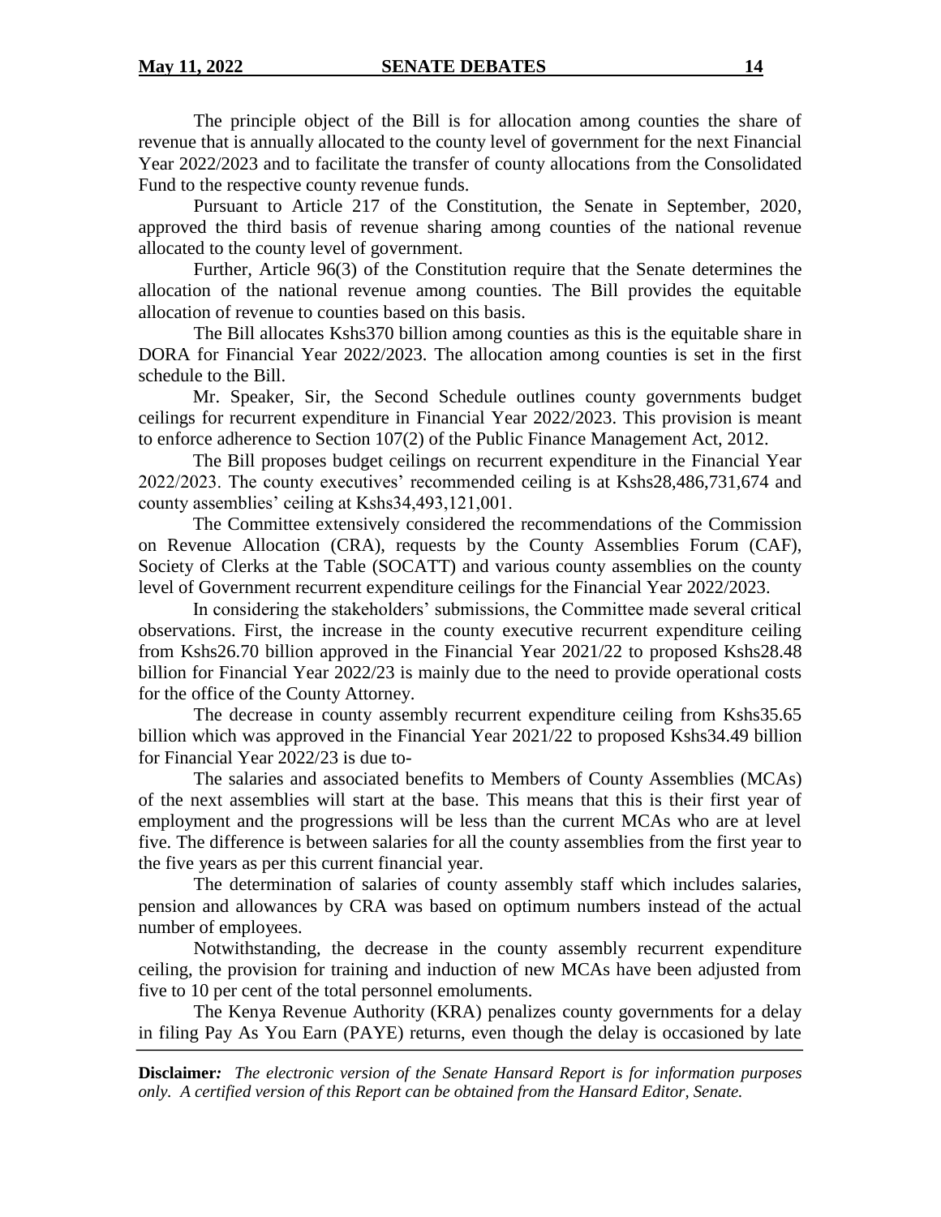The principle object of the Bill is for allocation among counties the share of revenue that is annually allocated to the county level of government for the next Financial Year 2022/2023 and to facilitate the transfer of county allocations from the Consolidated Fund to the respective county revenue funds.

Pursuant to Article 217 of the Constitution, the Senate in September, 2020, approved the third basis of revenue sharing among counties of the national revenue allocated to the county level of government.

Further, Article 96(3) of the Constitution require that the Senate determines the allocation of the national revenue among counties. The Bill provides the equitable allocation of revenue to counties based on this basis.

The Bill allocates Kshs370 billion among counties as this is the equitable share in DORA for Financial Year 2022/2023. The allocation among counties is set in the first schedule to the Bill.

Mr. Speaker, Sir, the Second Schedule outlines county governments budget ceilings for recurrent expenditure in Financial Year 2022/2023. This provision is meant to enforce adherence to Section 107(2) of the Public Finance Management Act, 2012.

The Bill proposes budget ceilings on recurrent expenditure in the Financial Year 2022/2023. The county executives' recommended ceiling is at Kshs28,486,731,674 and county assemblies' ceiling at Kshs34,493,121,001.

The Committee extensively considered the recommendations of the Commission on Revenue Allocation (CRA), requests by the County Assemblies Forum (CAF), Society of Clerks at the Table (SOCATT) and various county assemblies on the county level of Government recurrent expenditure ceilings for the Financial Year 2022/2023.

In considering the stakeholders' submissions, the Committee made several critical observations. First, the increase in the county executive recurrent expenditure ceiling from Kshs26.70 billion approved in the Financial Year 2021/22 to proposed Kshs28.48 billion for Financial Year 2022/23 is mainly due to the need to provide operational costs for the office of the County Attorney.

The decrease in county assembly recurrent expenditure ceiling from Kshs35.65 billion which was approved in the Financial Year 2021/22 to proposed Kshs34.49 billion for Financial Year 2022/23 is due to-

The salaries and associated benefits to Members of County Assemblies (MCAs) of the next assemblies will start at the base. This means that this is their first year of employment and the progressions will be less than the current MCAs who are at level five. The difference is between salaries for all the county assemblies from the first year to the five years as per this current financial year.

The determination of salaries of county assembly staff which includes salaries, pension and allowances by CRA was based on optimum numbers instead of the actual number of employees.

Notwithstanding, the decrease in the county assembly recurrent expenditure ceiling, the provision for training and induction of new MCAs have been adjusted from five to 10 per cent of the total personnel emoluments.

The Kenya Revenue Authority (KRA) penalizes county governments for a delay in filing Pay As You Earn (PAYE) returns, even though the delay is occasioned by late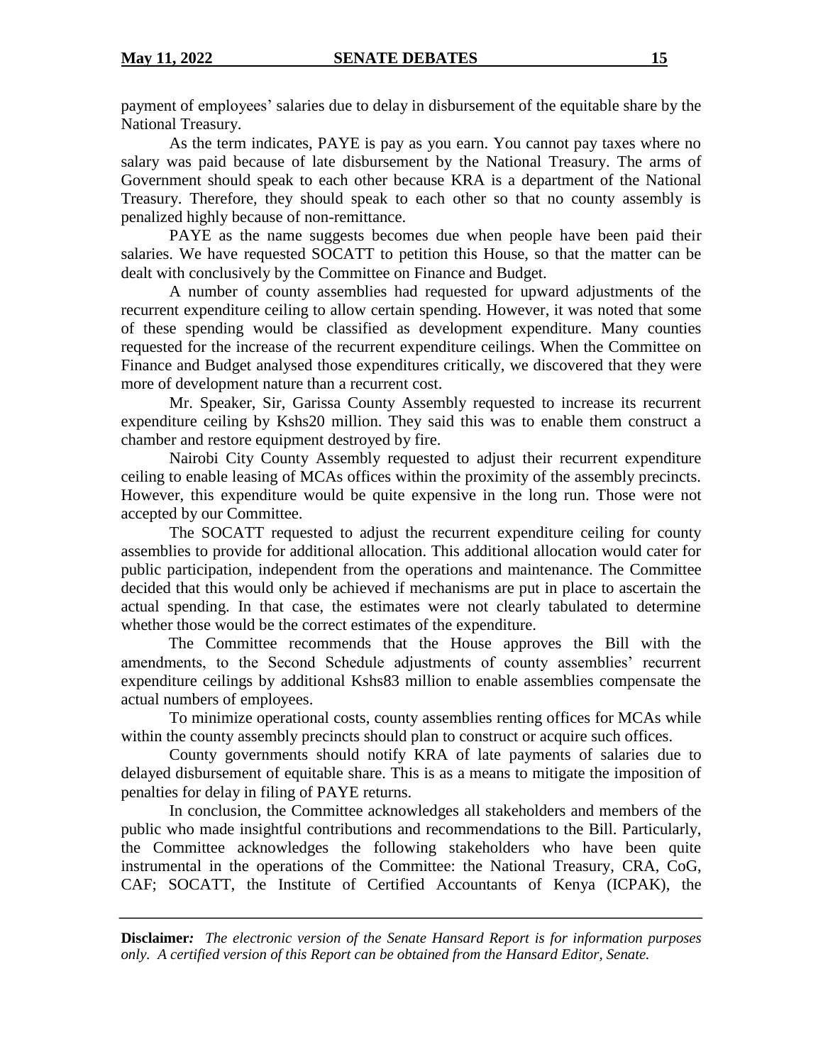payment of employees' salaries due to delay in disbursement of the equitable share by the National Treasury.

As the term indicates, PAYE is pay as you earn. You cannot pay taxes where no salary was paid because of late disbursement by the National Treasury. The arms of Government should speak to each other because KRA is a department of the National Treasury. Therefore, they should speak to each other so that no county assembly is penalized highly because of non-remittance.

PAYE as the name suggests becomes due when people have been paid their salaries. We have requested SOCATT to petition this House, so that the matter can be dealt with conclusively by the Committee on Finance and Budget.

A number of county assemblies had requested for upward adjustments of the recurrent expenditure ceiling to allow certain spending. However, it was noted that some of these spending would be classified as development expenditure. Many counties requested for the increase of the recurrent expenditure ceilings. When the Committee on Finance and Budget analysed those expenditures critically, we discovered that they were more of development nature than a recurrent cost.

Mr. Speaker, Sir, Garissa County Assembly requested to increase its recurrent expenditure ceiling by Kshs20 million. They said this was to enable them construct a chamber and restore equipment destroyed by fire.

Nairobi City County Assembly requested to adjust their recurrent expenditure ceiling to enable leasing of MCAs offices within the proximity of the assembly precincts. However, this expenditure would be quite expensive in the long run. Those were not accepted by our Committee.

The SOCATT requested to adjust the recurrent expenditure ceiling for county assemblies to provide for additional allocation. This additional allocation would cater for public participation, independent from the operations and maintenance. The Committee decided that this would only be achieved if mechanisms are put in place to ascertain the actual spending. In that case, the estimates were not clearly tabulated to determine whether those would be the correct estimates of the expenditure.

The Committee recommends that the House approves the Bill with the amendments, to the Second Schedule adjustments of county assemblies' recurrent expenditure ceilings by additional Kshs83 million to enable assemblies compensate the actual numbers of employees.

To minimize operational costs, county assemblies renting offices for MCAs while within the county assembly precincts should plan to construct or acquire such offices.

County governments should notify KRA of late payments of salaries due to delayed disbursement of equitable share. This is as a means to mitigate the imposition of penalties for delay in filing of PAYE returns.

In conclusion, the Committee acknowledges all stakeholders and members of the public who made insightful contributions and recommendations to the Bill. Particularly, the Committee acknowledges the following stakeholders who have been quite instrumental in the operations of the Committee: the National Treasury, CRA, CoG, CAF; SOCATT, the Institute of Certified Accountants of Kenya (ICPAK), the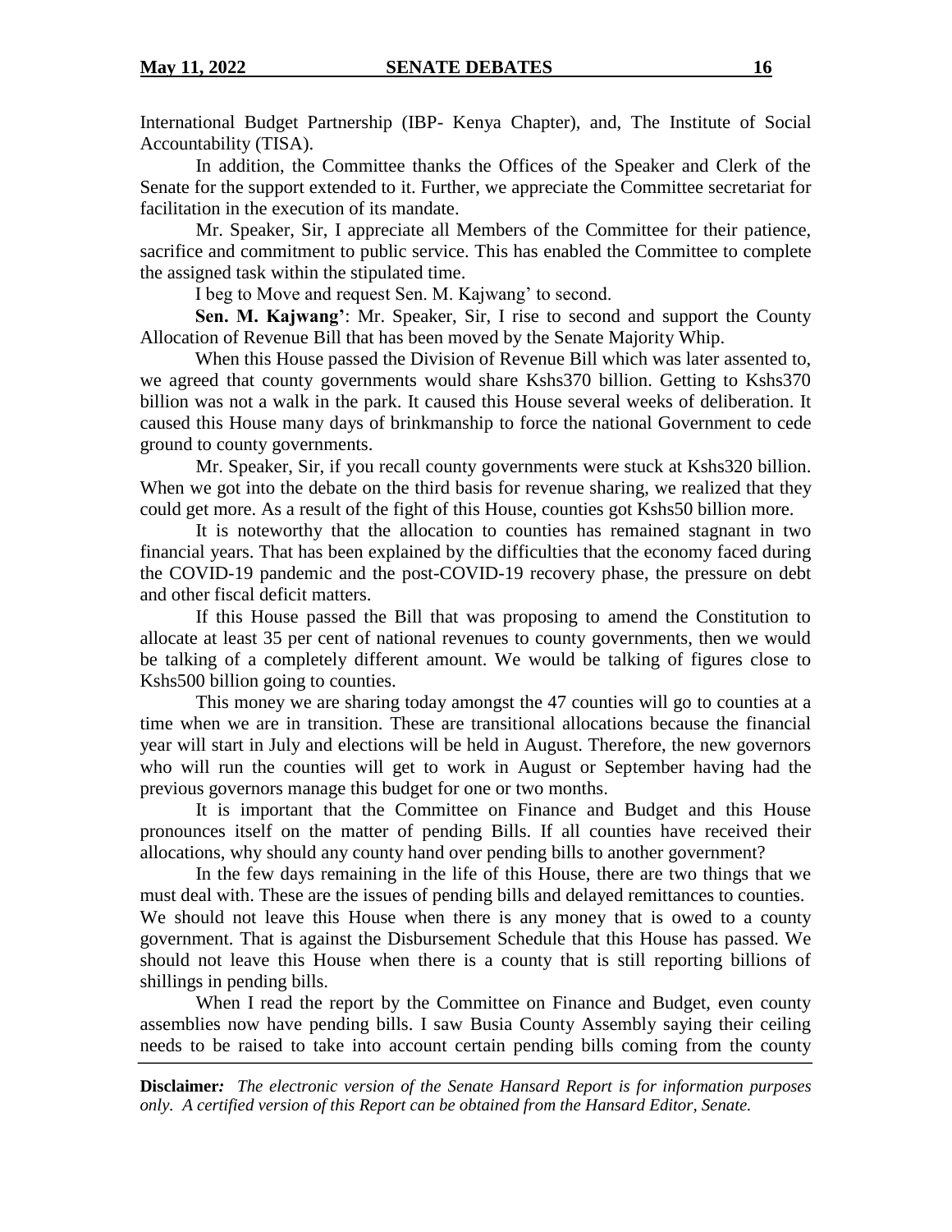International Budget Partnership (IBP- Kenya Chapter), and, The Institute of Social Accountability (TISA).

In addition, the Committee thanks the Offices of the Speaker and Clerk of the Senate for the support extended to it. Further, we appreciate the Committee secretariat for facilitation in the execution of its mandate.

Mr. Speaker, Sir, I appreciate all Members of the Committee for their patience, sacrifice and commitment to public service. This has enabled the Committee to complete the assigned task within the stipulated time.

I beg to Move and request Sen. M. Kajwang' to second.

**Sen. M. Kajwang'**: Mr. Speaker, Sir, I rise to second and support the County Allocation of Revenue Bill that has been moved by the Senate Majority Whip.

When this House passed the Division of Revenue Bill which was later assented to, we agreed that county governments would share Kshs370 billion. Getting to Kshs370 billion was not a walk in the park. It caused this House several weeks of deliberation. It caused this House many days of brinkmanship to force the national Government to cede ground to county governments.

Mr. Speaker, Sir, if you recall county governments were stuck at Kshs320 billion. When we got into the debate on the third basis for revenue sharing, we realized that they could get more. As a result of the fight of this House, counties got Kshs50 billion more.

It is noteworthy that the allocation to counties has remained stagnant in two financial years. That has been explained by the difficulties that the economy faced during the COVID-19 pandemic and the post-COVID-19 recovery phase, the pressure on debt and other fiscal deficit matters.

If this House passed the Bill that was proposing to amend the Constitution to allocate at least 35 per cent of national revenues to county governments, then we would be talking of a completely different amount. We would be talking of figures close to Kshs500 billion going to counties.

This money we are sharing today amongst the 47 counties will go to counties at a time when we are in transition. These are transitional allocations because the financial year will start in July and elections will be held in August. Therefore, the new governors who will run the counties will get to work in August or September having had the previous governors manage this budget for one or two months.

It is important that the Committee on Finance and Budget and this House pronounces itself on the matter of pending Bills. If all counties have received their allocations, why should any county hand over pending bills to another government?

In the few days remaining in the life of this House, there are two things that we must deal with. These are the issues of pending bills and delayed remittances to counties. We should not leave this House when there is any money that is owed to a county government. That is against the Disbursement Schedule that this House has passed. We should not leave this House when there is a county that is still reporting billions of shillings in pending bills.

When I read the report by the Committee on Finance and Budget, even county assemblies now have pending bills. I saw Busia County Assembly saying their ceiling needs to be raised to take into account certain pending bills coming from the county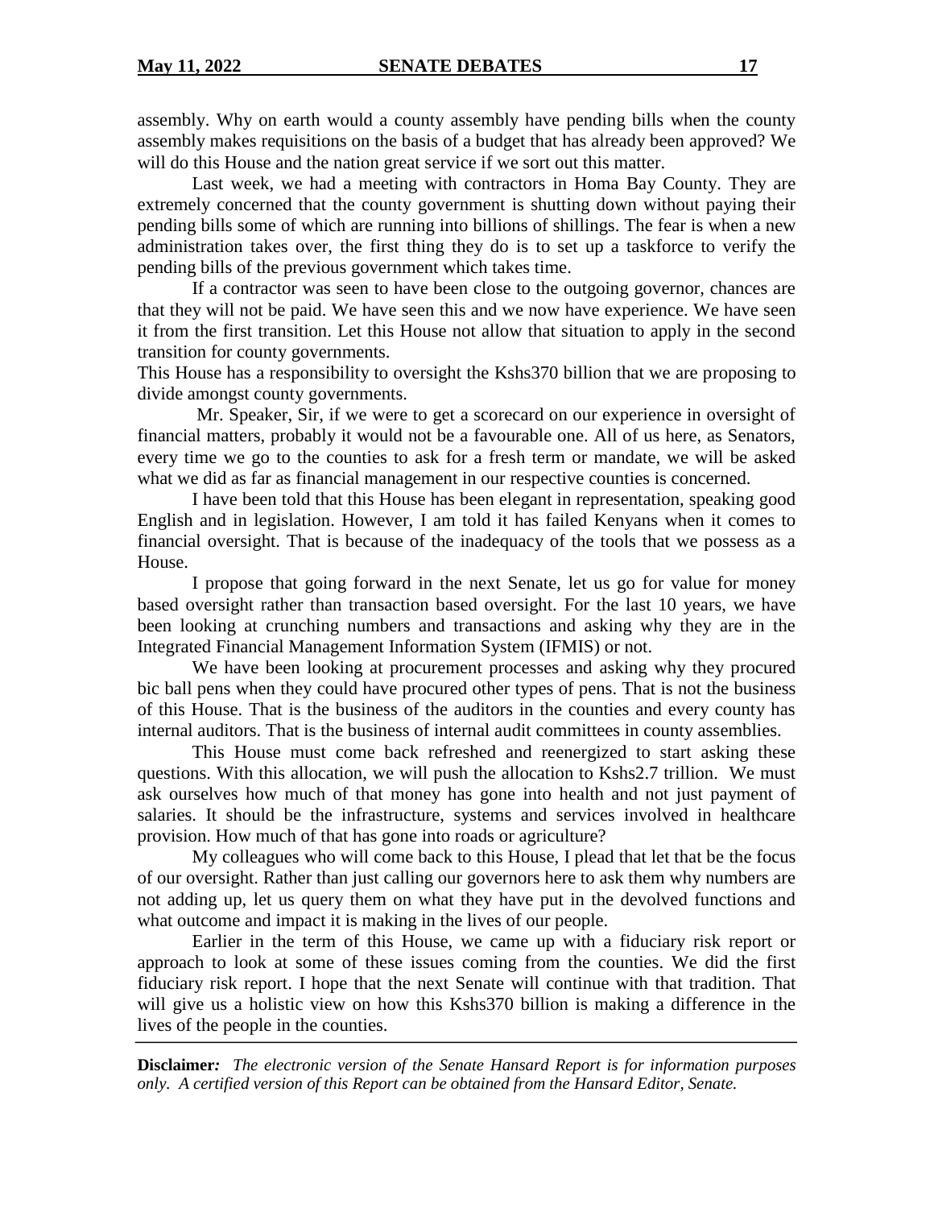assembly. Why on earth would a county assembly have pending bills when the county assembly makes requisitions on the basis of a budget that has already been approved? We will do this House and the nation great service if we sort out this matter.

Last week, we had a meeting with contractors in Homa Bay County. They are extremely concerned that the county government is shutting down without paying their pending bills some of which are running into billions of shillings. The fear is when a new administration takes over, the first thing they do is to set up a taskforce to verify the pending bills of the previous government which takes time.

If a contractor was seen to have been close to the outgoing governor, chances are that they will not be paid. We have seen this and we now have experience. We have seen it from the first transition. Let this House not allow that situation to apply in the second transition for county governments.

This House has a responsibility to oversight the Kshs370 billion that we are proposing to divide amongst county governments.

Mr. Speaker, Sir, if we were to get a scorecard on our experience in oversight of financial matters, probably it would not be a favourable one. All of us here, as Senators, every time we go to the counties to ask for a fresh term or mandate, we will be asked what we did as far as financial management in our respective counties is concerned.

I have been told that this House has been elegant in representation, speaking good English and in legislation. However, I am told it has failed Kenyans when it comes to financial oversight. That is because of the inadequacy of the tools that we possess as a House.

I propose that going forward in the next Senate, let us go for value for money based oversight rather than transaction based oversight. For the last 10 years, we have been looking at crunching numbers and transactions and asking why they are in the Integrated Financial Management Information System (IFMIS) or not.

We have been looking at procurement processes and asking why they procured bic ball pens when they could have procured other types of pens. That is not the business of this House. That is the business of the auditors in the counties and every county has internal auditors. That is the business of internal audit committees in county assemblies.

This House must come back refreshed and reenergized to start asking these questions. With this allocation, we will push the allocation to Kshs2.7 trillion. We must ask ourselves how much of that money has gone into health and not just payment of salaries. It should be the infrastructure, systems and services involved in healthcare provision. How much of that has gone into roads or agriculture?

My colleagues who will come back to this House, I plead that let that be the focus of our oversight. Rather than just calling our governors here to ask them why numbers are not adding up, let us query them on what they have put in the devolved functions and what outcome and impact it is making in the lives of our people.

Earlier in the term of this House, we came up with a fiduciary risk report or approach to look at some of these issues coming from the counties. We did the first fiduciary risk report. I hope that the next Senate will continue with that tradition. That will give us a holistic view on how this Kshs370 billion is making a difference in the lives of the people in the counties.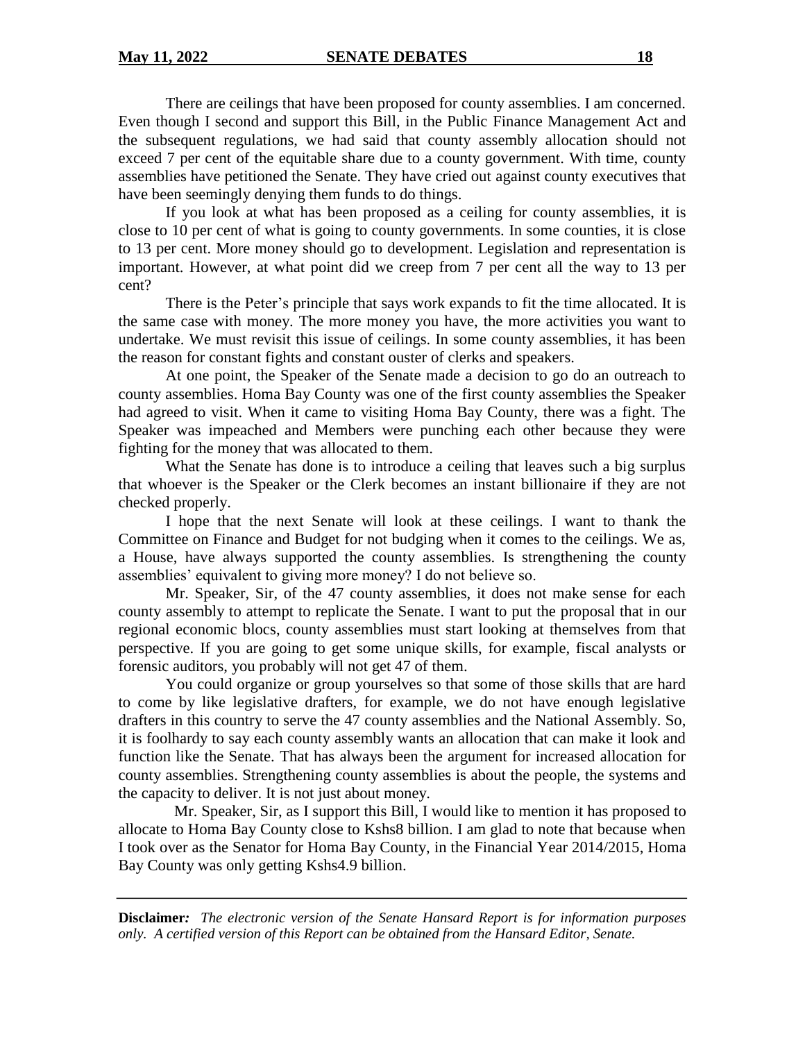There are ceilings that have been proposed for county assemblies. I am concerned. Even though I second and support this Bill, in the Public Finance Management Act and the subsequent regulations, we had said that county assembly allocation should not exceed 7 per cent of the equitable share due to a county government. With time, county assemblies have petitioned the Senate. They have cried out against county executives that have been seemingly denying them funds to do things.

If you look at what has been proposed as a ceiling for county assemblies, it is close to 10 per cent of what is going to county governments. In some counties, it is close to 13 per cent. More money should go to development. Legislation and representation is important. However, at what point did we creep from 7 per cent all the way to 13 per cent?

There is the Peter's principle that says work expands to fit the time allocated. It is the same case with money. The more money you have, the more activities you want to undertake. We must revisit this issue of ceilings. In some county assemblies, it has been the reason for constant fights and constant ouster of clerks and speakers.

At one point, the Speaker of the Senate made a decision to go do an outreach to county assemblies. Homa Bay County was one of the first county assemblies the Speaker had agreed to visit. When it came to visiting Homa Bay County, there was a fight. The Speaker was impeached and Members were punching each other because they were fighting for the money that was allocated to them.

What the Senate has done is to introduce a ceiling that leaves such a big surplus that whoever is the Speaker or the Clerk becomes an instant billionaire if they are not checked properly.

I hope that the next Senate will look at these ceilings. I want to thank the Committee on Finance and Budget for not budging when it comes to the ceilings. We as, a House, have always supported the county assemblies. Is strengthening the county assemblies' equivalent to giving more money? I do not believe so.

Mr. Speaker, Sir, of the 47 county assemblies, it does not make sense for each county assembly to attempt to replicate the Senate. I want to put the proposal that in our regional economic blocs, county assemblies must start looking at themselves from that perspective. If you are going to get some unique skills, for example, fiscal analysts or forensic auditors, you probably will not get 47 of them.

You could organize or group yourselves so that some of those skills that are hard to come by like legislative drafters, for example, we do not have enough legislative drafters in this country to serve the 47 county assemblies and the National Assembly. So, it is foolhardy to say each county assembly wants an allocation that can make it look and function like the Senate. That has always been the argument for increased allocation for county assemblies. Strengthening county assemblies is about the people, the systems and the capacity to deliver. It is not just about money.

Mr. Speaker, Sir, as I support this Bill, I would like to mention it has proposed to allocate to Homa Bay County close to Kshs8 billion. I am glad to note that because when I took over as the Senator for Homa Bay County, in the Financial Year 2014/2015, Homa Bay County was only getting Kshs4.9 billion.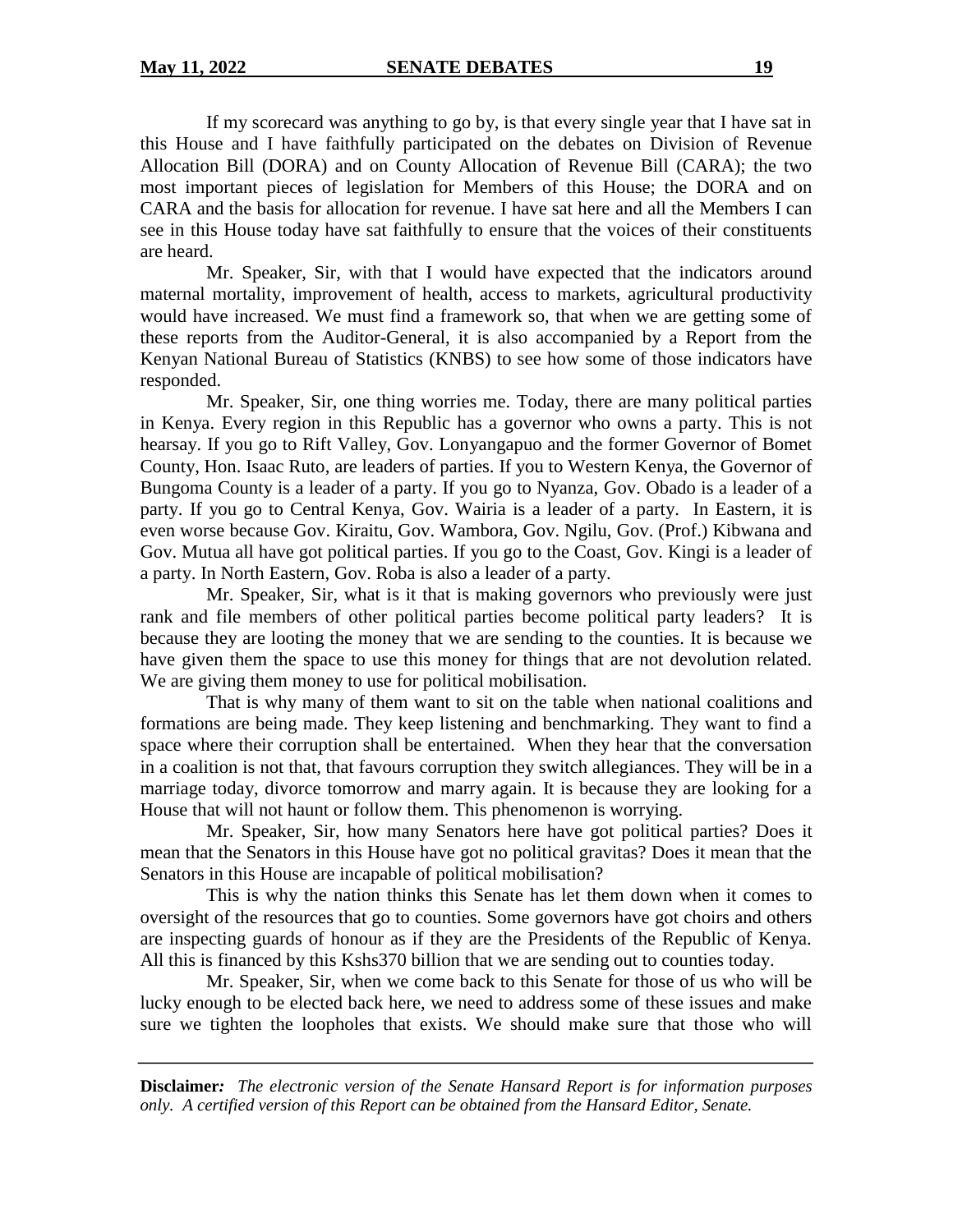If my scorecard was anything to go by, is that every single year that I have sat in this House and I have faithfully participated on the debates on Division of Revenue Allocation Bill (DORA) and on County Allocation of Revenue Bill (CARA); the two most important pieces of legislation for Members of this House; the DORA and on CARA and the basis for allocation for revenue. I have sat here and all the Members I can see in this House today have sat faithfully to ensure that the voices of their constituents are heard.

Mr. Speaker, Sir, with that I would have expected that the indicators around maternal mortality, improvement of health, access to markets, agricultural productivity would have increased. We must find a framework so, that when we are getting some of these reports from the Auditor-General, it is also accompanied by a Report from the Kenyan National Bureau of Statistics (KNBS) to see how some of those indicators have responded.

Mr. Speaker, Sir, one thing worries me. Today, there are many political parties in Kenya. Every region in this Republic has a governor who owns a party. This is not hearsay. If you go to Rift Valley, Gov. Lonyangapuo and the former Governor of Bomet County, Hon. Isaac Ruto, are leaders of parties. If you go to Western Kenya, the Governor of Bungoma County is a leader of a party. If you go to Nyanza, Gov. Obado is a leader of a party. If you go to Central Kenya, Gov. Wairia is a leader of a party. In Eastern, it is even worse because Gov. Kiraitu, Gov. Wambora, Gov. Ngilu, Gov. (Prof.) Kibwana and Gov. Mutua all have got political parties. If you go to the Coast, Gov. Kingi is a leader of a party. In North Eastern, Gov. Roba is also a leader of a party.

Mr. Speaker, Sir, what is it that is making governors who previously were just rank and file members of other political parties become political party leaders? It is because they are looting the money that we are sending to the counties. It is because we have given them the space to use this money for things that are not devolution related. We are giving them money to use for political mobilisation.

That is why many of them want to sit on the table when national coalitions and formations are being made. They keep listening and benchmarking. They want to find a space where their corruption shall be entertained. When they hear that the conversation in a coalition is not that, that favours corruption they switch allegiances. They will be in a marriage today, divorce tomorrow and marry again. It is because they are looking for a House that will not haunt or follow them. This phenomenon is worrying.

Mr. Speaker, Sir, how many Senators here have got political parties? Does it mean that the Senators in this House have got no political gravitas? Does it mean that the Senators in this House are incapable of political mobilisation?

This is why the nation thinks this Senate has let them down when it comes to oversight of the resources that go to counties. Some governors have got choirs and others are inspecting guards of honour as if they are the Presidents of the Republic of Kenya. All this is financed by this Kshs370 billion that we are sending out to counties today.

Mr. Speaker, Sir, when we come back to this Senate for those of us who will be lucky enough to be elected back here, we need to address some of these issues and make sure we tighten the loopholes that exists. We should make sure that those who will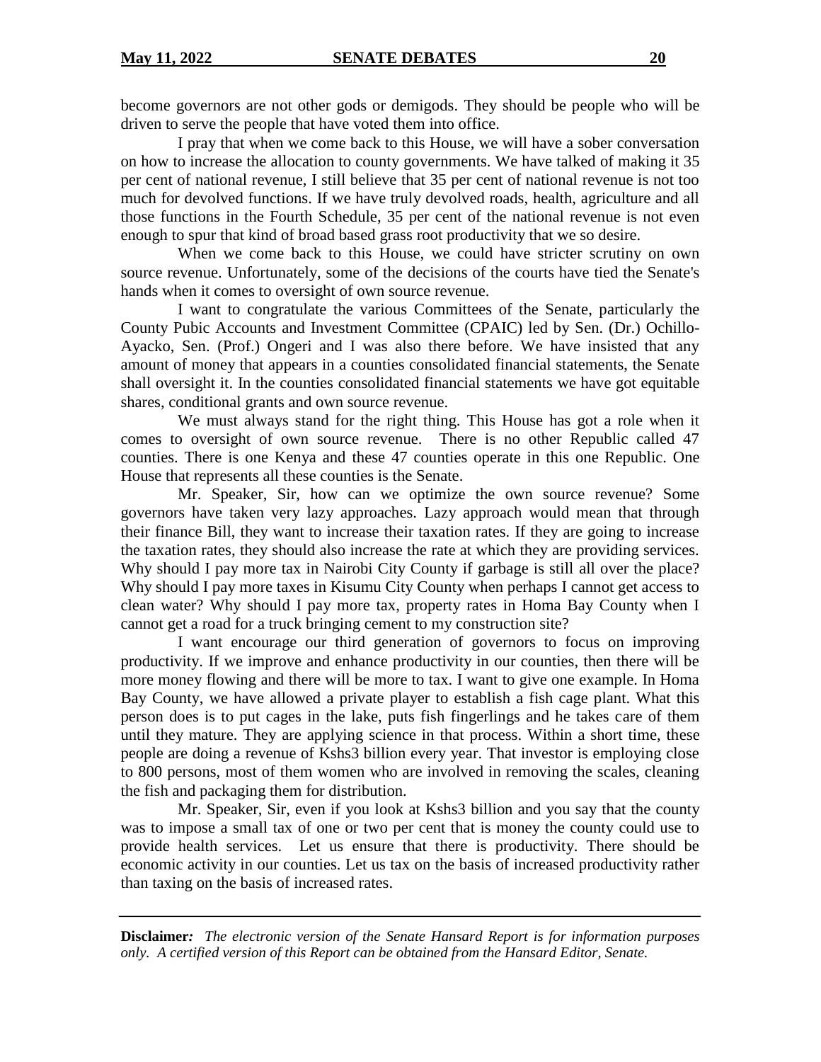become governors are not other gods or demigods. They should be people who will be driven to serve the people that have voted them into office.

I pray that when we come back to this House, we will have a sober conversation on how to increase the allocation to county governments. We have talked of making it 35 per cent of national revenue, I still believe that 35 per cent of national revenue is not too much for devolved functions. If we have truly devolved roads, health, agriculture and all those functions in the Fourth Schedule, 35 per cent of the national revenue is not even enough to spur that kind of broad based grass root productivity that we so desire.

When we come back to this House, we could have stricter scrutiny on own source revenue. Unfortunately, some of the decisions of the courts have tied the Senate's hands when it comes to oversight of own source revenue.

I want to congratulate the various Committees of the Senate, particularly the County Pubic Accounts and Investment Committee (CPAIC) led by Sen. (Dr.) Ochillo-Ayacko, Sen. (Prof.) Ongeri and I was also there before. We have insisted that any amount of money that appears in a counties consolidated financial statements, the Senate shall oversight it. In the counties consolidated financial statements we have got equitable shares, conditional grants and own source revenue.

We must always stand for the right thing. This House has got a role when it comes to oversight of own source revenue. There is no other Republic called 47 counties. There is one Kenya and these 47 counties operate in this one Republic. One House that represents all these counties is the Senate.

Mr. Speaker, Sir, how can we optimize the own source revenue? Some governors have taken very lazy approaches. Lazy approach would mean that through their finance Bill, they want to increase their taxation rates. If they are going to increase the taxation rates, they should also increase the rate at which they are providing services. Why should I pay more tax in Nairobi City County if garbage is still all over the place? Why should I pay more taxes in Kisumu City County when perhaps I cannot get access to clean water? Why should I pay more tax, property rates in Homa Bay County when I cannot get a road for a truck bringing cement to my construction site?

I want encourage our third generation of governors to focus on improving productivity. If we improve and enhance productivity in our counties, then there will be more money flowing and there will be more to tax. I want to give one example. In Homa Bay County, we have allowed a private player to establish a fish cage plant. What this person does is to put cages in the lake, puts fish fingerlings and he takes care of them until they mature. They are applying science in that process. Within a short time, these people are doing a revenue of Kshs3 billion every year. That investor is employing close to 800 persons, most of them women who are involved in removing the scales, cleaning the fish and packaging them for distribution.

Mr. Speaker, Sir, even if you look at Kshs3 billion and you say that the county was to impose a small tax of one or two per cent that is money the county could use to provide health services. Let us ensure that there is productivity. There should be economic activity in our counties. Let us tax on the basis of increased productivity rather than taxing on the basis of increased rates.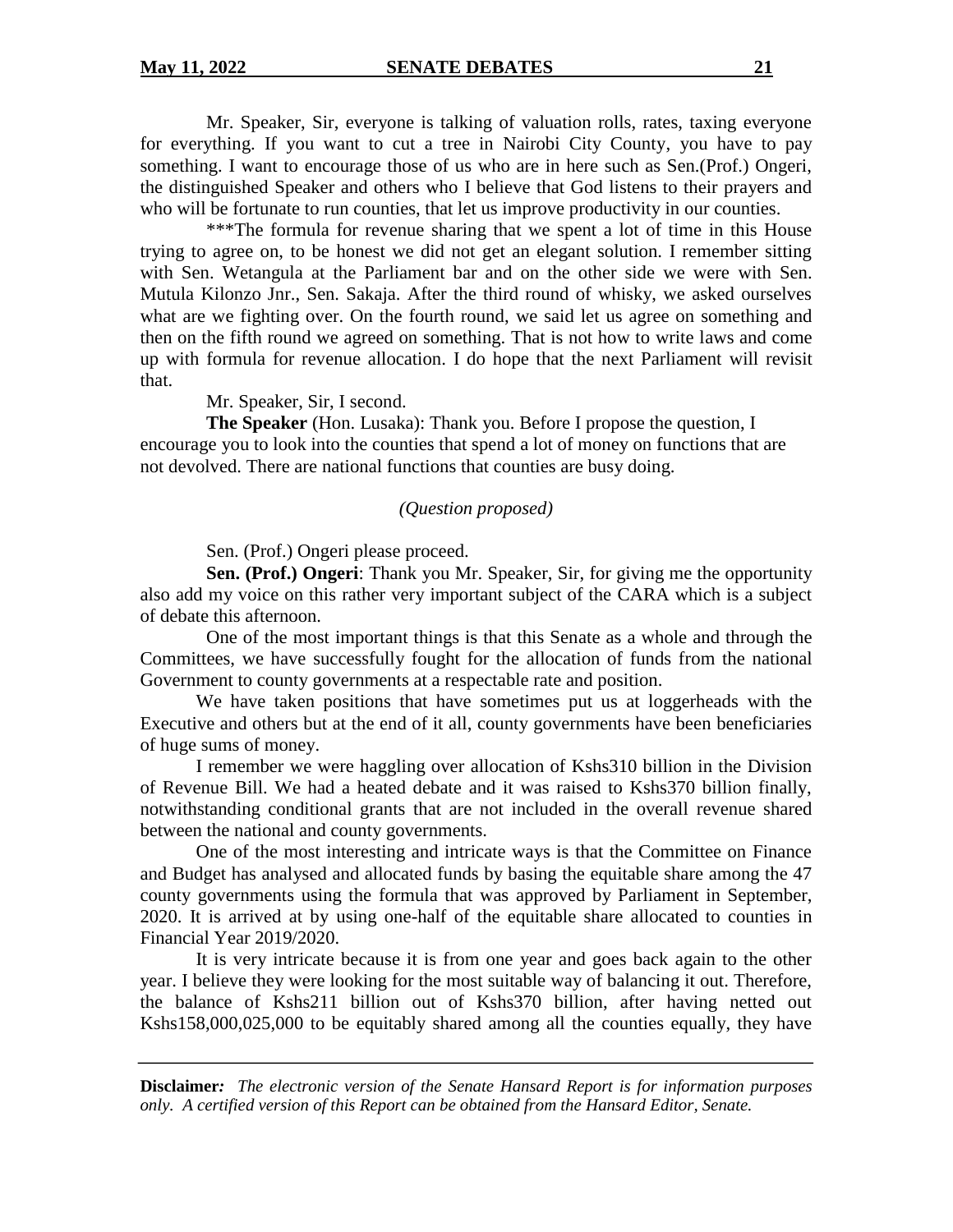Mr. Speaker, Sir, everyone is talking of valuation rolls, rates, taxing everyone for everything. If you want to cut a tree in Nairobi City County, you have to pay something. I want to encourage those of us who are in here such as Sen.(Prof.) Ongeri, the distinguished Speaker and others who I believe that God listens to their prayers and who will be fortunate to run counties, that let us improve productivity in our counties.

***The formula for revenue sharing that we spent a lot of time in this House trying to agree on, to be honest we did not get an elegant solution. I remember sitting with Sen. Wetangula at the Parliament bar and on the other side we were with Sen. Mutula Kilonzo Jnr., Sen. Sakaja. After the third round of whisky, we asked ourselves what are we fighting over. On the fourth round, we said let us agree on something and then on the fifth round we agreed on something. That is not how to write laws and come up with formula for revenue allocation. I do hope that the next Parliament will revisit that.

Mr. Speaker, Sir, I second.

**The Speaker** (Hon. Lusaka): Thank you. Before I propose the question, I encourage you to look into the counties that spend a lot of money on functions that are not devolved. There are national functions that counties are busy doing.

*(Question proposed)*

Sen. (Prof.) Ongeri please proceed.

**Sen. (Prof.) Ongeri**: Thank you Mr. Speaker, Sir, for giving me the opportunity also add my voice on this rather very important subject of the CARA which is a subject of debate this afternoon.

One of the most important things is that this Senate as a whole and through the Committees, we have successfully fought for the allocation of funds from the national Government to county governments at a respectable rate and position.

We have taken positions that have sometimes put us at loggerheads with the Executive and others but at the end of it all, county governments have been beneficiaries of huge sums of money.

I remember we were haggling over allocation of Kshs310 billion in the Division of Revenue Bill. We had a heated debate and it was raised to Kshs370 billion finally, notwithstanding conditional grants that are not included in the overall revenue shared between the national and county governments.

One of the most interesting and intricate ways is that the Committee on Finance and Budget has analysed and allocated funds by basing the equitable share among the 47 county governments using the formula that was approved by Parliament in September, 2020. It is arrived at by using one-half of the equitable share allocated to counties in Financial Year 2019/2020.

It is very intricate because it is from one year and goes back again to the other year. I believe they were looking for the most suitable way of balancing it out. Therefore, the balance of Kshs211 billion out of Kshs370 billion, after having netted out Kshs158,000,025,000 to be equitably shared among all the counties equally, they have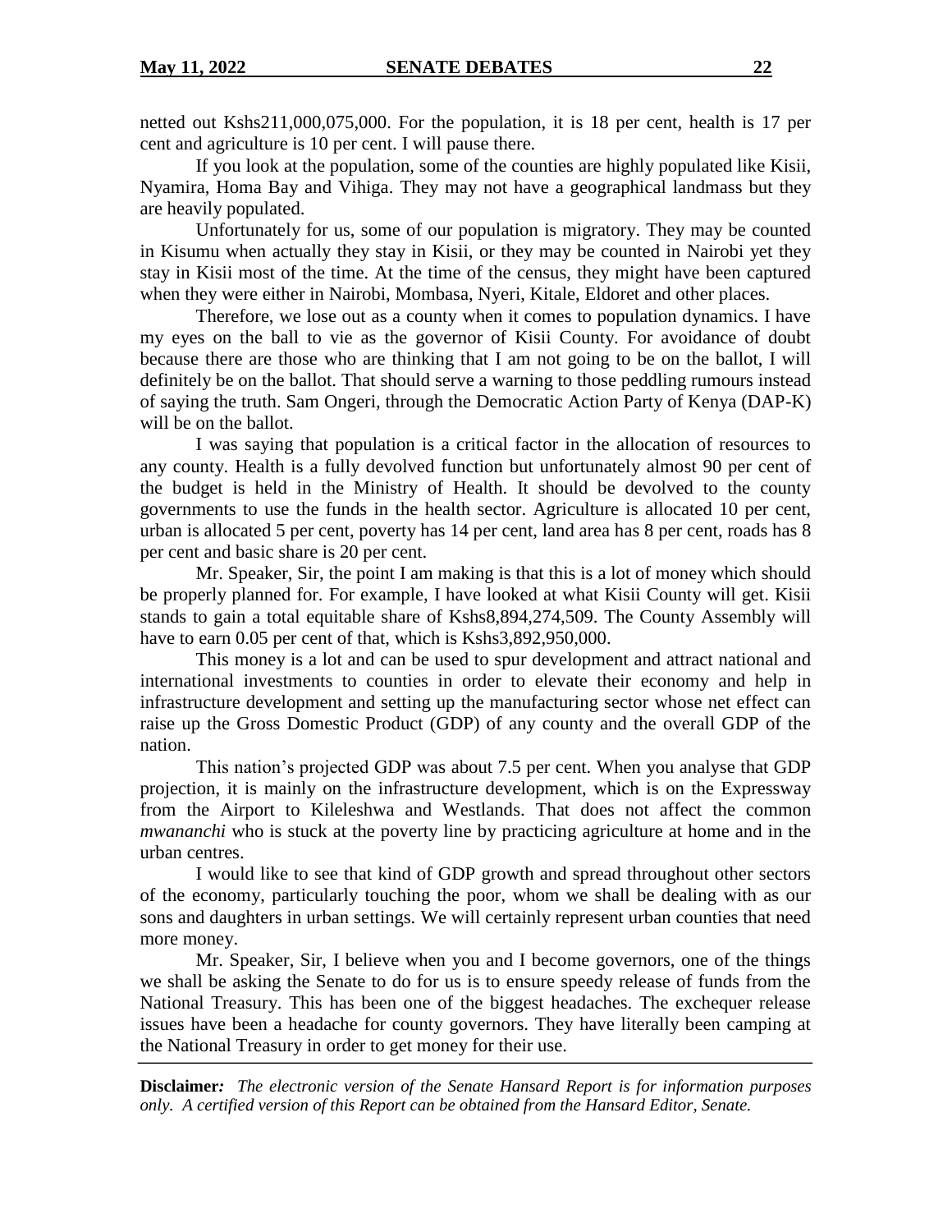netted out Kshs211,000,075,000. For the population, it is 18 per cent, health is 17 per cent and agriculture is 10 per cent. I will pause there.

If you look at the population, some of the counties are highly populated like Kisii, Nyamira, Homa Bay and Vihiga. They may not have a geographical landmass but they are heavily populated.

Unfortunately for us, some of our population is migratory. They may be counted in Kisumu when actually they stay in Kisii, or they may be counted in Nairobi yet they stay in Kisii most of the time. At the time of the census, they might have been captured when they were either in Nairobi, Mombasa, Nyeri, Kitale, Eldoret and other places.

Therefore, we lose out as a county when it comes to population dynamics. I have my eyes on the ball to vie as the governor of Kisii County. For avoidance of doubt because there are those who are thinking that I am not going to be on the ballot, I will definitely be on the ballot. That should serve a warning to those peddling rumours instead of saying the truth. Sam Ongeri, through the Democratic Action Party of Kenya (DAP-K) will be on the ballot.

I was saying that population is a critical factor in the allocation of resources to any county. Health is a fully devolved function but unfortunately almost 90 per cent of the budget is held in the Ministry of Health. It should be devolved to the county governments to use the funds in the health sector. Agriculture is allocated 10 per cent, urban is allocated 5 per cent, poverty has 14 per cent, land area has 8 per cent, roads has 8 per cent and basic share is 20 per cent.

Mr. Speaker, Sir, the point I am making is that this is a lot of money which should be properly planned for. For example, I have looked at what Kisii County will get. Kisii stands to gain a total equitable share of Kshs8,894,274,509. The County Assembly will have to earn 0.05 per cent of that, which is Kshs3,892,950,000.

This money is a lot and can be used to spur development and attract national and international investments to counties in order to elevate their economy and help in infrastructure development and setting up the manufacturing sector whose net effect can raise up the Gross Domestic Product (GDP) of any county and the overall GDP of the nation.

This nation's projected GDP was about 7.5 per cent. When you analyse that GDP projection, it is mainly on the infrastructure development, which is on the Expressway from the Airport to Kileleshwa and Westlands. That does not affect the common *mwananchi* who is stuck at the poverty line by practicing agriculture at home and in the urban centres.

I would like to see that kind of GDP growth and spread throughout other sectors of the economy, particularly touching the poor, whom we shall be dealing with as our sons and daughters in urban settings. We will certainly represent urban counties that need more money.

Mr. Speaker, Sir, I believe when you and I become governors, one of the things we shall be asking the Senate to do for us is to ensure speedy release of funds from the National Treasury. This has been one of the biggest headaches. The exchequer release issues have been a headache for county governors. They have literally been camping at the National Treasury in order to get money for their use.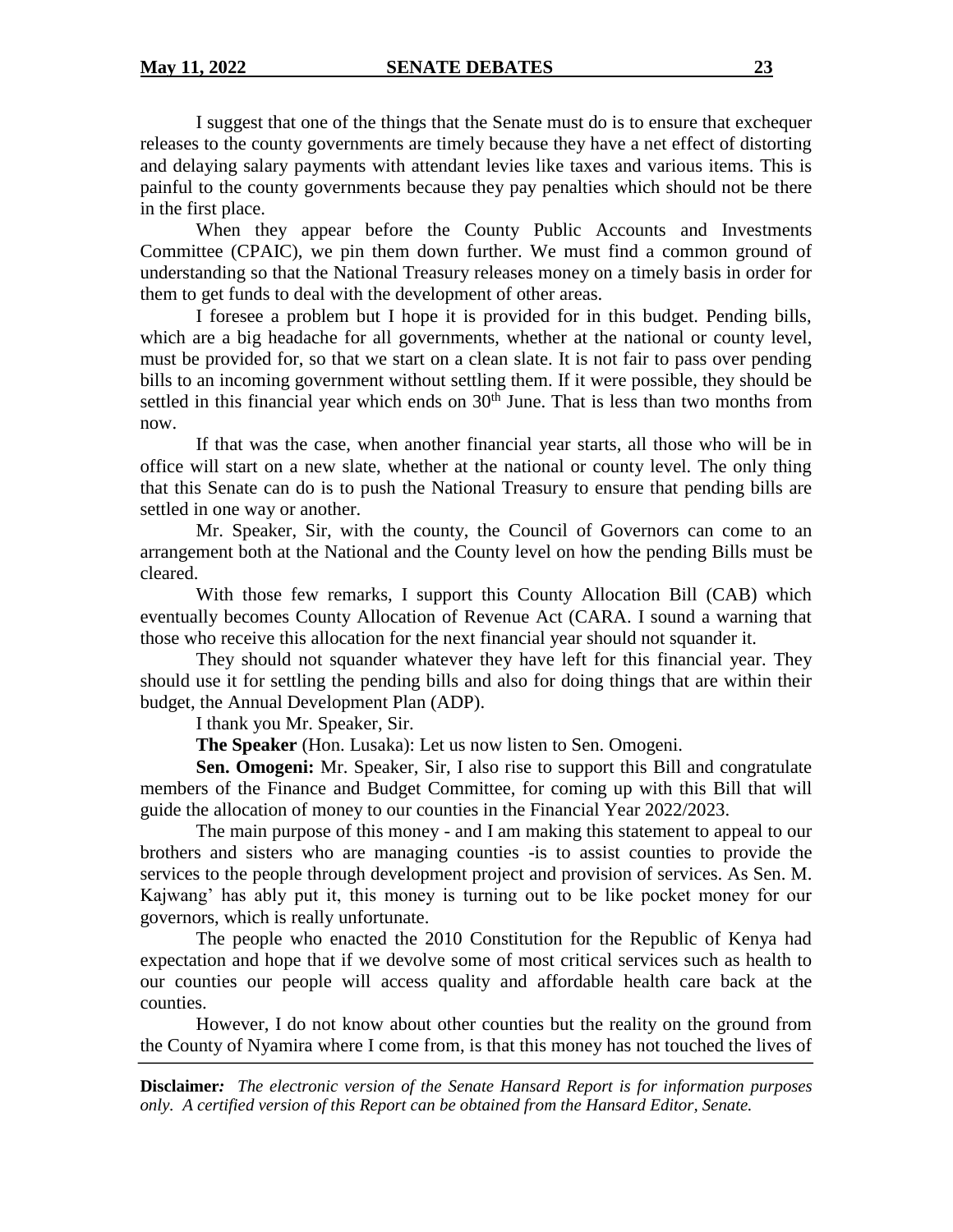I suggest that one of the things that the Senate must do is to ensure that exchequer releases to the county governments are timely because they have a net effect of distorting and delaying salary payments with attendant levies like taxes and various items. This is painful to the county governments because they pay penalties which should not be there in the first place.

When they appear before the County Public Accounts and Investments Committee (CPAIC), we pin them down further. We must find a common ground of understanding so that the National Treasury releases money on a timely basis in order for them to get funds to deal with the development of other areas.

I foresee a problem but I hope it is provided for in this budget. Pending bills, which are a big headache for all governments, whether at the national or county level, must be provided for, so that we start on a clean slate. It is not fair to pass over pending bills to an incoming government without settling them. If it were possible, they should be settled in this financial year which ends on 30th June. That is less than two months from now.

If that was the case, when another financial year starts, all those who will be in office will start on a new slate, whether at the national or county level. The only thing that this Senate can do is to push the National Treasury to ensure that pending bills are settled in one way or another.

Mr. Speaker, Sir, with the county, the Council of Governors can come to an arrangement both at the National and the County level on how the pending Bills must be cleared.

With those few remarks, I support this County Allocation Bill (CAB) which eventually becomes County Allocation of Revenue Act (CARA. I sound a warning that those who receive this allocation for the next financial year should not squander it.

They should not squander whatever they have left for this financial year. They should use it for settling the pending bills and also for doing things that are within their budget, the Annual Development Plan (ADP).

I thank you Mr. Speaker, Sir.

**The Speaker** (Hon. Lusaka): Let us now listen to Sen. Omogeni.

**Sen. Omogeni:** Mr. Speaker, Sir, I also rise to support this Bill and congratulate members of the Finance and Budget Committee, for coming up with this Bill that will guide the allocation of money to our counties in the Financial Year 2022/2023.

The main purpose of this money - and I am making this statement to appeal to our brothers and sisters who are managing counties -is to assist counties to provide the services to the people through development project and provision of services. As Sen. M. Kajwang' has ably put it, this money is turning out to be like pocket money for our governors, which is really unfortunate.

The people who enacted the 2010 Constitution for the Republic of Kenya had expectation and hope that if we devolve some of most critical services such as health to our counties our people will access quality and affordable health care back at the counties.

However, I do not know about other counties but the reality on the ground from the County of Nyamira where I come from, is that this money has not touched the lives of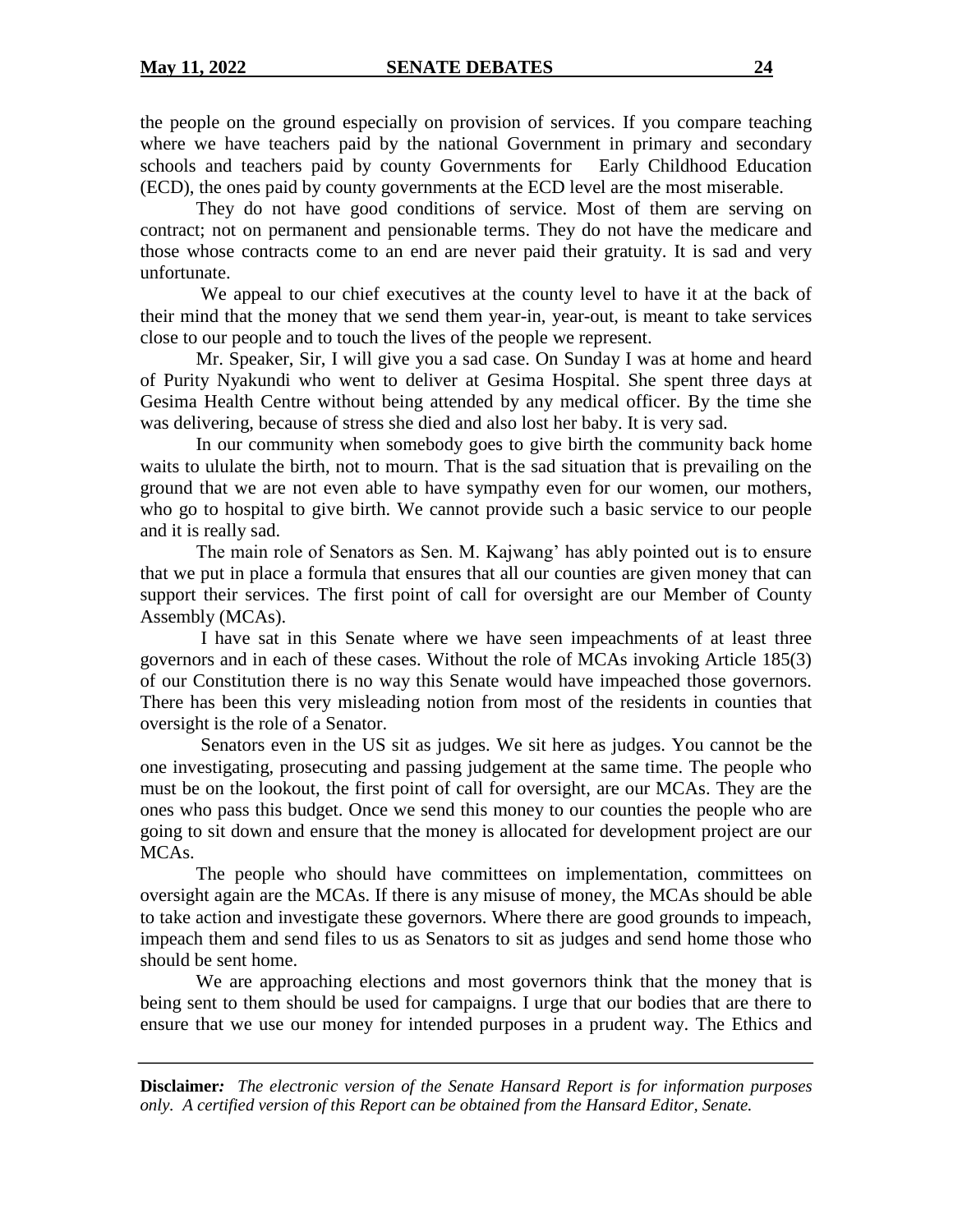the people on the ground especially on provision of services. If you compare teaching where we have teachers paid by the national Government in primary and secondary schools and teachers paid by county Governments for Early Childhood Education (ECD), the ones paid by county governments at the ECD level are the most miserable.

They do not have good conditions of service. Most of them are serving on contract; not on permanent and pensionable terms. They do not have the medicare and those whose contracts come to an end are never paid their gratuity. It is sad and very unfortunate.

We appeal to our chief executives at the county level to have it at the back of their mind that the money that we send them year-in, year-out, is meant to take services close to our people and to touch the lives of the people we represent.

Mr. Speaker, Sir, I will give you a sad case. On Sunday I was at home and heard of Purity Nyakundi who went to deliver at Gesima Hospital. She spent three days at Gesima Health Centre without being attended by any medical officer. By the time she was delivering, because of stress she died and also lost her baby. It is very sad.

In our community when somebody goes to give birth the community back home waits to ululate the birth, not to mourn. That is the sad situation that is prevailing on the ground that we are not even able to have sympathy even for our women, our mothers, who go to hospital to give birth. We cannot provide such a basic service to our people and it is really sad.

The main role of Senators as Sen. M. Kajwang' has ably pointed out is to ensure that we put in place a formula that ensures that all our counties are given money that can support their services. The first point of call for oversight are our Member of County Assembly (MCAs).

I have sat in this Senate where we have seen impeachments of at least three governors and in each of these cases. Without the role of MCAs invoking Article 185(3) of our Constitution there is no way this Senate would have impeached those governors. There has been this very misleading notion from most of the residents in counties that oversight is the role of a Senator.

Senators even in the US sit as judges. We sit here as judges. You cannot be the one investigating, prosecuting and passing judgement at the same time. The people who must be on the lookout, the first point of call for oversight, are our MCAs. They are the ones who pass this budget. Once we send this money to our counties the people who are going to sit down and ensure that the money is allocated for development project are our MCAs.

The people who should have committees on implementation, committees on oversight again are the MCAs. If there is any misuse of money, the MCAs should be able to take action and investigate these governors. Where there are good grounds to impeach, impeach them and send files to us as Senators to sit as judges and send home those who should be sent home.

We are approaching elections and most governors think that the money that is being sent to them should be used for campaigns. I urge that our bodies that are there to ensure that we use our money for intended purposes in a prudent way. The Ethics and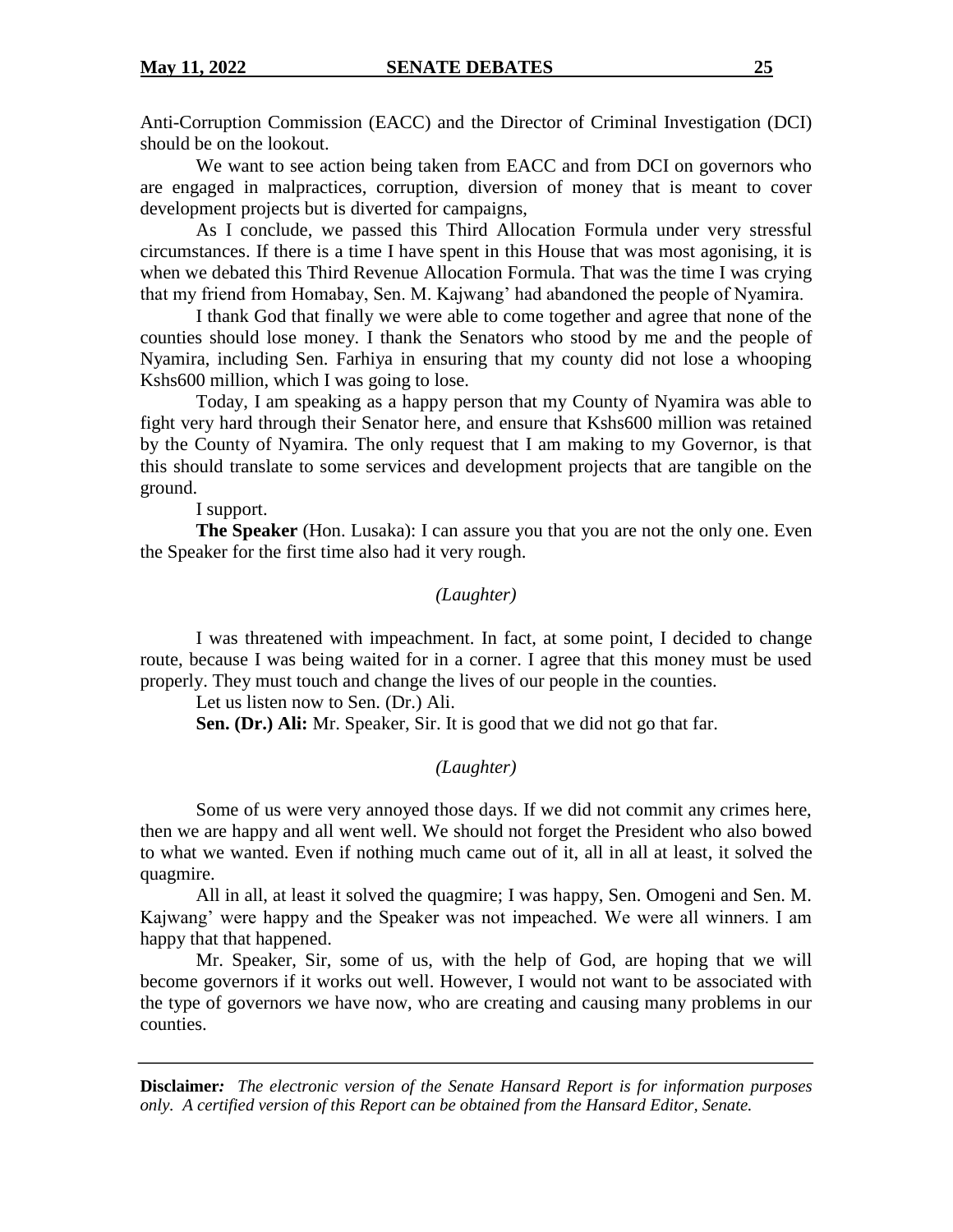Anti-Corruption Commission (EACC) and the Director of Criminal Investigation (DCI) should be on the lookout.

We want to see action being taken from EACC and from DCI on governors who are engaged in malpractices, corruption, diversion of money that is meant to cover development projects but is diverted for campaigns,

As I conclude, we passed this Third Allocation Formula under very stressful circumstances. If there is a time I have spent in this House that was most agonising, it is when we debated this Third Revenue Allocation Formula. That was the time I was crying that my friend from Homabay, Sen. M. Kajwang' had abandoned the people of Nyamira.

I thank God that finally we were able to come together and agree that none of the counties should lose money. I thank the Senators who stood by me and the people of Nyamira, including Sen. Farhiya in ensuring that my county did not lose a whooping Kshs600 million, which I was going to lose.

Today, I am speaking as a happy person that my County of Nyamira was able to fight very hard through their Senator here, and ensure that Kshs600 million was retained by the County of Nyamira. The only request that I am making to my Governor, is that this should translate to some services and development projects that are tangible on the ground.

I support.

**The Speaker** (Hon. Lusaka): I can assure you that you are not the only one. Even the Speaker for the first time also had it very rough.

*(Laughter)*

I was threatened with impeachment. In fact, at some point, I decided to change route, because I was being waited for in a corner. I agree that this money must be used properly. They must touch and change the lives of our people in the counties.

Let us listen now to Sen. (Dr.) Ali.

**Sen. (Dr.) Ali:** Mr. Speaker, Sir. It is good that we did not go that far.

*(Laughter)*

Some of us were very annoyed those days. If we did not commit any crimes here, then we are happy and all went well. We should not forget the President who also bowed to what we wanted. Even if nothing much came out of it, all in all at least, it solved the quagmire.

All in all, at least it solved the quagmire; I was happy, Sen. Omogeni and Sen. M. Kajwang' were happy and the Speaker was not impeached. We were all winners. I am happy that that happened.

Mr. Speaker, Sir, some of us, with the help of God, are hoping that we will become governors if it works out well. However, I would not want to be associated with the type of governors we have now, who are creating and causing many problems in our counties.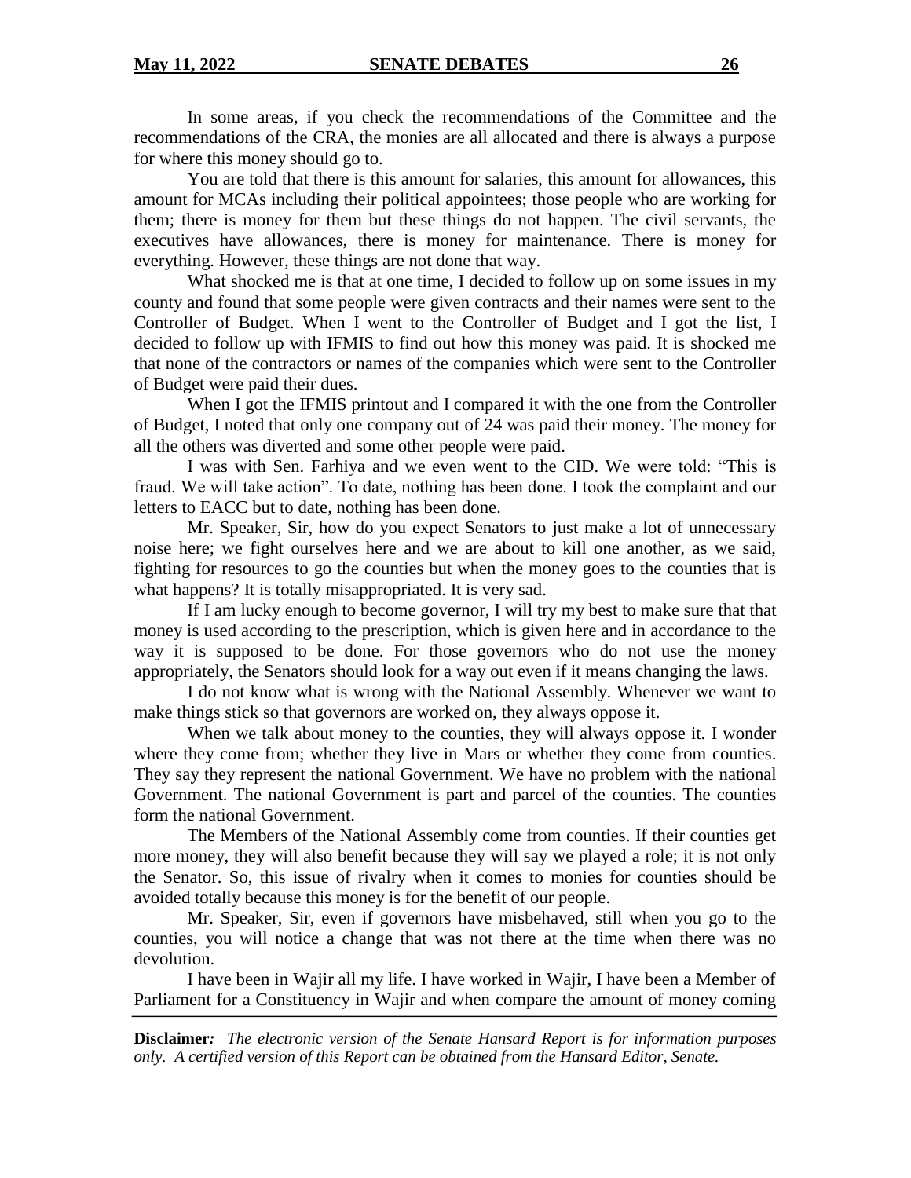In some areas, if you check the recommendations of the Committee and the recommendations of the CRA, the monies are all allocated and there is always a purpose for where this money should go to.

You are told that there is this amount for salaries, this amount for allowances, this amount for MCAs including their political appointees; those people who are working for them; there is money for them but these things do not happen. The civil servants, the executives have allowances, there is money for maintenance. There is money for everything. However, these things are not done that way.

What shocked me is that at one time, I decided to follow up on some issues in my county and found that some people were given contracts and their names were sent to the Controller of Budget. When I went to the Controller of Budget and I got the list, I decided to follow up with IFMIS to find out how this money was paid. It is shocked me that none of the contractors or names of the companies which were sent to the Controller of Budget were paid their dues.

When I got the IFMIS printout and I compared it with the one from the Controller of Budget, I noted that only one company out of 24 was paid their money. The money for all the others was diverted and some other people were paid.

I was with Sen. Farhiya and we even went to the CID. We were told: "This is fraud. We will take action". To date, nothing has been done. I took the complaint and our letters to EACC but to date, nothing has been done.

Mr. Speaker, Sir, how do you expect Senators to just make a lot of unnecessary noise here; we fight ourselves here and we are about to kill one another, as we said, fighting for resources to go the counties but when the money goes to the counties that is what happens? It is totally misappropriated. It is very sad.

If I am lucky enough to become governor, I will try my best to make sure that that money is used according to the prescription, which is given here and in accordance to the way it is supposed to be done. For those governors who do not use the money appropriately, the Senators should look for a way out even if it means changing the laws.

I do not know what is wrong with the National Assembly. Whenever we want to make things stick so that governors are worked on, they always oppose it.

When we talk about money to the counties, they will always oppose it. I wonder where they come from; whether they live in Mars or whether they come from counties. They say they represent the national Government. We have no problem with the national Government. The national Government is part and parcel of the counties. The counties form the national Government.

The Members of the National Assembly come from counties. If their counties get more money, they will also benefit because they will say we played a role; it is not only the Senator. So, this issue of rivalry when it comes to monies for counties should be avoided totally because this money is for the benefit of our people.

Mr. Speaker, Sir, even if governors have misbehaved, still when you go to the counties, you will notice a change that was not there at the time when there was no devolution.

I have been in Wajir all my life. I have worked in Wajir, I have been a Member of Parliament for a Constituency in Wajir and when compare the amount of money coming

**Disclaimer***:* *The electronic version of the Senate Hansard Report is for information purposes only. A certified version of this Report can be obtained from the Hansard Editor, Senate.*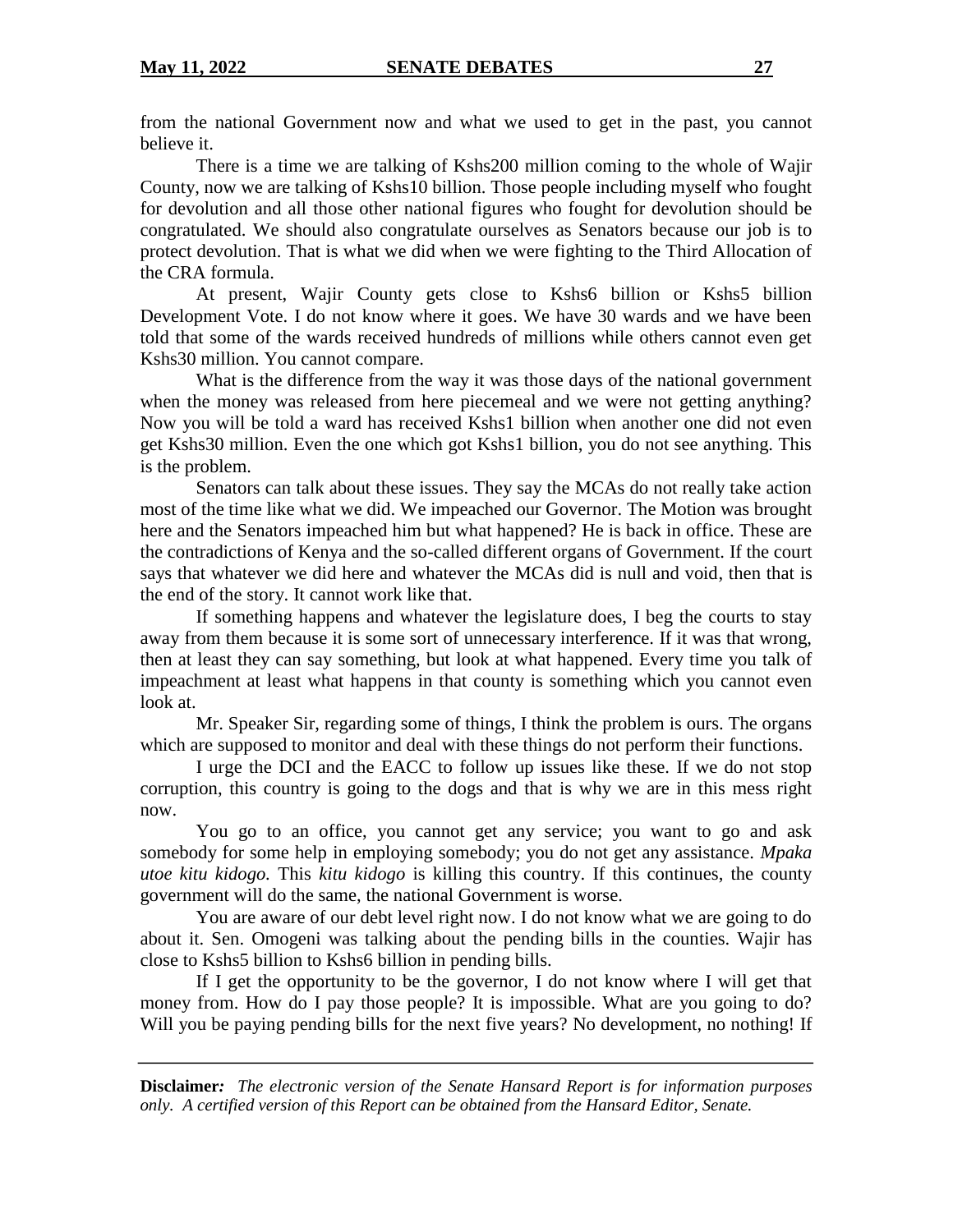from the national Government now and what we used to get in the past, you cannot believe it.

There is a time we are talking of Kshs200 million coming to the whole of Wajir County, now we are talking of Kshs10 billion. Those people including myself who fought for devolution and all those other national figures who fought for devolution should be congratulated. We should also congratulate ourselves as Senators because our job is to protect devolution. That is what we did when we were fighting to the Third Allocation of the CRA formula.

At present, Wajir County gets close to Kshs6 billion or Kshs5 billion Development Vote. I do not know where it goes. We have 30 wards and we have been told that some of the wards received hundreds of millions while others cannot even get Kshs30 million. You cannot compare.

What is the difference from the way it was those days of the national government when the money was released from here piecemeal and we were not getting anything? Now you will be told a ward has received Kshs1 billion when another one did not even get Kshs30 million. Even the one which got Kshs1 billion, you do not see anything. This is the problem.

Senators can talk about these issues. They say the MCAs do not really take action most of the time like what we did. We impeached our Governor. The Motion was brought here and the Senators impeached him but what happened? He is back in office. These are the contradictions of Kenya and the so-called different organs of Government. If the court says that whatever we did here and whatever the MCAs did is null and void, then that is the end of the story. It cannot work like that.

If something happens and whatever the legislature does, I beg the courts to stay away from them because it is some sort of unnecessary interference. If it was that wrong, then at least they can say something, but look at what happened. Every time you talk of impeachment at least what happens in that county is something which you cannot even look at.

Mr. Speaker Sir, regarding some of things, I think the problem is ours. The organs which are supposed to monitor and deal with these things do not perform their functions.

I urge the DCI and the EACC to follow up issues like these. If we do not stop corruption, this country is going to the dogs and that is why we are in this mess right now.

You go to an office, you cannot get any service; you want to go and ask somebody for some help in employing somebody; you do not get any assistance. *Mpaka utoe kitu kidogo.* This *kitu kidogo* is killing this country. If this continues, the county government will do the same, the national Government is worse.

You are aware of our debt level right now. I do not know what we are going to do about it. Sen. Omogeni was talking about the pending bills in the counties. Wajir has close to Kshs5 billion to Kshs6 billion in pending bills.

If I get the opportunity to be the governor, I do not know where I will get that money from. How do I pay those people? It is impossible. What are you going to do? Will you be paying pending bills for the next five years? No development, no nothing! If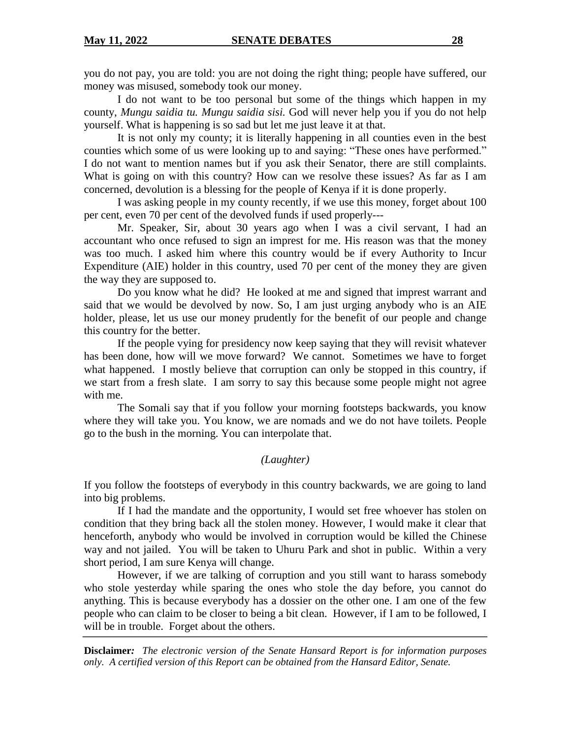you do not pay, you are told: you are not doing the right thing; people have suffered, our money was misused, somebody took our money.

I do not want to be too personal but some of the things which happen in my county, *Mungu saidia tu. Mungu saidia sisi.* God will never help you if you do not help yourself. What is happening is so sad but let me just leave it at that.

It is not only my county; it is literally happening in all counties even in the best counties which some of us were looking up to and saying: "These ones have performed." I do not want to mention names but if you ask their Senator, there are still complaints. What is going on with this country? How can we resolve these issues? As far as I am concerned, devolution is a blessing for the people of Kenya if it is done properly.

I was asking people in my county recently, if we use this money, forget about 100 per cent, even 70 per cent of the devolved funds if used properly---

Mr. Speaker, Sir, about 30 years ago when I was a civil servant, I had an accountant who once refused to sign an imprest for me. His reason was that the money was too much. I asked him where this country would be if every Authority to Incur Expenditure (AIE) holder in this country, used 70 per cent of the money they are given the way they are supposed to.

Do you know what he did? He looked at me and signed that imprest warrant and said that we would be devolved by now. So, I am just urging anybody who is an AIE holder, please, let us use our money prudently for the benefit of our people and change this country for the better.

If the people vying for presidency now keep saying that they will revisit whatever has been done, how will we move forward? We cannot. Sometimes we have to forget what happened. I mostly believe that corruption can only be stopped in this country, if we start from a fresh slate. I am sorry to say this because some people might not agree with me.

The Somali say that if you follow your morning footsteps backwards, you know where they will take you. You know, we are nomads and we do not have toilets. People go to the bush in the morning. You can interpolate that.

*(Laughter)*

If you follow the footsteps of everybody in this country backwards, we are going to land into big problems.

If I had the mandate and the opportunity, I would set free whoever has stolen on condition that they bring back all the stolen money. However, I would make it clear that henceforth, anybody who would be involved in corruption would be killed the Chinese way and not jailed. You will be taken to Uhuru Park and shot in public. Within a very short period, I am sure Kenya will change.

However, if we are talking of corruption and you still want to harass somebody who stole yesterday while sparing the ones who stole the day before, you cannot do anything. This is because everybody has a dossier on the other one. I am one of the few people who can claim to be closer to being a bit clean. However, if I am to be followed, I will be in trouble. Forget about the others.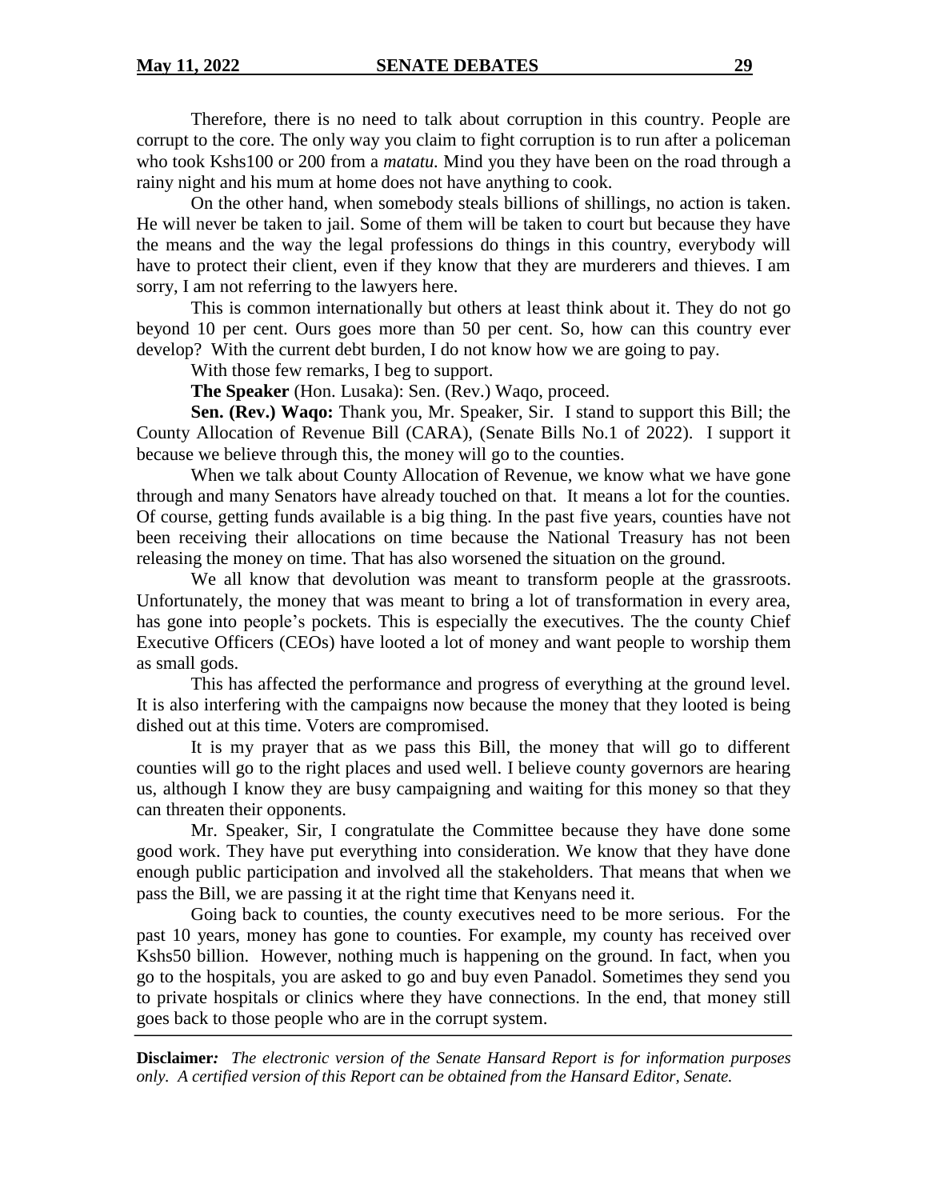Therefore, there is no need to talk about corruption in this country. People are corrupt to the core. The only way you claim to fight corruption is to run after a policeman who took Kshs100 or 200 from a *matatu.* Mind you they have been on the road through a rainy night and his mum at home does not have anything to cook.

On the other hand, when somebody steals billions of shillings, no action is taken. He will never be taken to jail. Some of them will be taken to court but because they have the means and the way the legal professions do things in this country, everybody will have to protect their client, even if they know that they are murderers and thieves. I am sorry, I am not referring to the lawyers here.

This is common internationally but others at least think about it. They do not go beyond 10 per cent. Ours goes more than 50 per cent. So, how can this country ever develop? With the current debt burden, I do not know how we are going to pay.

With those few remarks, I beg to support.

**The Speaker** (Hon. Lusaka): Sen. (Rev.) Waqo, proceed.

**Sen. (Rev.) Waqo:** Thank you, Mr. Speaker, Sir. I stand to support this Bill; the County Allocation of Revenue Bill (CARA), (Senate Bills No.1 of 2022). I support it because we believe through this, the money will go to the counties.

When we talk about County Allocation of Revenue, we know what we have gone through and many Senators have already touched on that. It means a lot for the counties. Of course, getting funds available is a big thing. In the past five years, counties have not been receiving their allocations on time because the National Treasury has not been releasing the money on time. That has also worsened the situation on the ground.

We all know that devolution was meant to transform people at the grassroots. Unfortunately, the money that was meant to bring a lot of transformation in every area, has gone into people's pockets. This is especially the executives. The the county Chief Executive Officers (CEOs) have looted a lot of money and want people to worship them as small gods.

This has affected the performance and progress of everything at the ground level. It is also interfering with the campaigns now because the money that they looted is being dished out at this time. Voters are compromised.

It is my prayer that as we pass this Bill, the money that will go to different counties will go to the right places and used well. I believe county governors are hearing us, although I know they are busy campaigning and waiting for this money so that they can threaten their opponents.

Mr. Speaker, Sir, I congratulate the Committee because they have done some good work. They have put everything into consideration. We know that they have done enough public participation and involved all the stakeholders. That means that when we pass the Bill, we are passing it at the right time that Kenyans need it.

Going back to counties, the county executives need to be more serious. For the past 10 years, money has gone to counties. For example, my county has received over Kshs50 billion. However, nothing much is happening on the ground. In fact, when you go to the hospitals, you are asked to go and buy even Panadol. Sometimes they send you to private hospitals or clinics where they have connections. In the end, that money still goes back to those people who are in the corrupt system.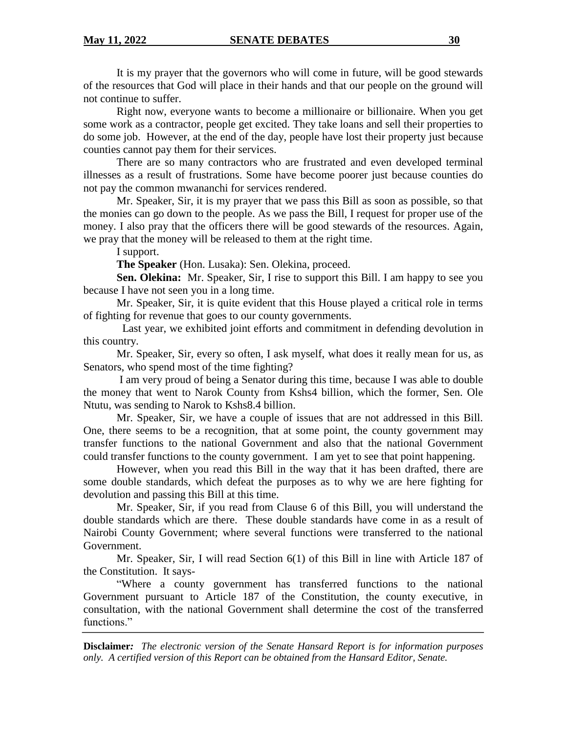It is my prayer that the governors who will come in future, will be good stewards of the resources that God will place in their hands and that our people on the ground will not continue to suffer.

Right now, everyone wants to become a millionaire or billionaire. When you get some work as a contractor, people get excited. They take loans and sell their properties to do some job. However, at the end of the day, people have lost their property just because counties cannot pay them for their services.

There are so many contractors who are frustrated and even developed terminal illnesses as a result of frustrations. Some have become poorer just because counties do not pay the common mwananchi for services rendered.

Mr. Speaker, Sir, it is my prayer that we pass this Bill as soon as possible, so that the monies can go down to the people. As we pass the Bill, I request for proper use of the money. I also pray that the officers there will be good stewards of the resources. Again, we pray that the money will be released to them at the right time.

I support.

**The Speaker** (Hon. Lusaka): Sen. Olekina, proceed.

**Sen. Olekina:** Mr. Speaker, Sir, I rise to support this Bill. I am happy to see you because I have not seen you in a long time.

Mr. Speaker, Sir, it is quite evident that this House played a critical role in terms of fighting for revenue that goes to our county governments.

Last year, we exhibited joint efforts and commitment in defending devolution in this country.

Mr. Speaker, Sir, every so often, I ask myself, what does it really mean for us, as Senators, who spend most of the time fighting?

I am very proud of being a Senator during this time, because I was able to double the money that went to Narok County from Kshs4 billion, which the former, Sen. Ole Ntutu, was sending to Narok to Kshs8.4 billion.

Mr. Speaker, Sir, we have a couple of issues that are not addressed in this Bill. One, there seems to be a recognition, that at some point, the county government may transfer functions to the national Government and also that the national Government could transfer functions to the county government. I am yet to see that point happening.

However, when you read this Bill in the way that it has been drafted, there are some double standards, which defeat the purposes as to why we are here fighting for devolution and passing this Bill at this time.

Mr. Speaker, Sir, if you read from Clause 6 of this Bill, you will understand the double standards which are there. These double standards have come in as a result of Nairobi County Government; where several functions were transferred to the national Government.

Mr. Speaker, Sir, I will read Section 6(1) of this Bill in line with Article 187 of the Constitution. It says-

"Where a county government has transferred functions to the national Government pursuant to Article 187 of the Constitution, the county executive, in consultation, with the national Government shall determine the cost of the transferred functions."

**Disclaimer***:* *The electronic version of the Senate Hansard Report is for information purposes only. A certified version of this Report can be obtained from the Hansard Editor, Senate.*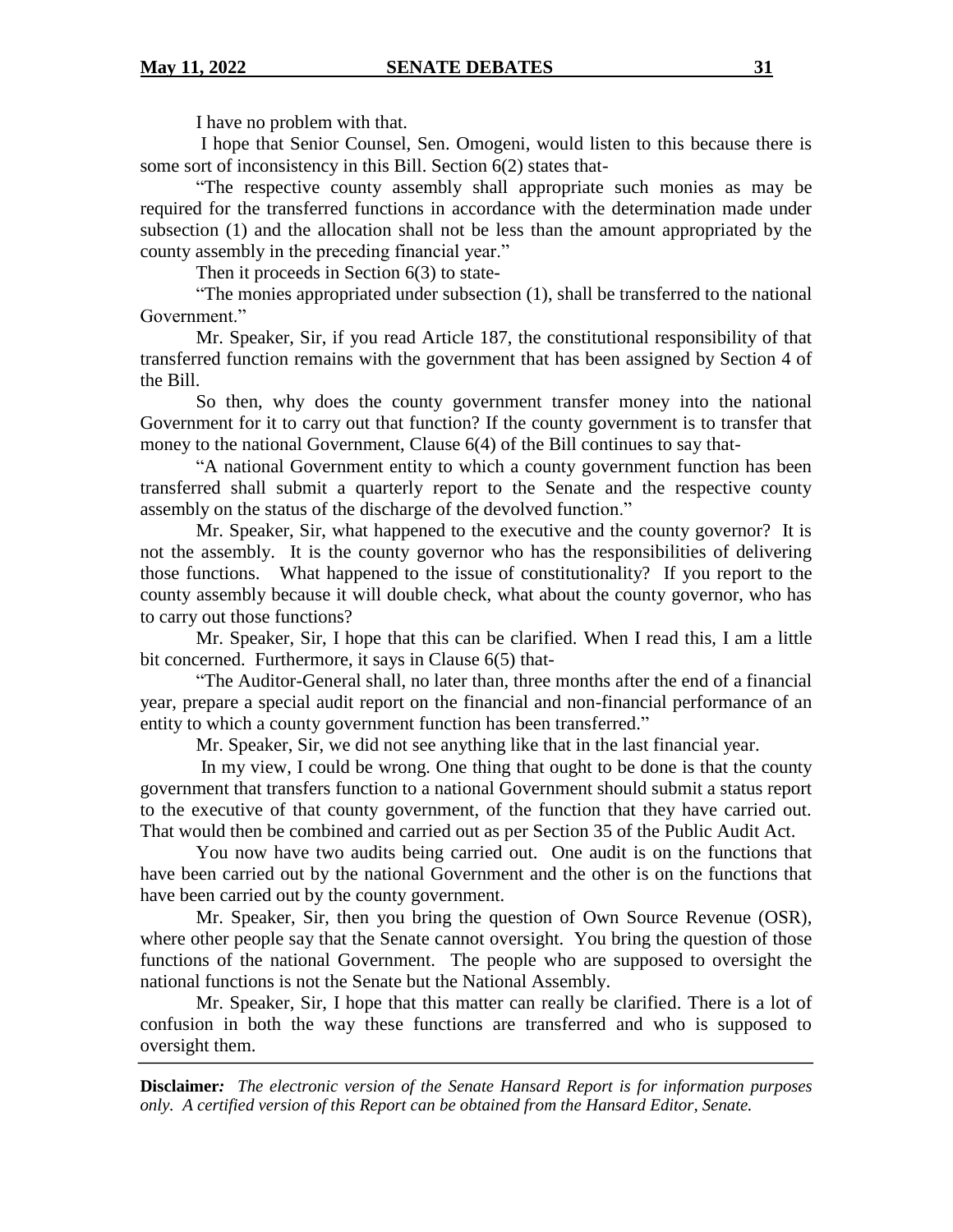I have no problem with that.

I hope that Senior Counsel, Sen. Omogeni, would listen to this because there is some sort of inconsistency in this Bill. Section 6(2) states that-

"The respective county assembly shall appropriate such monies as may be required for the transferred functions in accordance with the determination made under subsection (1) and the allocation shall not be less than the amount appropriated by the county assembly in the preceding financial year."

Then it proceeds in Section 6(3) to state-

"The monies appropriated under subsection (1), shall be transferred to the national Government."

Mr. Speaker, Sir, if you read Article 187, the constitutional responsibility of that transferred function remains with the government that has been assigned by Section 4 of the Bill.

So then, why does the county government transfer money into the national Government for it to carry out that function? If the county government is to transfer that money to the national Government, Clause 6(4) of the Bill continues to say that-

"A national Government entity to which a county government function has been transferred shall submit a quarterly report to the Senate and the respective county assembly on the status of the discharge of the devolved function."

Mr. Speaker, Sir, what happened to the executive and the county governor? It is not the assembly. It is the county governor who has the responsibilities of delivering those functions. What happened to the issue of constitutionality? If you report to the county assembly because it will double check, what about the county governor, who has to carry out those functions?

Mr. Speaker, Sir, I hope that this can be clarified. When I read this, I am a little bit concerned. Furthermore, it says in Clause 6(5) that-

"The Auditor-General shall, no later than, three months after the end of a financial year, prepare a special audit report on the financial and non-financial performance of an entity to which a county government function has been transferred."

Mr. Speaker, Sir, we did not see anything like that in the last financial year.

In my view, I could be wrong. One thing that ought to be done is that the county government that transfers function to a national Government should submit a status report to the executive of that county government, of the function that they have carried out. That would then be combined and carried out as per Section 35 of the Public Audit Act.

You now have two audits being carried out. One audit is on the functions that have been carried out by the national Government and the other is on the functions that have been carried out by the county government.

Mr. Speaker, Sir, then you bring the question of Own Source Revenue (OSR), where other people say that the Senate cannot oversight. You bring the question of those functions of the national Government. The people who are supposed to oversight the national functions is not the Senate but the National Assembly.

Mr. Speaker, Sir, I hope that this matter can really be clarified. There is a lot of confusion in both the way these functions are transferred and who is supposed to oversight them.

**Disclaimer:** *The electronic version of the Senate Hansard Report is for information purposes only. A certified version of this Report can be obtained from the Hansard Editor, Senate.*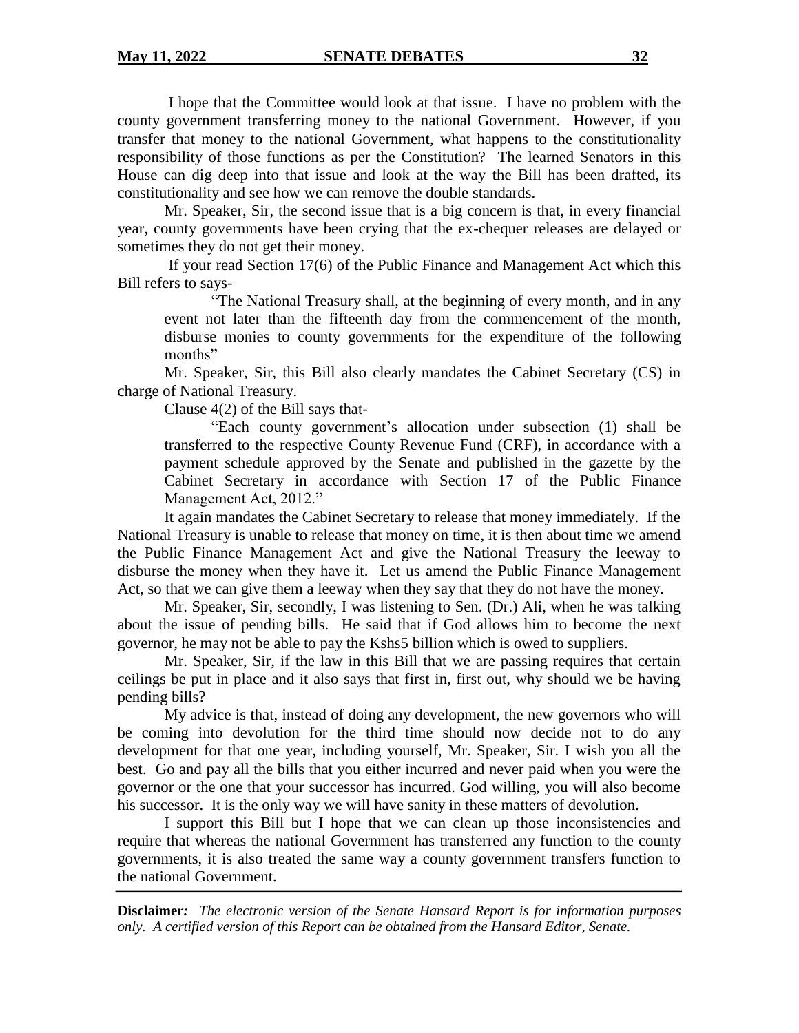I hope that the Committee would look at that issue. I have no problem with the county government transferring money to the national Government. However, if you transfer that money to the national Government, what happens to the constitutionality responsibility of those functions as per the Constitution? The learned Senators in this House can dig deep into that issue and look at the way the Bill has been drafted, its constitutionality and see how we can remove the double standards.

Mr. Speaker, Sir, the second issue that is a big concern is that, in every financial year, county governments have been crying that the ex-chequer releases are delayed or sometimes they do not get their money.

If your read Section 17(6) of the Public Finance and Management Act which this Bill refers to says-

> "The National Treasury shall, at the beginning of every month, and in any event not later than the fifteenth day from the commencement of the month, disburse monies to county governments for the expenditure of the following months"

Mr. Speaker, Sir, this Bill also clearly mandates the Cabinet Secretary (CS) in charge of National Treasury.

Clause 4(2) of the Bill says that-

> "Each county government's allocation under subsection (1) shall be transferred to the respective County Revenue Fund (CRF), in accordance with a payment schedule approved by the Senate and published in the gazette by the Cabinet Secretary in accordance with Section 17 of the Public Finance Management Act, 2012."

It again mandates the Cabinet Secretary to release that money immediately. If the National Treasury is unable to release that money on time, it is then about time we amend the Public Finance Management Act and give the National Treasury the leeway to disburse the money when they have it. Let us amend the Public Finance Management Act, so that we can give them a leeway when they say that they do not have the money.

Mr. Speaker, Sir, secondly, I was listening to Sen. (Dr.) Ali, when he was talking about the issue of pending bills. He said that if God allows him to become the next governor, he may not be able to pay the Kshs5 billion which is owed to suppliers.

Mr. Speaker, Sir, if the law in this Bill that we are passing requires that certain ceilings be put in place and it also says that first in, first out, why should we be having pending bills?

My advice is that, instead of doing any development, the new governors who will be coming into devolution for the third time should now decide not to do any development for that one year, including yourself, Mr. Speaker, Sir. I wish you all the best. Go and pay all the bills that you either incurred and never paid when you were the governor or the one that your successor has incurred. God willing, you will also become his successor. It is the only way we will have sanity in these matters of devolution.

I support this Bill but I hope that we can clean up those inconsistencies and require that whereas the national Government has transferred any function to the county governments, it is also treated the same way a county government transfers function to the national Government.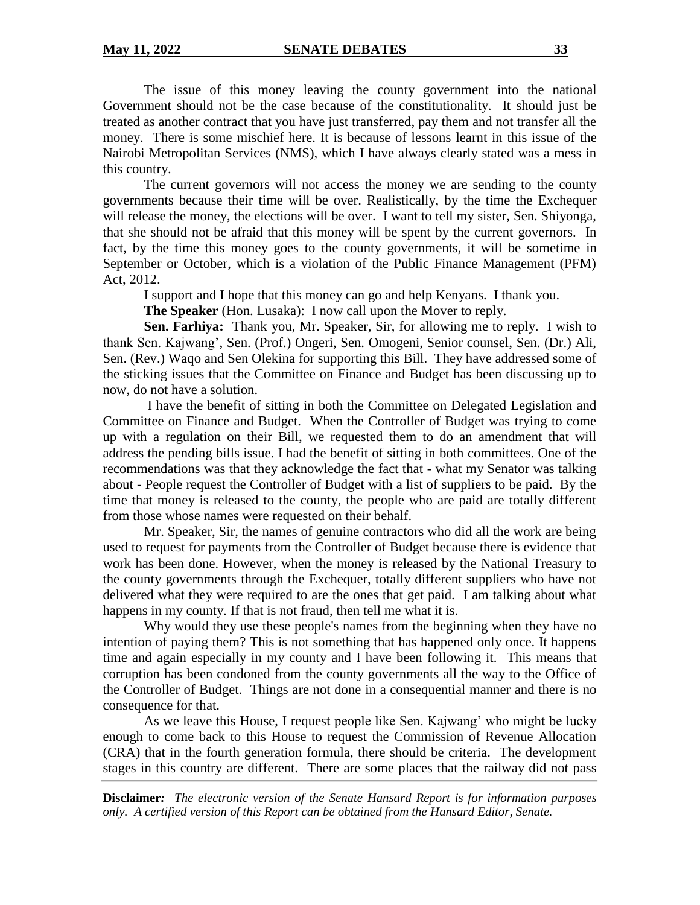The issue of this money leaving the county government into the national Government should not be the case because of the constitutionality. It should just be treated as another contract that you have just transferred, pay them and not transfer all the money. There is some mischief here. It is because of lessons learnt in this issue of the Nairobi Metropolitan Services (NMS), which I have always clearly stated was a mess in this country.

The current governors will not access the money we are sending to the county governments because their time will be over. Realistically, by the time the Exchequer will release the money, the elections will be over. I want to tell my sister, Sen. Shiyonga, that she should not be afraid that this money will be spent by the current governors. In fact, by the time this money goes to the county governments, it will be sometime in September or October, which is a violation of the Public Finance Management (PFM) Act, 2012.

I support and I hope that this money can go and help Kenyans. I thank you.

**The Speaker** (Hon. Lusaka): I now call upon the Mover to reply.

**Sen. Farhiya:** Thank you, Mr. Speaker, Sir, for allowing me to reply. I wish to thank Sen. Kajwang', Sen. (Prof.) Ongeri, Sen. Omogeni, Senior counsel, Sen. (Dr.) Ali, Sen. (Rev.) Waqo and Sen Olekina for supporting this Bill. They have addressed some of the sticking issues that the Committee on Finance and Budget has been discussing up to now, do not have a solution.

I have the benefit of sitting in both the Committee on Delegated Legislation and Committee on Finance and Budget. When the Controller of Budget was trying to come up with a regulation on their Bill, we requested them to do an amendment that will address the pending bills issue. I had the benefit of sitting in both committees. One of the recommendations was that they acknowledge the fact that - what my Senator was talking about - People request the Controller of Budget with a list of suppliers to be paid. By the time that money is released to the county, the people who are paid are totally different from those whose names were requested on their behalf.

Mr. Speaker, Sir, the names of genuine contractors who did all the work are being used to request for payments from the Controller of Budget because there is evidence that work has been done. However, when the money is released by the National Treasury to the county governments through the Exchequer, totally different suppliers who have not delivered what they were required to are the ones that get paid. I am talking about what happens in my county. If that is not fraud, then tell me what it is.

Why would they use these people's names from the beginning when they have no intention of paying them? This is not something that has happened only once. It happens time and again especially in my county and I have been following it. This means that corruption has been condoned from the county governments all the way to the Office of the Controller of Budget. Things are not done in a consequential manner and there is no consequence for that.

As we leave this House, I request people like Sen. Kajwang' who might be lucky enough to come back to this House to request the Commission of Revenue Allocation (CRA) that in the fourth generation formula, there should be criteria. The development stages in this country are different. There are some places that the railway did not pass

**Disclaimer:** *The electronic version of the Senate Hansard Report is for information purposes only. A certified version of this Report can be obtained from the Hansard Editor, Senate.*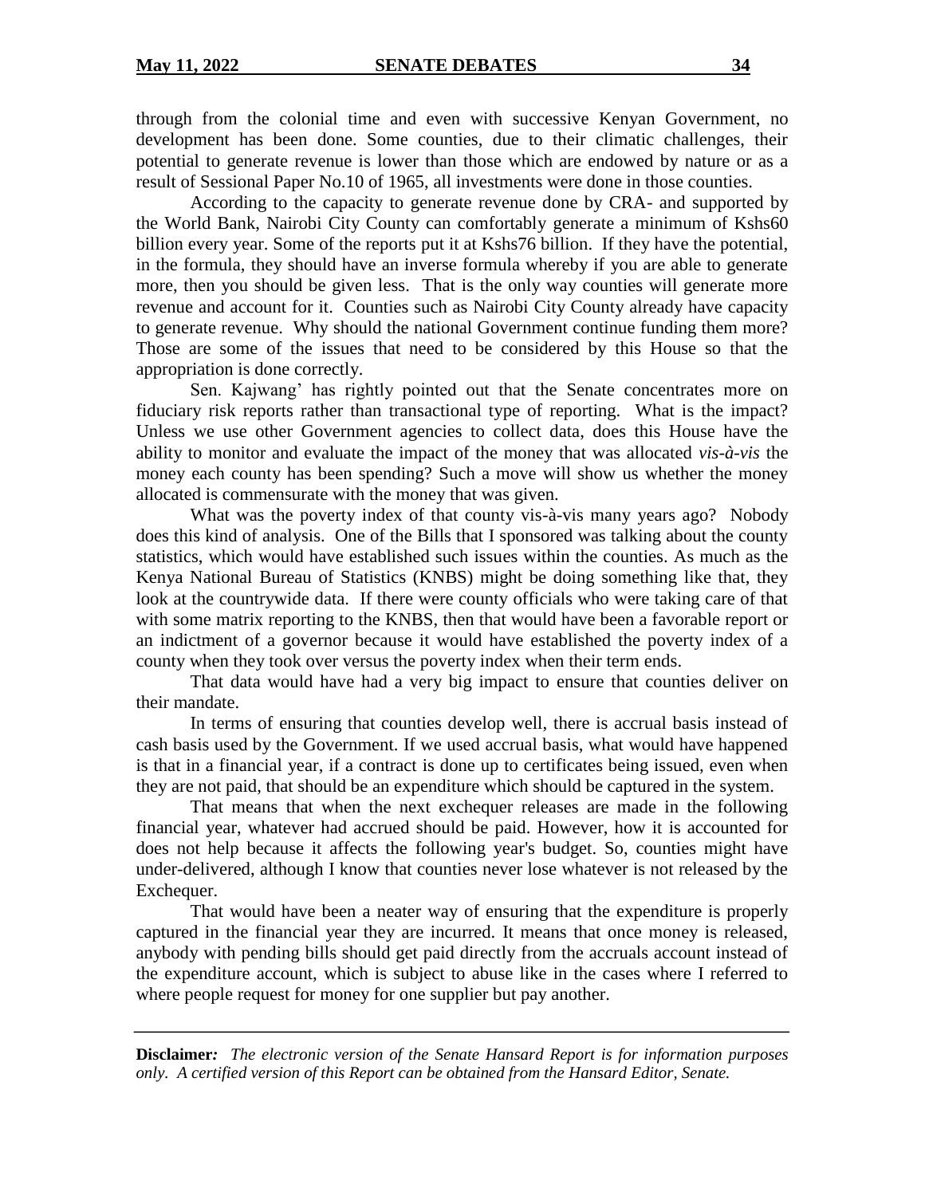through from the colonial time and even with successive Kenyan Government, no development has been done. Some counties, due to their climatic challenges, their potential to generate revenue is lower than those which are endowed by nature or as a result of Sessional Paper No.10 of 1965, all investments were done in those counties.

According to the capacity to generate revenue done by CRA- and supported by the World Bank, Nairobi City County can comfortably generate a minimum of Kshs60 billion every year. Some of the reports put it at Kshs76 billion. If they have the potential, in the formula, they should have an inverse formula whereby if you are able to generate more, then you should be given less. That is the only way counties will generate more revenue and account for it. Counties such as Nairobi City County already have capacity to generate revenue. Why should the national Government continue funding them more? Those are some of the issues that need to be considered by this House so that the appropriation is done correctly.

Sen. Kajwang' has rightly pointed out that the Senate concentrates more on fiduciary risk reports rather than transactional type of reporting. What is the impact? Unless we use other Government agencies to collect data, does this House have the ability to monitor and evaluate the impact of the money that was allocated *vis-à-vis* the money each county has been spending? Such a move will show us whether the money allocated is commensurate with the money that was given.

What was the poverty index of that county vis-à-vis many years ago? Nobody does this kind of analysis. One of the Bills that I sponsored was talking about the county statistics, which would have established such issues within the counties. As much as the Kenya National Bureau of Statistics (KNBS) might be doing something like that, they look at the countrywide data. If there were county officials who were taking care of that with some matrix reporting to the KNBS, then that would have been a favorable report or an indictment of a governor because it would have established the poverty index of a county when they took over versus the poverty index when their term ends.

That data would have had a very big impact to ensure that counties deliver on their mandate.

In terms of ensuring that counties develop well, there is accrual basis instead of cash basis used by the Government. If we used accrual basis, what would have happened is that in a financial year, if a contract is done up to certificates being issued, even when they are not paid, that should be an expenditure which should be captured in the system.

That means that when the next exchequer releases are made in the following financial year, whatever had accrued should be paid. However, how it is accounted for does not help because it affects the following year's budget. So, counties might have under-delivered, although I know that counties never lose whatever is not released by the Exchequer.

That would have been a neater way of ensuring that the expenditure is properly captured in the financial year they are incurred. It means that once money is released, anybody with pending bills should get paid directly from the accruals account instead of the expenditure account, which is subject to abuse like in the cases where I referred to where people request for money for one supplier but pay another.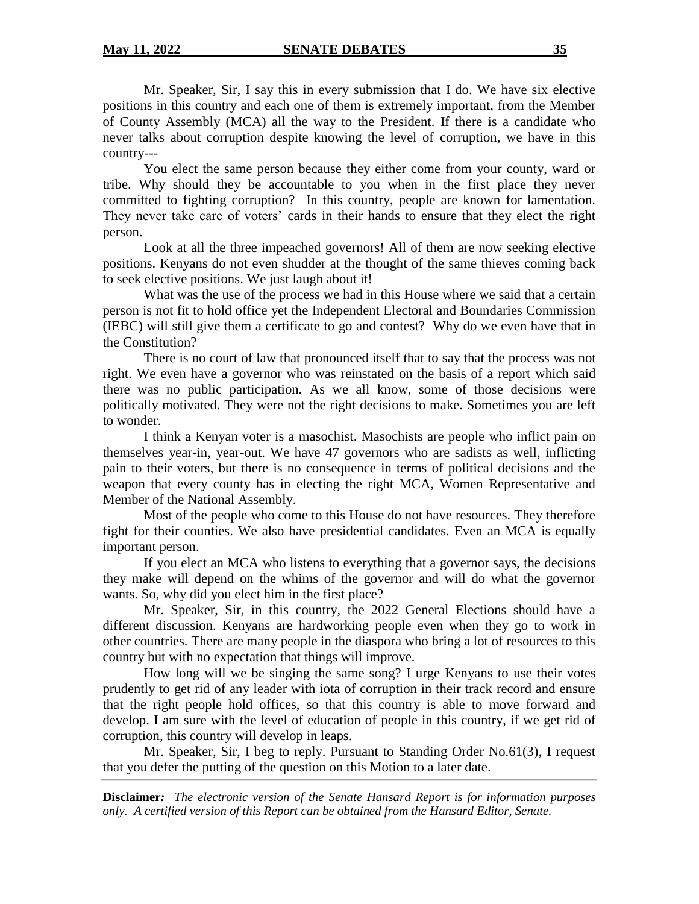Mr. Speaker, Sir, I say this in every submission that I do. We have six elective positions in this country and each one of them is extremely important, from the Member of County Assembly (MCA) all the way to the President. If there is a candidate who never talks about corruption despite knowing the level of corruption, we have in this country---

You elect the same person because they either come from your county, ward or tribe. Why should they be accountable to you when in the first place they never committed to fighting corruption? In this country, people are known for lamentation. They never take care of voters' cards in their hands to ensure that they elect the right person.

Look at all the three impeached governors! All of them are now seeking elective positions. Kenyans do not even shudder at the thought of the same thieves coming back to seek elective positions. We just laugh about it!

What was the use of the process we had in this House where we said that a certain person is not fit to hold office yet the Independent Electoral and Boundaries Commission (IEBC) will still give them a certificate to go and contest? Why do we even have that in the Constitution?

There is no court of law that pronounced itself that to say that the process was not right. We even have a governor who was reinstated on the basis of a report which said there was no public participation. As we all know, some of those decisions were politically motivated. They were not the right decisions to make. Sometimes you are left to wonder.

I think a Kenyan voter is a masochist. Masochists are people who inflict pain on themselves year-in, year-out. We have 47 governors who are sadists as well, inflicting pain to their voters, but there is no consequence in terms of political decisions and the weapon that every county has in electing the right MCA, Women Representative and Member of the National Assembly.

Most of the people who come to this House do not have resources. They therefore fight for their counties. We also have presidential candidates. Even an MCA is equally important person.

If you elect an MCA who listens to everything that a governor says, the decisions they make will depend on the whims of the governor and will do what the governor wants. So, why did you elect him in the first place?

Mr. Speaker, Sir, in this country, the 2022 General Elections should have a different discussion. Kenyans are hardworking people even when they go to work in other countries. There are many people in the diaspora who bring a lot of resources to this country but with no expectation that things will improve.

How long will we be singing the same song? I urge Kenyans to use their votes prudently to get rid of any leader with iota of corruption in their track record and ensure that the right people hold offices, so that this country is able to move forward and develop. I am sure with the level of education of people in this country, if we get rid of corruption, this country will develop in leaps.

Mr. Speaker, Sir, I beg to reply. Pursuant to Standing Order No.61(3), I request that you defer the putting of the question on this Motion to a later date.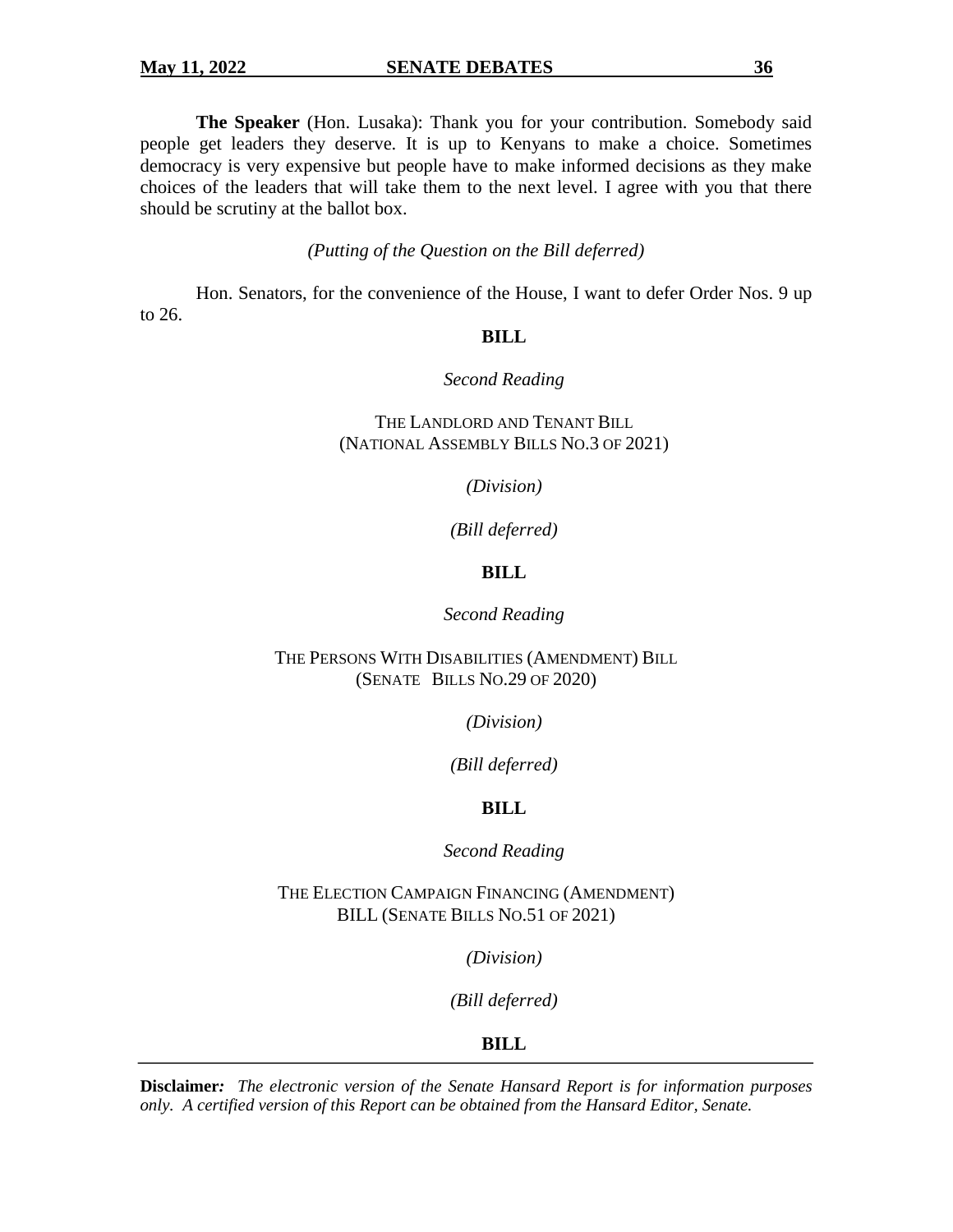**The Speaker** (Hon. Lusaka): Thank you for your contribution. Somebody said people get leaders they deserve. It is up to Kenyans to make a choice. Sometimes democracy is very expensive but people have to make informed decisions as they make choices of the leaders that will take them to the next level. I agree with you that there should be scrutiny at the ballot box.

*(Putting of the Question on the Bill deferred)*

Hon. Senators, for the convenience of the House, I want to defer Order Nos. 9 up to 26.

**BILL**

*Second Reading*

THE LANDLORD AND TENANT BILL
(NATIONAL ASSEMBLY BILLS NO.3 OF 2021)

*(Division)*

*(Bill deferred)*

**BILL**

*Second Reading*

THE PERSONS WITH DISABILITIES (AMENDMENT) BILL
(SENATE BILLS NO.29 OF 2020)

*(Division)*

*(Bill deferred)*

**BILL**

*Second Reading*

THE ELECTION CAMPAIGN FINANCING (AMENDMENT)
BILL (SENATE BILLS NO.51 OF 2021)

*(Division)*

*(Bill deferred)*

**BILL**

**Disclaimer:** *The electronic version of the Senate Hansard Report is for information purposes only. A certified version of this Report can be obtained from the Hansard Editor, Senate.*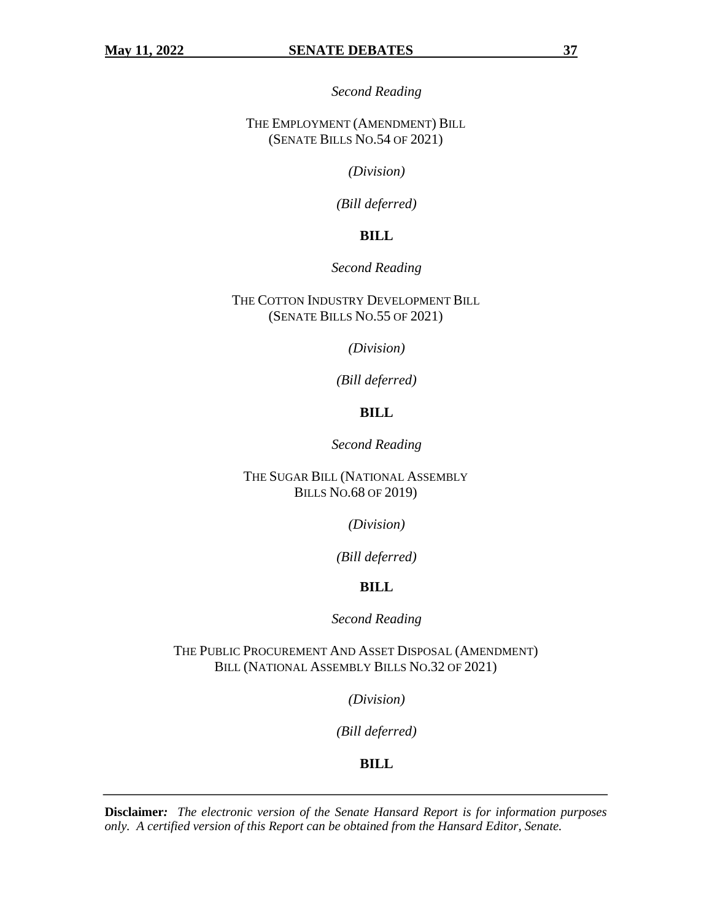*Second Reading*

THE EMPLOYMENT (AMENDMENT) BILL
(SENATE BILLS NO.54 OF 2021)

*(Division)*

*(Bill deferred)*

**BILL**

*Second Reading*

THE COTTON INDUSTRY DEVELOPMENT BILL
(SENATE BILLS NO.55 OF 2021)

*(Division)*

*(Bill deferred)*

**BILL**

*Second Reading*

THE SUGAR BILL (NATIONAL ASSEMBLY
BILLS NO.68 OF 2019)

*(Division)*

*(Bill deferred)*

**BILL**

*Second Reading*

THE PUBLIC PROCUREMENT AND ASSET DISPOSAL (AMENDMENT)
BILL (NATIONAL ASSEMBLY BILLS NO.32 OF 2021)

*(Division)*

*(Bill deferred)*

**BILL**

**Disclaimer:** *The electronic version of the Senate Hansard Report is for information purposes only. A certified version of this Report can be obtained from the Hansard Editor, Senate.*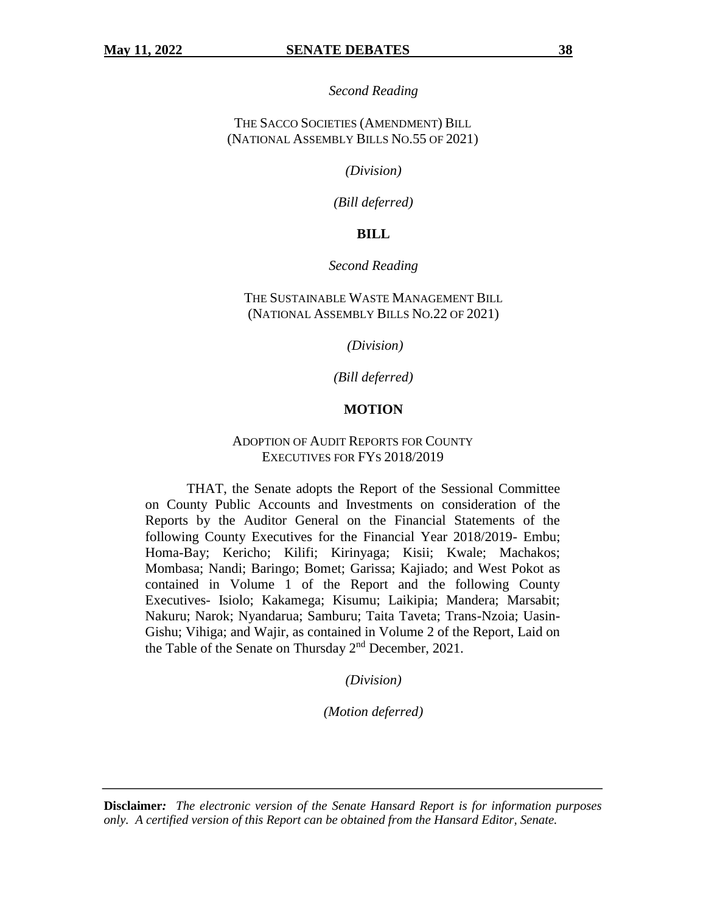*Second Reading*

THE SACCO SOCIETIES (AMENDMENT) BILL
(NATIONAL ASSEMBLY BILLS NO.55 OF 2021)

*(Division)*

*(Bill deferred)*

## BILL

*Second Reading*

THE SUSTAINABLE WASTE MANAGEMENT BILL
(NATIONAL ASSEMBLY BILLS NO.22 OF 2021)

*(Division)*

*(Bill deferred)*

## MOTION

ADOPTION OF AUDIT REPORTS FOR COUNTY
EXECUTIVES FOR FYS 2018/2019

THAT, the Senate adopts the Report of the Sessional Committee on County Public Accounts and Investments on consideration of the Reports by the Auditor General on the Financial Statements of the following County Executives for the Financial Year 2018/2019- Embu; Homa-Bay; Kericho; Kilifi; Kirinyaga; Kisii; Kwale; Machakos; Mombasa; Nandi; Baringo; Bomet; Garissa; Kajiado; and West Pokot as contained in Volume 1 of the Report and the following County Executives- Isiolo; Kakamega; Kisumu; Laikipia; Mandera; Marsabit; Nakuru; Narok; Nyandarua; Samburu; Taita Taveta; Trans-Nzoia; Uasin-Gishu; Vihiga; and Wajir, as contained in Volume 2 of the Report, Laid on the Table of the Senate on Thursday 2nd December, 2021.

*(Division)*

*(Motion deferred)*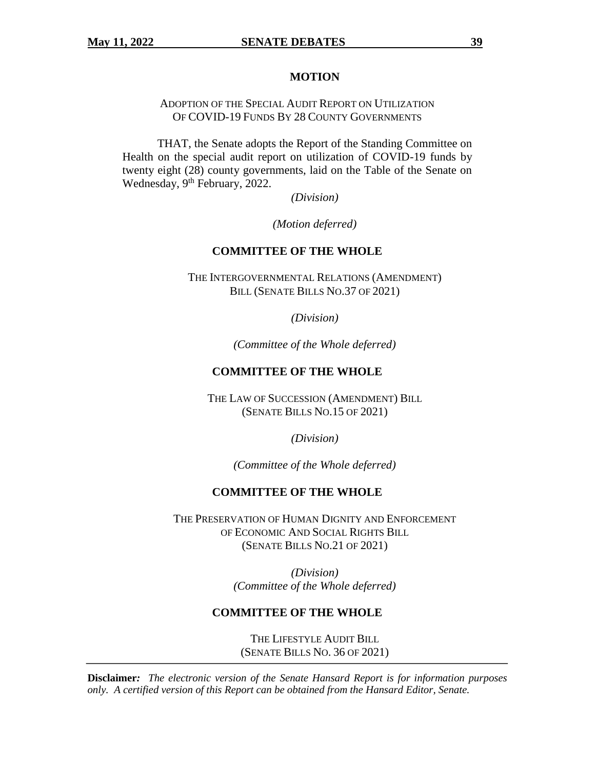## MOTION

ADOPTION OF THE SPECIAL AUDIT REPORT ON UTILIZATION OF COVID-19 FUNDS BY 28 COUNTY GOVERNMENTS

THAT, the Senate adopts the Report of the Standing Committee on Health on the special audit report on utilization of COVID-19 funds by twenty eight (28) county governments, laid on the Table of the Senate on Wednesday, 9th February, 2022.

*(Division)*

*(Motion deferred)*

## COMMITTEE OF THE WHOLE

THE INTERGOVERNMENTAL RELATIONS (AMENDMENT) BILL (SENATE BILLS NO.37 OF 2021)

*(Division)*

*(Committee of the Whole deferred)*

## COMMITTEE OF THE WHOLE

THE LAW OF SUCCESSION (AMENDMENT) BILL (SENATE BILLS NO.15 OF 2021)

*(Division)*

*(Committee of the Whole deferred)*

## COMMITTEE OF THE WHOLE

THE PRESERVATION OF HUMAN DIGNITY AND ENFORCEMENT OF ECONOMIC AND SOCIAL RIGHTS BILL (SENATE BILLS NO.21 OF 2021)

*(Division)*
*(Committee of the Whole deferred)*

## COMMITTEE OF THE WHOLE

THE LIFESTYLE AUDIT BILL (SENATE BILLS NO. 36 OF 2021)

**Disclaimer:** *The electronic version of the Senate Hansard Report is for information purposes only. A certified version of this Report can be obtained from the Hansard Editor, Senate.*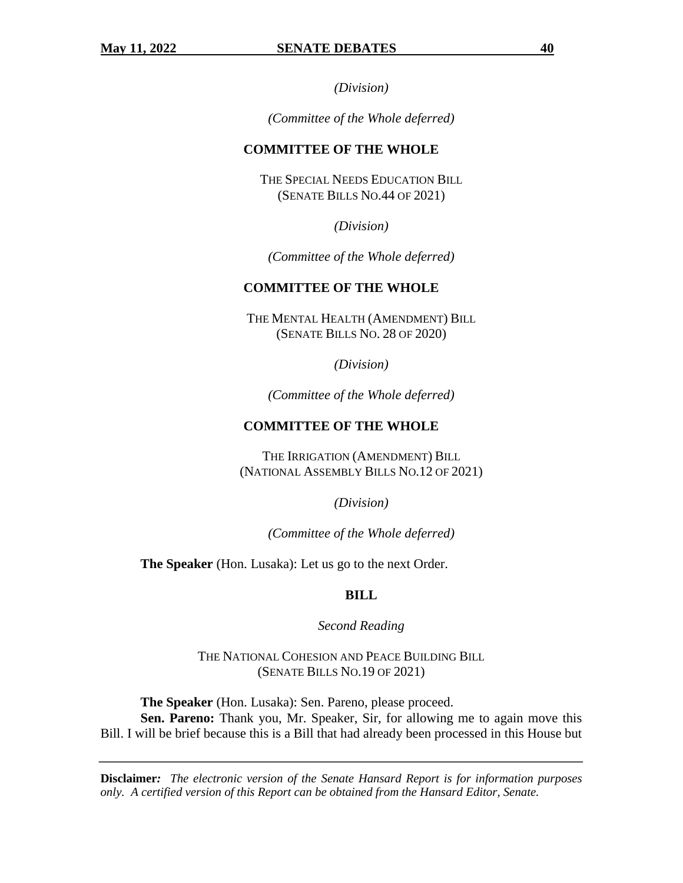*(Division)*

*(Committee of the Whole deferred)*

**COMMITTEE OF THE WHOLE**

THE SPECIAL NEEDS EDUCATION BILL
(SENATE BILLS NO.44 OF 2021)

*(Division)*

*(Committee of the Whole deferred)*

**COMMITTEE OF THE WHOLE**

THE MENTAL HEALTH (AMENDMENT) BILL
(SENATE BILLS NO. 28 OF 2020)

*(Division)*

*(Committee of the Whole deferred)*

**COMMITTEE OF THE WHOLE**

THE IRRIGATION (AMENDMENT) BILL
(NATIONAL ASSEMBLY BILLS NO.12 OF 2021)

*(Division)*

*(Committee of the Whole deferred)*

**The Speaker** (Hon. Lusaka): Let us go to the next Order.

**BILL**

*Second Reading*

THE NATIONAL COHESION AND PEACE BUILDING BILL
(SENATE BILLS NO.19 OF 2021)

**The Speaker** (Hon. Lusaka): Sen. Pareno, please proceed.

**Sen. Pareno:** Thank you, Mr. Speaker, Sir, for allowing me to again move this Bill. I will be brief because this is a Bill that had already been processed in this House but

**Disclaimer:** *The electronic version of the Senate Hansard Report is for information purposes only. A certified version of this Report can be obtained from the Hansard Editor, Senate.*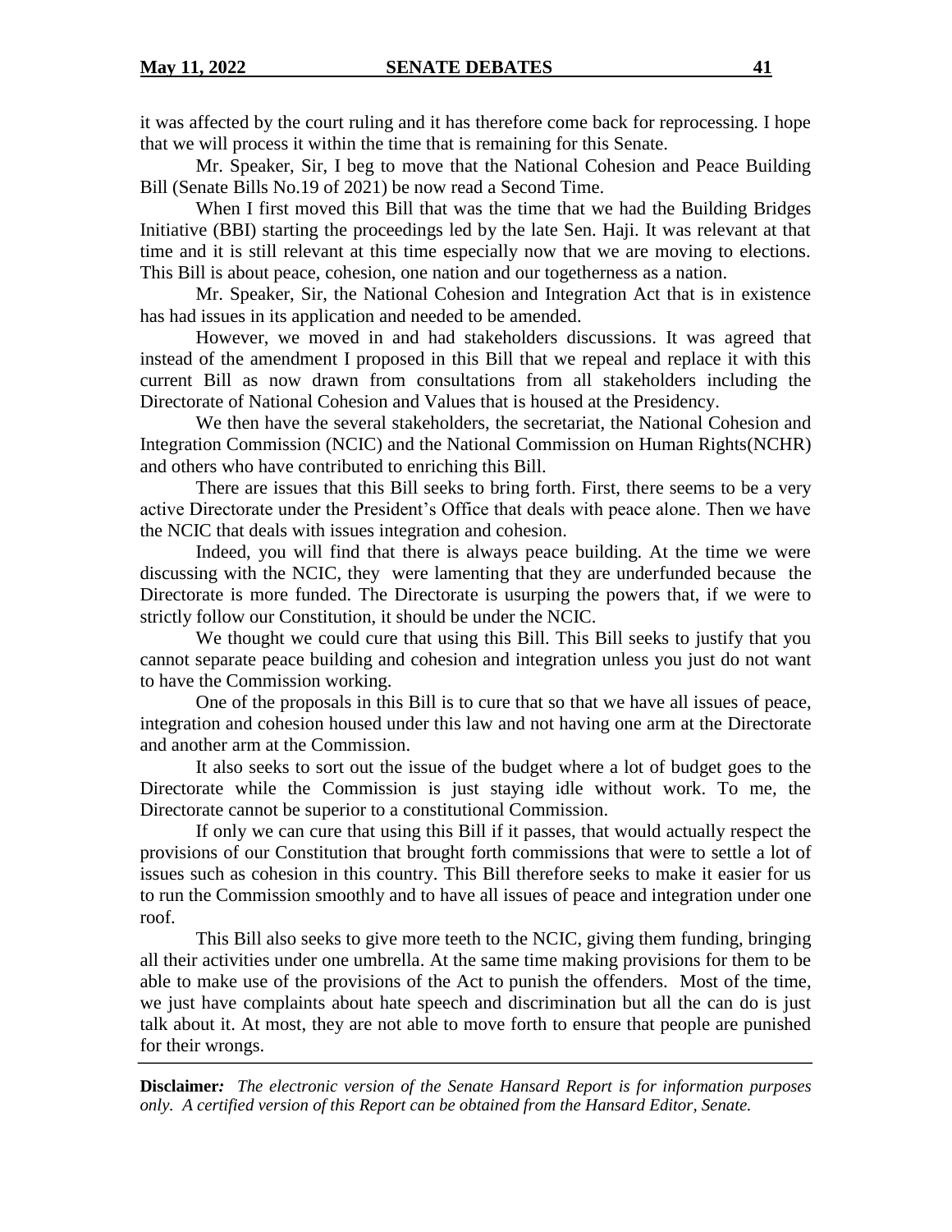it was affected by the court ruling and it has therefore come back for reprocessing. I hope that we will process it within the time that is remaining for this Senate.

Mr. Speaker, Sir, I beg to move that the National Cohesion and Peace Building Bill (Senate Bills No.19 of 2021) be now read a Second Time.

When I first moved this Bill that was the time that we had the Building Bridges Initiative (BBI) starting the proceedings led by the late Sen. Haji. It was relevant at that time and it is still relevant at this time especially now that we are moving to elections. This Bill is about peace, cohesion, one nation and our togetherness as a nation.

Mr. Speaker, Sir, the National Cohesion and Integration Act that is in existence has had issues in its application and needed to be amended.

However, we moved in and had stakeholders discussions. It was agreed that instead of the amendment I proposed in this Bill that we repeal and replace it with this current Bill as now drawn from consultations from all stakeholders including the Directorate of National Cohesion and Values that is housed at the Presidency.

We then have the several stakeholders, the secretariat, the National Cohesion and Integration Commission (NCIC) and the National Commission on Human Rights(NCHR) and others who have contributed to enriching this Bill.

There are issues that this Bill seeks to bring forth. First, there seems to be a very active Directorate under the President's Office that deals with peace alone. Then we have the NCIC that deals with issues integration and cohesion.

Indeed, you will find that there is always peace building. At the time we were discussing with the NCIC, they were lamenting that they are underfunded because the Directorate is more funded. The Directorate is usurping the powers that, if we were to strictly follow our Constitution, it should be under the NCIC.

We thought we could cure that using this Bill. This Bill seeks to justify that you cannot separate peace building and cohesion and integration unless you just do not want to have the Commission working.

One of the proposals in this Bill is to cure that so that we have all issues of peace, integration and cohesion housed under this law and not having one arm at the Directorate and another arm at the Commission.

It also seeks to sort out the issue of the budget where a lot of budget goes to the Directorate while the Commission is just staying idle without work. To me, the Directorate cannot be superior to a constitutional Commission.

If only we can cure that using this Bill if it passes, that would actually respect the provisions of our Constitution that brought forth commissions that were to settle a lot of issues such as cohesion in this country. This Bill therefore seeks to make it easier for us to run the Commission smoothly and to have all issues of peace and integration under one roof.

This Bill also seeks to give more teeth to the NCIC, giving them funding, bringing all their activities under one umbrella. At the same time making provisions for them to be able to make use of the provisions of the Act to punish the offenders. Most of the time, we just have complaints about hate speech and discrimination but all the can do is just talk about it. At most, they are not able to move forth to ensure that people are punished for their wrongs.

**Disclaimer:** *The electronic version of the Senate Hansard Report is for information purposes only. A certified version of this Report can be obtained from the Hansard Editor, Senate.*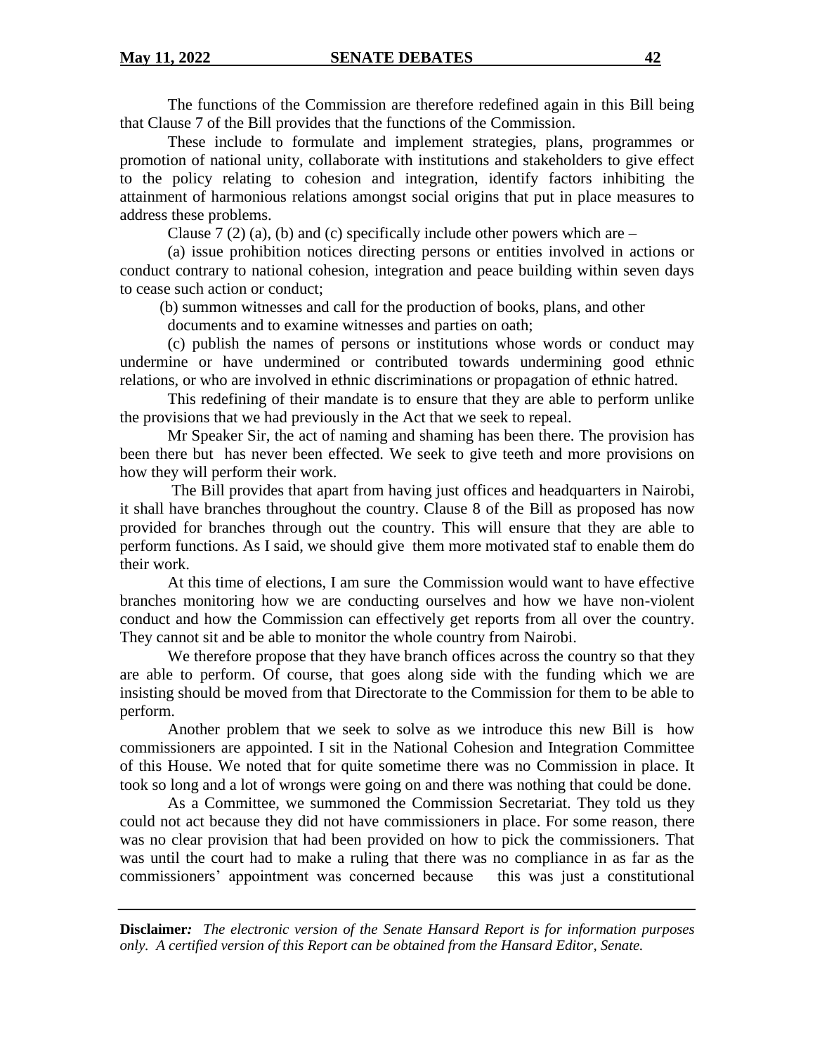The functions of the Commission are therefore redefined again in this Bill being that Clause 7 of the Bill provides that the functions of the Commission.

These include to formulate and implement strategies, plans, programmes or promotion of national unity, collaborate with institutions and stakeholders to give effect to the policy relating to cohesion and integration, identify factors inhibiting the attainment of harmonious relations amongst social origins that put in place measures to address these problems.

Clause 7 (2) (a), (b) and (c) specifically include other powers which are –

(a) issue prohibition notices directing persons or entities involved in actions or conduct contrary to national cohesion, integration and peace building within seven days to cease such action or conduct;

(b) summon witnesses and call for the production of books, plans, and other documents and to examine witnesses and parties on oath;

(c) publish the names of persons or institutions whose words or conduct may undermine or have undermined or contributed towards undermining good ethnic relations, or who are involved in ethnic discriminations or propagation of ethnic hatred.

This redefining of their mandate is to ensure that they are able to perform unlike the provisions that we had previously in the Act that we seek to repeal.

Mr Speaker Sir, the act of naming and shaming has been there. The provision has been there but has never been effected. We seek to give teeth and more provisions on how they will perform their work.

The Bill provides that apart from having just offices and headquarters in Nairobi, it shall have branches throughout the country. Clause 8 of the Bill as proposed has now provided for branches through out the country. This will ensure that they are able to perform functions. As I said, we should give them more motivated staf to enable them do their work.

At this time of elections, I am sure the Commission would want to have effective branches monitoring how we are conducting ourselves and how we have non-violent conduct and how the Commission can effectively get reports from all over the country. They cannot sit and be able to monitor the whole country from Nairobi.

We therefore propose that they have branch offices across the country so that they are able to perform. Of course, that goes along side with the funding which we are insisting should be moved from that Directorate to the Commission for them to be able to perform.

Another problem that we seek to solve as we introduce this new Bill is how commissioners are appointed. I sit in the National Cohesion and Integration Committee of this House. We noted that for quite sometime there was no Commission in place. It took so long and a lot of wrongs were going on and there was nothing that could be done.

As a Committee, we summoned the Commission Secretariat. They told us they could not act because they did not have commissioners in place. For some reason, there was no clear provision that had been provided on how to pick the commissioners. That was until the court had to make a ruling that there was no compliance in as far as the commissioners' appointment was concerned because this was just a constitutional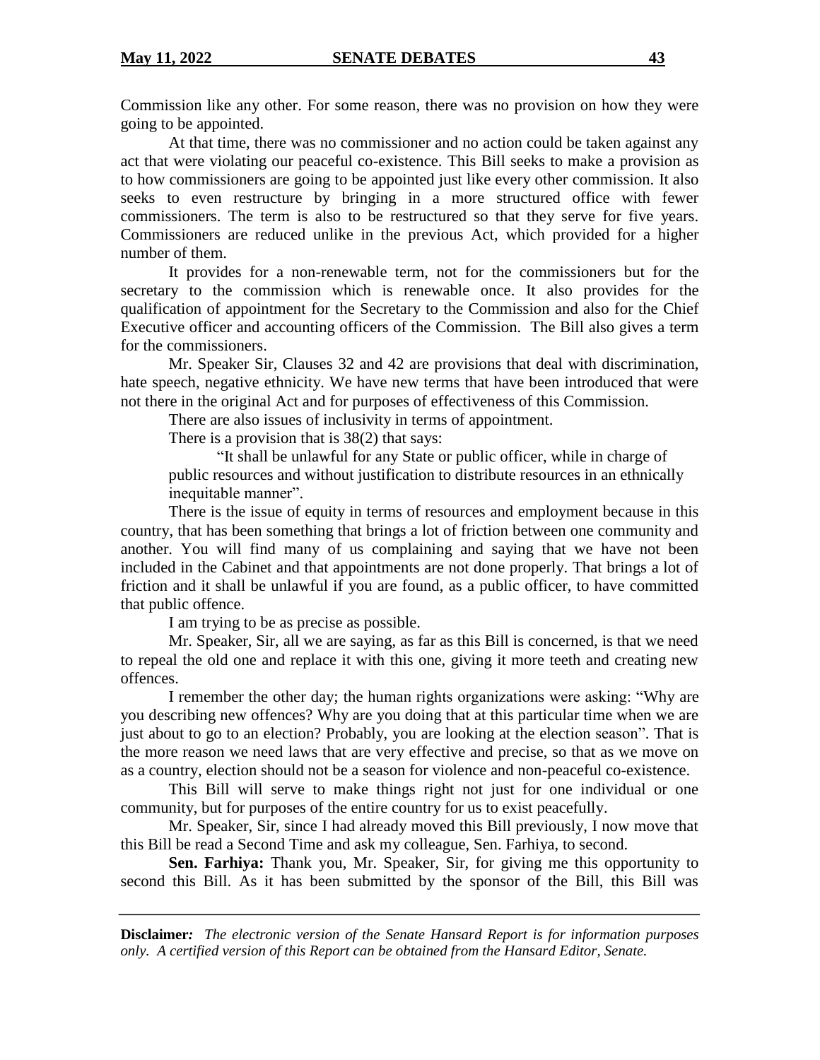Commission like any other. For some reason, there was no provision on how they were going to be appointed.

At that time, there was no commissioner and no action could be taken against any act that were violating our peaceful co-existence. This Bill seeks to make a provision as to how commissioners are going to be appointed just like every other commission. It also seeks to even restructure by bringing in a more structured office with fewer commissioners. The term is also to be restructured so that they serve for five years. Commissioners are reduced unlike in the previous Act, which provided for a higher number of them.

It provides for a non-renewable term, not for the commissioners but for the secretary to the commission which is renewable once. It also provides for the qualification of appointment for the Secretary to the Commission and also for the Chief Executive officer and accounting officers of the Commission. The Bill also gives a term for the commissioners.

Mr. Speaker Sir, Clauses 32 and 42 are provisions that deal with discrimination, hate speech, negative ethnicity. We have new terms that have been introduced that were not there in the original Act and for purposes of effectiveness of this Commission.

There are also issues of inclusivity in terms of appointment.

There is a provision that is 38(2) that says:

> "It shall be unlawful for any State or public officer, while in charge of public resources and without justification to distribute resources in an ethnically inequitable manner".

There is the issue of equity in terms of resources and employment because in this country, that has been something that brings a lot of friction between one community and another. You will find many of us complaining and saying that we have not been included in the Cabinet and that appointments are not done properly. That brings a lot of friction and it shall be unlawful if you are found, as a public officer, to have committed that public offence.

I am trying to be as precise as possible.

Mr. Speaker, Sir, all we are saying, as far as this Bill is concerned, is that we need to repeal the old one and replace it with this one, giving it more teeth and creating new offences.

I remember the other day; the human rights organizations were asking: "Why are you describing new offences? Why are you doing that at this particular time when we are just about to go to an election? Probably, you are looking at the election season". That is the more reason we need laws that are very effective and precise, so that as we move on as a country, election should not be a season for violence and non-peaceful co-existence.

This Bill will serve to make things right not just for one individual or one community, but for purposes of the entire country for us to exist peacefully.

Mr. Speaker, Sir, since I had already moved this Bill previously, I now move that this Bill be read a Second Time and ask my colleague, Sen. Farhiya, to second.

**Sen. Farhiya:** Thank you, Mr. Speaker, Sir, for giving me this opportunity to second this Bill. As it has been submitted by the sponsor of the Bill, this Bill was

**Disclaimer***:* *The electronic version of the Senate Hansard Report is for information purposes only. A certified version of this Report can be obtained from the Hansard Editor, Senate.*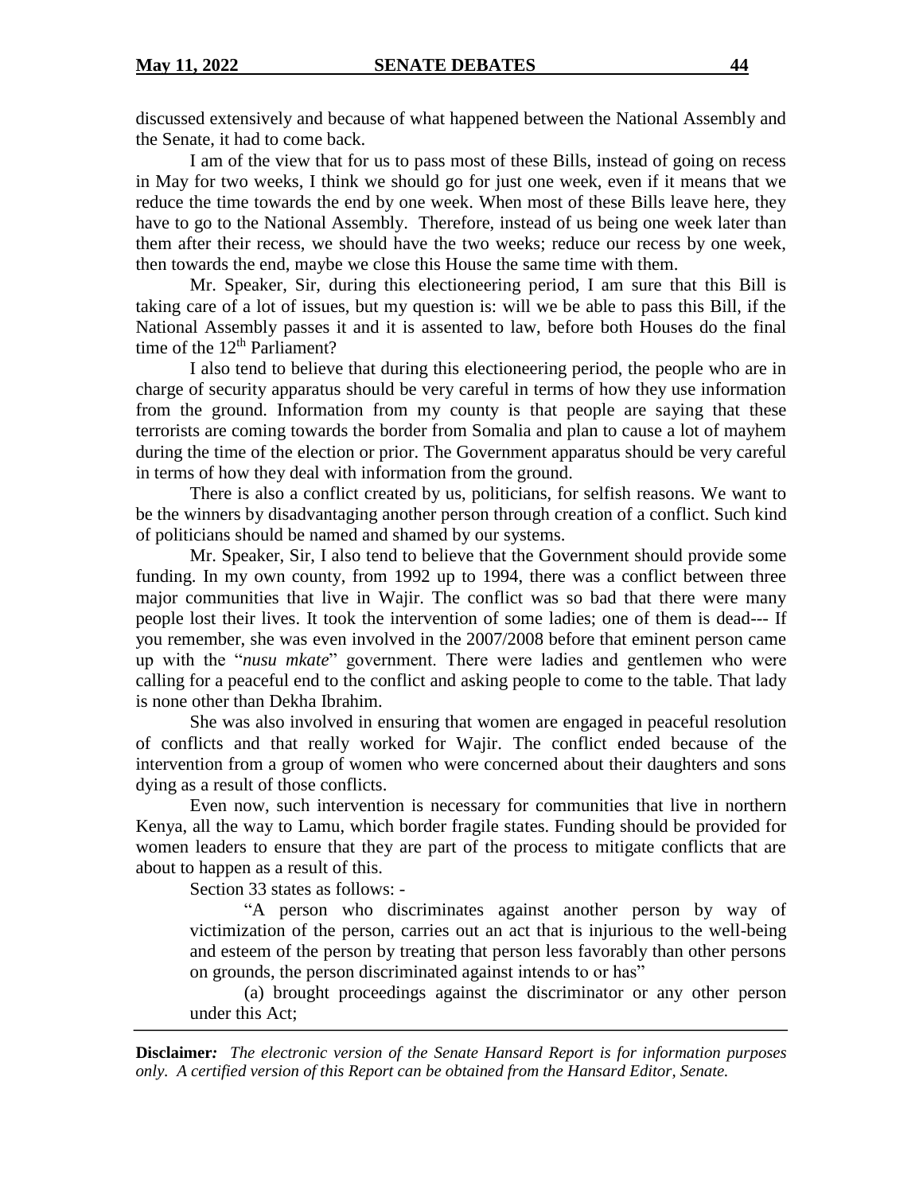discussed extensively and because of what happened between the National Assembly and the Senate, it had to come back.

I am of the view that for us to pass most of these Bills, instead of going on recess in May for two weeks, I think we should go for just one week, even if it means that we reduce the time towards the end by one week. When most of these Bills leave here, they have to go to the National Assembly. Therefore, instead of us being one week later than them after their recess, we should have the two weeks; reduce our recess by one week, then towards the end, maybe we close this House the same time with them.

Mr. Speaker, Sir, during this electioneering period, I am sure that this Bill is taking care of a lot of issues, but my question is: will we be able to pass this Bill, if the National Assembly passes it and it is assented to law, before both Houses do the final time of the 12th Parliament?

I also tend to believe that during this electioneering period, the people who are in charge of security apparatus should be very careful in terms of how they use information from the ground. Information from my county is that people are saying that these terrorists are coming towards the border from Somalia and plan to cause a lot of mayhem during the time of the election or prior. The Government apparatus should be very careful in terms of how they deal with information from the ground.

There is also a conflict created by us, politicians, for selfish reasons. We want to be the winners by disadvantaging another person through creation of a conflict. Such kind of politicians should be named and shamed by our systems.

Mr. Speaker, Sir, I also tend to believe that the Government should provide some funding. In my own county, from 1992 up to 1994, there was a conflict between three major communities that live in Wajir. The conflict was so bad that there were many people lost their lives. It took the intervention of some ladies; one of them is dead--- If you remember, she was even involved in the 2007/2008 before that eminent person came up with the "*nusu mkate*" government. There were ladies and gentlemen who were calling for a peaceful end to the conflict and asking people to come to the table. That lady is none other than Dekha Ibrahim.

She was also involved in ensuring that women are engaged in peaceful resolution of conflicts and that really worked for Wajir. The conflict ended because of the intervention from a group of women who were concerned about their daughters and sons dying as a result of those conflicts.

Even now, such intervention is necessary for communities that live in northern Kenya, all the way to Lamu, which border fragile states. Funding should be provided for women leaders to ensure that they are part of the process to mitigate conflicts that are about to happen as a result of this.

Section 33 states as follows: -

> "A person who discriminates against another person by way of victimization of the person, carries out an act that is injurious to the well-being and esteem of the person by treating that person less favorably than other persons on grounds, the person discriminated against intends to or has"
>
> (a) brought proceedings against the discriminator or any other person under this Act;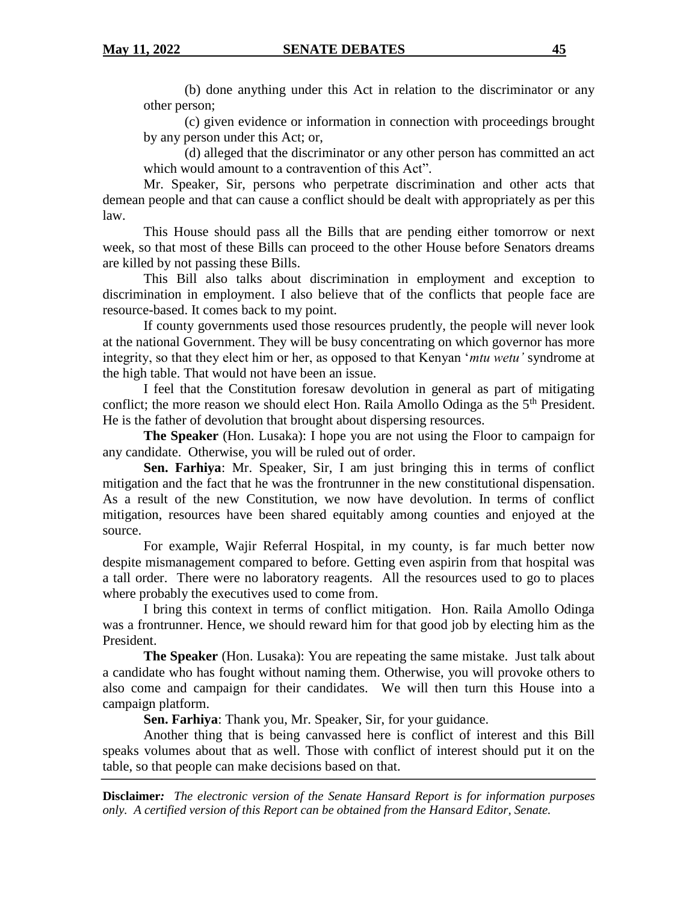(b) done anything under this Act in relation to the discriminator or any other person;

(c) given evidence or information in connection with proceedings brought by any person under this Act; or,

(d) alleged that the discriminator or any other person has committed an act which would amount to a contravention of this Act".

Mr. Speaker, Sir, persons who perpetrate discrimination and other acts that demean people and that can cause a conflict should be dealt with appropriately as per this law.

This House should pass all the Bills that are pending either tomorrow or next week, so that most of these Bills can proceed to the other House before Senators dreams are killed by not passing these Bills.

This Bill also talks about discrimination in employment and exception to discrimination in employment. I also believe that of the conflicts that people face are resource-based. It comes back to my point.

If county governments used those resources prudently, the people will never look at the national Government. They will be busy concentrating on which governor has more integrity, so that they elect him or her, as opposed to that Kenyan '*mtu wetu'* syndrome at the high table. That would not have been an issue.

I feel that the Constitution foresaw devolution in general as part of mitigating conflict; the more reason we should elect Hon. Raila Amollo Odinga as the 5th President. He is the father of devolution that brought about dispersing resources.

**The Speaker** (Hon. Lusaka): I hope you are not using the Floor to campaign for any candidate. Otherwise, you will be ruled out of order.

**Sen. Farhiya**: Mr. Speaker, Sir, I am just bringing this in terms of conflict mitigation and the fact that he was the frontrunner in the new constitutional dispensation. As a result of the new Constitution, we now have devolution. In terms of conflict mitigation, resources have been shared equitably among counties and enjoyed at the source.

For example, Wajir Referral Hospital, in my county, is far much better now despite mismanagement compared to before. Getting even aspirin from that hospital was a tall order. There were no laboratory reagents. All the resources used to go to places where probably the executives used to come from.

I bring this context in terms of conflict mitigation. Hon. Raila Amollo Odinga was a frontrunner. Hence, we should reward him for that good job by electing him as the President.

**The Speaker** (Hon. Lusaka): You are repeating the same mistake. Just talk about a candidate who has fought without naming them. Otherwise, you will provoke others to also come and campaign for their candidates. We will then turn this House into a campaign platform.

**Sen. Farhiya**: Thank you, Mr. Speaker, Sir, for your guidance.

Another thing that is being canvassed here is conflict of interest and this Bill speaks volumes about that as well. Those with conflict of interest should put it on the table, so that people can make decisions based on that.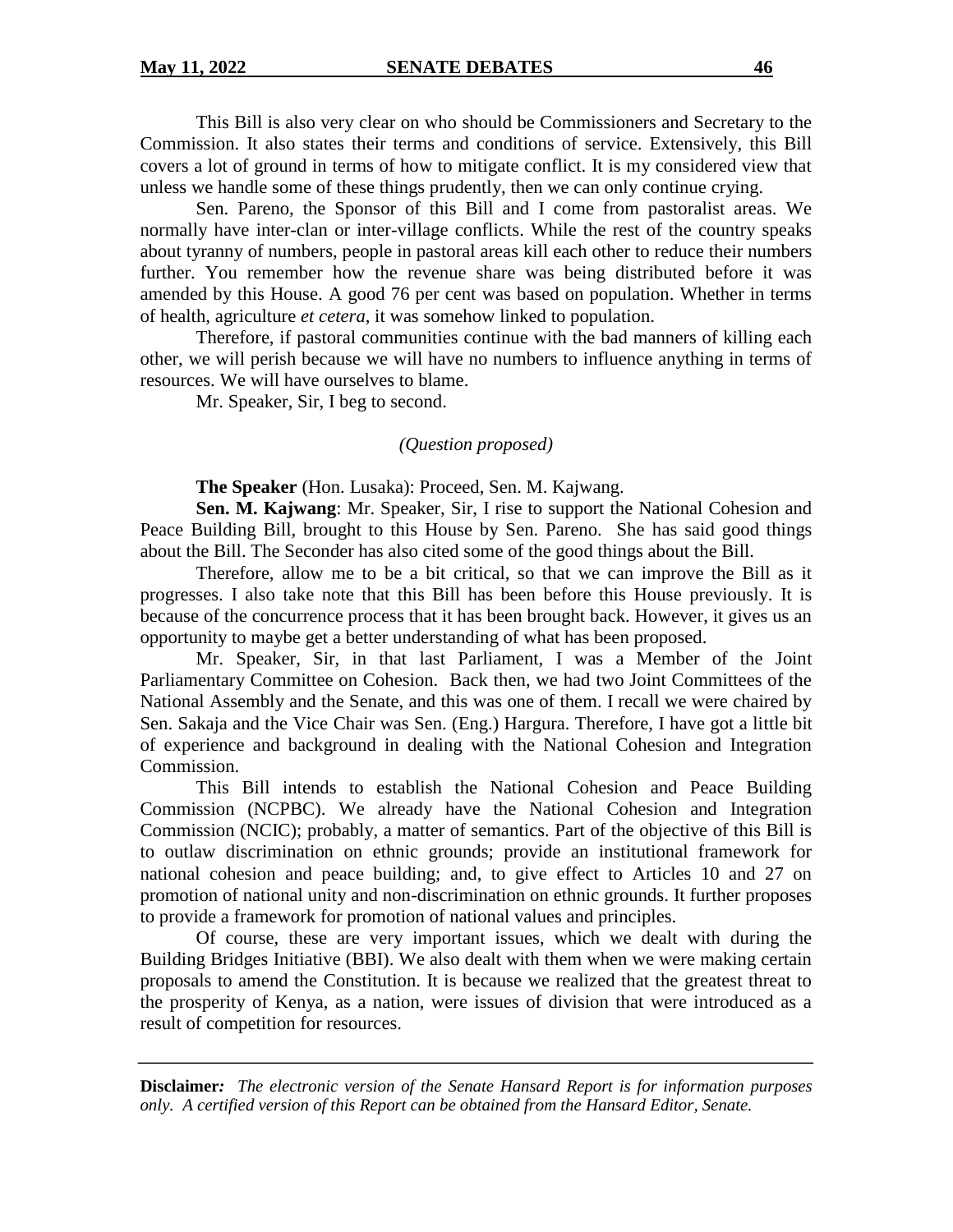This Bill is also very clear on who should be Commissioners and Secretary to the Commission. It also states their terms and conditions of service. Extensively, this Bill covers a lot of ground in terms of how to mitigate conflict. It is my considered view that unless we handle some of these things prudently, then we can only continue crying.

Sen. Pareno, the Sponsor of this Bill and I come from pastoralist areas. We normally have inter-clan or inter-village conflicts. While the rest of the country speaks about tyranny of numbers, people in pastoral areas kill each other to reduce their numbers further. You remember how the revenue share was being distributed before it was amended by this House. A good 76 per cent was based on population. Whether in terms of health, agriculture *et cetera,* it was somehow linked to population.

Therefore, if pastoral communities continue with the bad manners of killing each other, we will perish because we will have no numbers to influence anything in terms of resources. We will have ourselves to blame.

Mr. Speaker, Sir, I beg to second.

*(Question proposed)*

**The Speaker** (Hon. Lusaka): Proceed, Sen. M. Kajwang.

**Sen. M. Kajwang**: Mr. Speaker, Sir, I rise to support the National Cohesion and Peace Building Bill, brought to this House by Sen. Pareno. She has said good things about the Bill. The Seconder has also cited some of the good things about the Bill.

Therefore, allow me to be a bit critical, so that we can improve the Bill as it progresses. I also take note that this Bill has been before this House previously. It is because of the concurrence process that it has been brought back. However, it gives us an opportunity to maybe get a better understanding of what has been proposed.

Mr. Speaker, Sir, in that last Parliament, I was a Member of the Joint Parliamentary Committee on Cohesion. Back then, we had two Joint Committees of the National Assembly and the Senate, and this was one of them. I recall we were chaired by Sen. Sakaja and the Vice Chair was Sen. (Eng.) Hargura. Therefore, I have got a little bit of experience and background in dealing with the National Cohesion and Integration Commission.

This Bill intends to establish the National Cohesion and Peace Building Commission (NCPBC). We already have the National Cohesion and Integration Commission (NCIC); probably, a matter of semantics. Part of the objective of this Bill is to outlaw discrimination on ethnic grounds; provide an institutional framework for national cohesion and peace building; and, to give effect to Articles 10 and 27 on promotion of national unity and non-discrimination on ethnic grounds. It further proposes to provide a framework for promotion of national values and principles.

Of course, these are very important issues, which we dealt with during the Building Bridges Initiative (BBI). We also dealt with them when we were making certain proposals to amend the Constitution. It is because we realized that the greatest threat to the prosperity of Kenya, as a nation, were issues of division that were introduced as a result of competition for resources.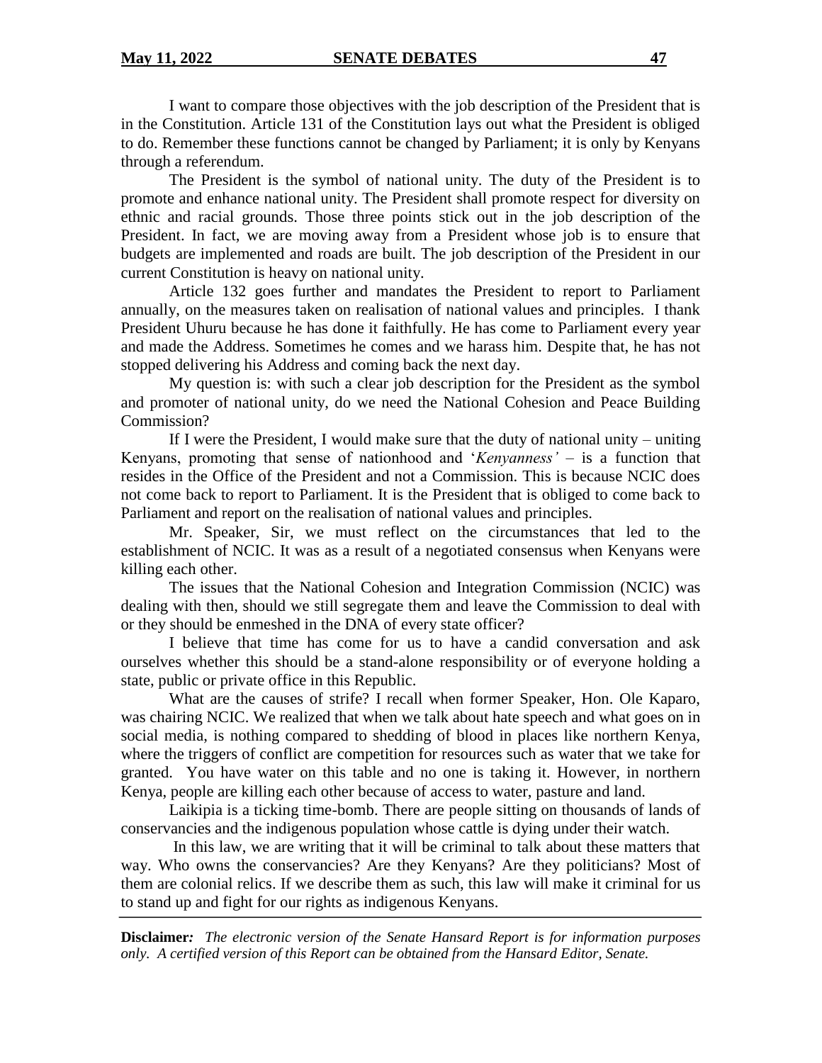I want to compare those objectives with the job description of the President that is in the Constitution. Article 131 of the Constitution lays out what the President is obliged to do. Remember these functions cannot be changed by Parliament; it is only by Kenyans through a referendum.

The President is the symbol of national unity. The duty of the President is to promote and enhance national unity. The President shall promote respect for diversity on ethnic and racial grounds. Those three points stick out in the job description of the President. In fact, we are moving away from a President whose job is to ensure that budgets are implemented and roads are built. The job description of the President in our current Constitution is heavy on national unity.

Article 132 goes further and mandates the President to report to Parliament annually, on the measures taken on realisation of national values and principles. I thank President Uhuru because he has done it faithfully. He has come to Parliament every year and made the Address. Sometimes he comes and we harass him. Despite that, he has not stopped delivering his Address and coming back the next day.

My question is: with such a clear job description for the President as the symbol and promoter of national unity, do we need the National Cohesion and Peace Building Commission?

If I were the President, I would make sure that the duty of national unity – uniting Kenyans, promoting that sense of nationhood and '*Kenyanness'* – is a function that resides in the Office of the President and not a Commission. This is because NCIC does not come back to report to Parliament. It is the President that is obliged to come back to Parliament and report on the realisation of national values and principles.

Mr. Speaker, Sir, we must reflect on the circumstances that led to the establishment of NCIC. It was as a result of a negotiated consensus when Kenyans were killing each other.

The issues that the National Cohesion and Integration Commission (NCIC) was dealing with then, should we still segregate them and leave the Commission to deal with or they should be enmeshed in the DNA of every state officer?

I believe that time has come for us to have a candid conversation and ask ourselves whether this should be a stand-alone responsibility or of everyone holding a state, public or private office in this Republic.

What are the causes of strife? I recall when former Speaker, Hon. Ole Kaparo, was chairing NCIC. We realized that when we talk about hate speech and what goes on in social media, is nothing compared to shedding of blood in places like northern Kenya, where the triggers of conflict are competition for resources such as water that we take for granted. You have water on this table and no one is taking it. However, in northern Kenya, people are killing each other because of access to water, pasture and land.

Laikipia is a ticking time-bomb. There are people sitting on thousands of lands of conservancies and the indigenous population whose cattle is dying under their watch.

In this law, we are writing that it will be criminal to talk about these matters that way. Who owns the conservancies? Are they Kenyans? Are they politicians? Most of them are colonial relics. If we describe them as such, this law will make it criminal for us to stand up and fight for our rights as indigenous Kenyans.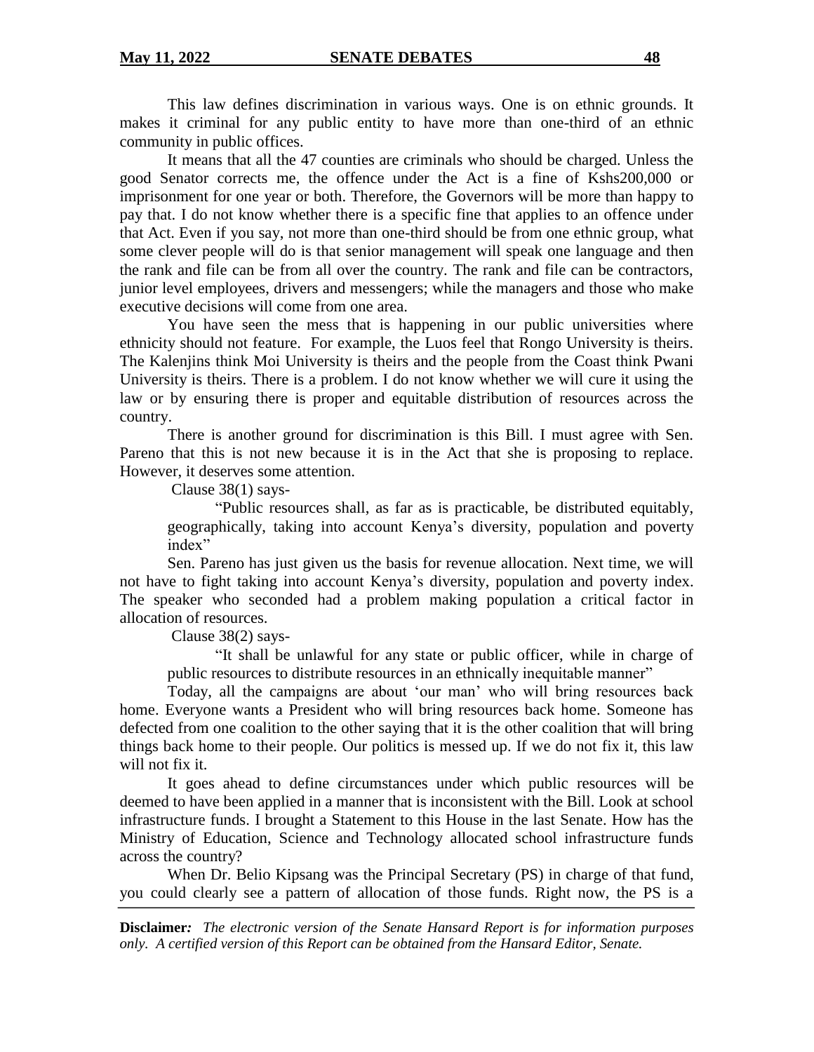This law defines discrimination in various ways. One is on ethnic grounds. It makes it criminal for any public entity to have more than one-third of an ethnic community in public offices.

It means that all the 47 counties are criminals who should be charged. Unless the good Senator corrects me, the offence under the Act is a fine of Kshs200,000 or imprisonment for one year or both. Therefore, the Governors will be more than happy to pay that. I do not know whether there is a specific fine that applies to an offence under that Act. Even if you say, not more than one-third should be from one ethnic group, what some clever people will do is that senior management will speak one language and then the rank and file can be from all over the country. The rank and file can be contractors, junior level employees, drivers and messengers; while the managers and those who make executive decisions will come from one area.

You have seen the mess that is happening in our public universities where ethnicity should not feature. For example, the Luos feel that Rongo University is theirs. The Kalenjins think Moi University is theirs and the people from the Coast think Pwani University is theirs. There is a problem. I do not know whether we will cure it using the law or by ensuring there is proper and equitable distribution of resources across the country.

There is another ground for discrimination is this Bill. I must agree with Sen. Pareno that this is not new because it is in the Act that she is proposing to replace. However, it deserves some attention.

Clause 38(1) says-

> "Public resources shall, as far as is practicable, be distributed equitably, geographically, taking into account Kenya's diversity, population and poverty index"

Sen. Pareno has just given us the basis for revenue allocation. Next time, we will not have to fight taking into account Kenya's diversity, population and poverty index. The speaker who seconded had a problem making population a critical factor in allocation of resources.

Clause 38(2) says-

> "It shall be unlawful for any state or public officer, while in charge of public resources to distribute resources in an ethnically inequitable manner"

Today, all the campaigns are about 'our man' who will bring resources back home. Everyone wants a President who will bring resources back home. Someone has defected from one coalition to the other saying that it is the other coalition that will bring things back home to their people. Our politics is messed up. If we do not fix it, this law will not fix it.

It goes ahead to define circumstances under which public resources will be deemed to have been applied in a manner that is inconsistent with the Bill. Look at school infrastructure funds. I brought a Statement to this House in the last Senate. How has the Ministry of Education, Science and Technology allocated school infrastructure funds across the country?

When Dr. Belio Kipsang was the Principal Secretary (PS) in charge of that fund, you could clearly see a pattern of allocation of those funds. Right now, the PS is a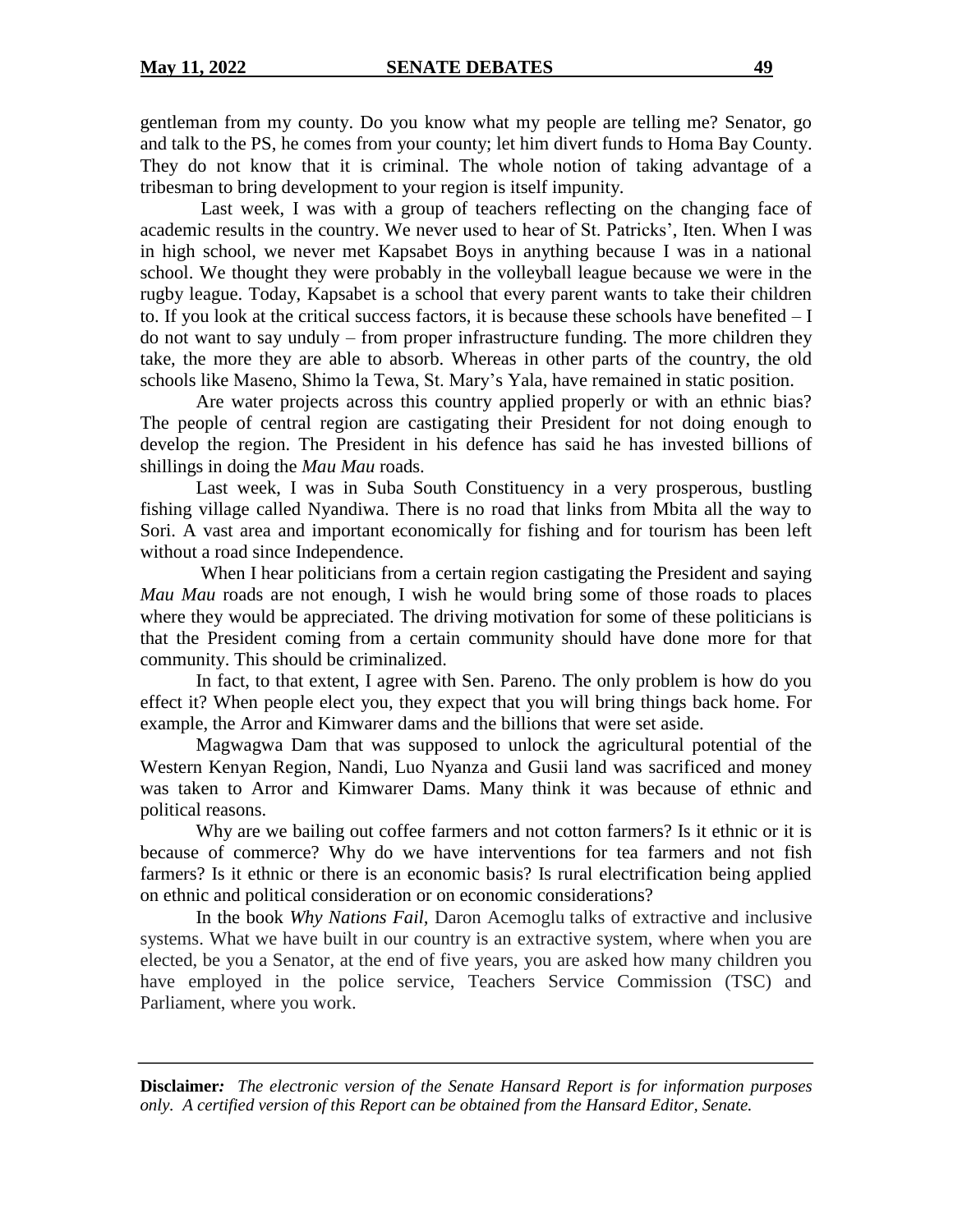gentleman from my county. Do you know what my people are telling me? Senator, go and talk to the PS, he comes from your county; let him divert funds to Homa Bay County. They do not know that it is criminal. The whole notion of taking advantage of a tribesman to bring development to your region is itself impunity.

Last week, I was with a group of teachers reflecting on the changing face of academic results in the country. We never used to hear of St. Patricks', Iten. When I was in high school, we never met Kapsabet Boys in anything because I was in a national school. We thought they were probably in the volleyball league because we were in the rugby league. Today, Kapsabet is a school that every parent wants to take their children to. If you look at the critical success factors, it is because these schools have benefited – I do not want to say unduly – from proper infrastructure funding. The more children they take, the more they are able to absorb. Whereas in other parts of the country, the old schools like Maseno, Shimo la Tewa, St. Mary's Yala, have remained in static position.

Are water projects across this country applied properly or with an ethnic bias? The people of central region are castigating their President for not doing enough to develop the region. The President in his defence has said he has invested billions of shillings in doing the *Mau Mau* roads.

Last week, I was in Suba South Constituency in a very prosperous, bustling fishing village called Nyandiwa. There is no road that links from Mbita all the way to Sori. A vast area and important economically for fishing and for tourism has been left without a road since Independence.

When I hear politicians from a certain region castigating the President and saying *Mau Mau* roads are not enough, I wish he would bring some of those roads to places where they would be appreciated. The driving motivation for some of these politicians is that the President coming from a certain community should have done more for that community. This should be criminalized.

In fact, to that extent, I agree with Sen. Pareno. The only problem is how do you effect it? When people elect you, they expect that you will bring things back home. For example, the Arror and Kimwarer dams and the billions that were set aside.

Magwagwa Dam that was supposed to unlock the agricultural potential of the Western Kenyan Region, Nandi, Luo Nyanza and Gusii land was sacrificed and money was taken to Arror and Kimwarer Dams. Many think it was because of ethnic and political reasons.

Why are we bailing out coffee farmers and not cotton farmers? Is it ethnic or it is because of commerce? Why do we have interventions for tea farmers and not fish farmers? Is it ethnic or there is an economic basis? Is rural electrification being applied on ethnic and political consideration or on economic considerations?

In the book *Why Nations Fail,* Daron Acemoglu talks of extractive and inclusive systems. What we have built in our country is an extractive system, where when you are elected, be you a Senator, at the end of five years, you are asked how many children you have employed in the police service, Teachers Service Commission (TSC) and Parliament, where you work.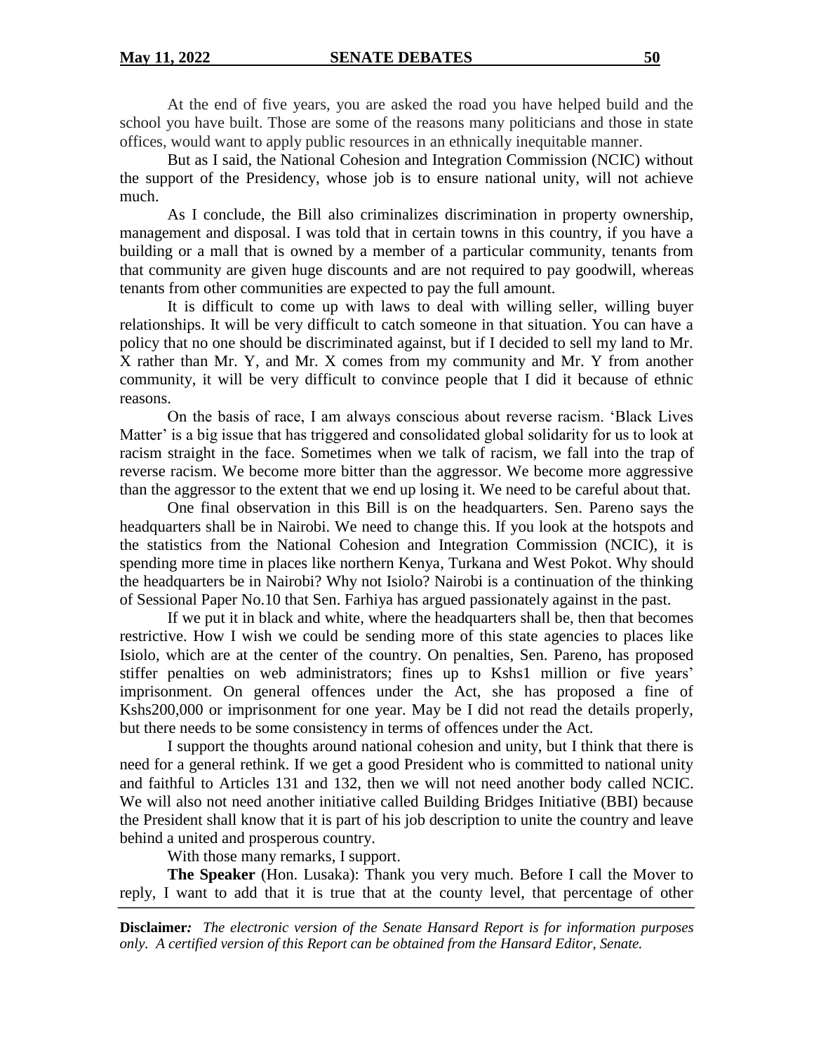At the end of five years, you are asked the road you have helped build and the school you have built. Those are some of the reasons many politicians and those in state offices, would want to apply public resources in an ethnically inequitable manner.

But as I said, the National Cohesion and Integration Commission (NCIC) without the support of the Presidency, whose job is to ensure national unity, will not achieve much.

As I conclude, the Bill also criminalizes discrimination in property ownership, management and disposal. I was told that in certain towns in this country, if you have a building or a mall that is owned by a member of a particular community, tenants from that community are given huge discounts and are not required to pay goodwill, whereas tenants from other communities are expected to pay the full amount.

It is difficult to come up with laws to deal with willing seller, willing buyer relationships. It will be very difficult to catch someone in that situation. You can have a policy that no one should be discriminated against, but if I decided to sell my land to Mr. X rather than Mr. Y, and Mr. X comes from my community and Mr. Y from another community, it will be very difficult to convince people that I did it because of ethnic reasons.

On the basis of race, I am always conscious about reverse racism. 'Black Lives Matter' is a big issue that has triggered and consolidated global solidarity for us to look at racism straight in the face. Sometimes when we talk of racism, we fall into the trap of reverse racism. We become more bitter than the aggressor. We become more aggressive than the aggressor to the extent that we end up losing it. We need to be careful about that.

One final observation in this Bill is on the headquarters. Sen. Pareno says the headquarters shall be in Nairobi. We need to change this. If you look at the hotspots and the statistics from the National Cohesion and Integration Commission (NCIC), it is spending more time in places like northern Kenya, Turkana and West Pokot. Why should the headquarters be in Nairobi? Why not Isiolo? Nairobi is a continuation of the thinking of Sessional Paper No.10 that Sen. Farhiya has argued passionately against in the past.

If we put it in black and white, where the headquarters shall be, then that becomes restrictive. How I wish we could be sending more of this state agencies to places like Isiolo, which are at the center of the country. On penalties, Sen. Pareno, has proposed stiffer penalties on web administrators; fines up to Kshs1 million or five years' imprisonment. On general offences under the Act, she has proposed a fine of Kshs200,000 or imprisonment for one year. May be I did not read the details properly, but there needs to be some consistency in terms of offences under the Act.

I support the thoughts around national cohesion and unity, but I think that there is need for a general rethink. If we get a good President who is committed to national unity and faithful to Articles 131 and 132, then we will not need another body called NCIC. We will also not need another initiative called Building Bridges Initiative (BBI) because the President shall know that it is part of his job description to unite the country and leave behind a united and prosperous country.

With those many remarks, I support.

**The Speaker** (Hon. Lusaka): Thank you very much. Before I call the Mover to reply, I want to add that it is true that at the county level, that percentage of other

**Disclaimer***: The electronic version of the Senate Hansard Report is for information purposes only. A certified version of this Report can be obtained from the Hansard Editor, Senate.*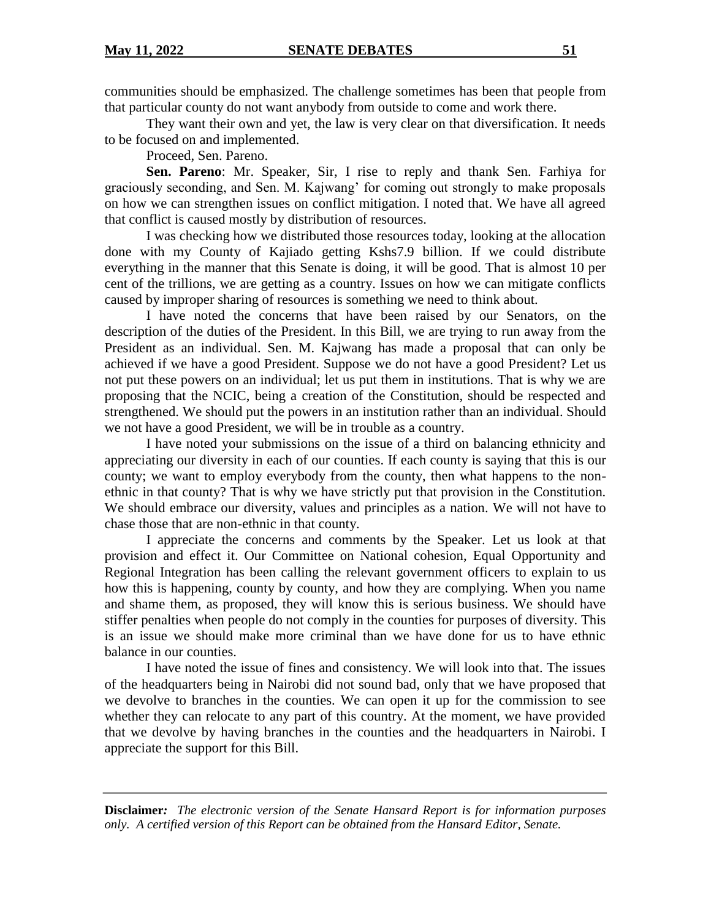communities should be emphasized. The challenge sometimes has been that people from that particular county do not want anybody from outside to come and work there.

They want their own and yet, the law is very clear on that diversification. It needs to be focused on and implemented.

Proceed, Sen. Pareno.

**Sen. Pareno**: Mr. Speaker, Sir, I rise to reply and thank Sen. Farhiya for graciously seconding, and Sen. M. Kajwang' for coming out strongly to make proposals on how we can strengthen issues on conflict mitigation. I noted that. We have all agreed that conflict is caused mostly by distribution of resources.

I was checking how we distributed those resources today, looking at the allocation done with my County of Kajiado getting Kshs7.9 billion. If we could distribute everything in the manner that this Senate is doing, it will be good. That is almost 10 per cent of the trillions, we are getting as a country. Issues on how we can mitigate conflicts caused by improper sharing of resources is something we need to think about.

I have noted the concerns that have been raised by our Senators, on the description of the duties of the President. In this Bill, we are trying to run away from the President as an individual. Sen. M. Kajwang has made a proposal that can only be achieved if we have a good President. Suppose we do not have a good President? Let us not put these powers on an individual; let us put them in institutions. That is why we are proposing that the NCIC, being a creation of the Constitution, should be respected and strengthened. We should put the powers in an institution rather than an individual. Should we not have a good President, we will be in trouble as a country.

I have noted your submissions on the issue of a third on balancing ethnicity and appreciating our diversity in each of our counties. If each county is saying that this is our county; we want to employ everybody from the county, then what happens to the non-ethnic in that county? That is why we have strictly put that provision in the Constitution. We should embrace our diversity, values and principles as a nation. We will not have to chase those that are non-ethnic in that county.

I appreciate the concerns and comments by the Speaker. Let us look at that provision and effect it. Our Committee on National cohesion, Equal Opportunity and Regional Integration has been calling the relevant government officers to explain to us how this is happening, county by county, and how they are complying. When you name and shame them, as proposed, they will know this is serious business. We should have stiffer penalties when people do not comply in the counties for purposes of diversity. This is an issue we should make more criminal than we have done for us to have ethnic balance in our counties.

I have noted the issue of fines and consistency. We will look into that. The issues of the headquarters being in Nairobi did not sound bad, only that we have proposed that we devolve to branches in the counties. We can open it up for the commission to see whether they can relocate to any part of this country. At the moment, we have provided that we devolve by having branches in the counties and the headquarters in Nairobi. I appreciate the support for this Bill.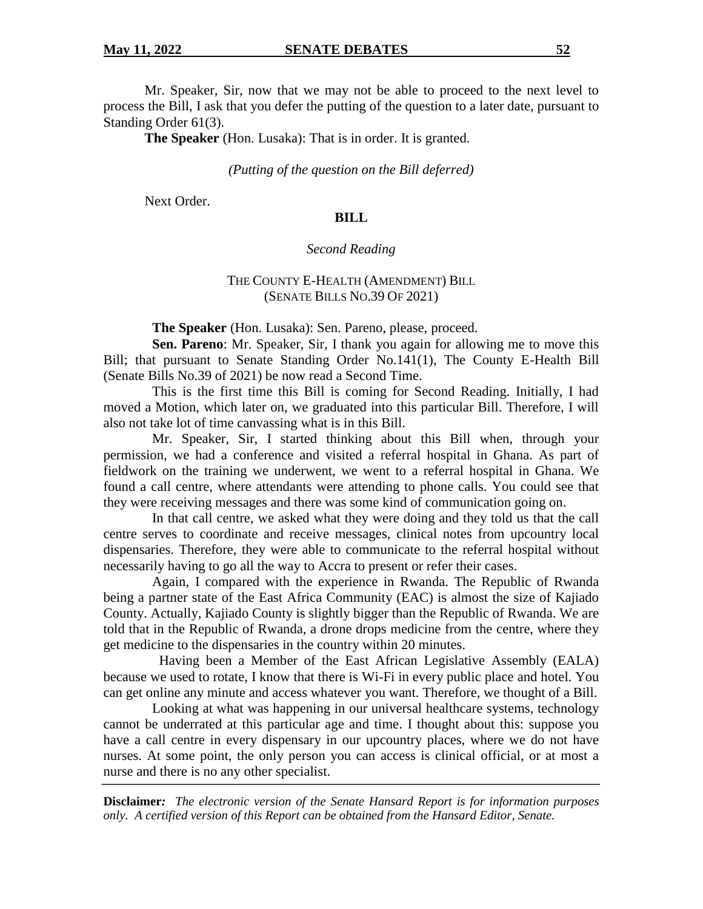Mr. Speaker, Sir, now that we may not be able to proceed to the next level to process the Bill, I ask that you defer the putting of the question to a later date, pursuant to Standing Order 61(3).

**The Speaker** (Hon. Lusaka): That is in order. It is granted.

*(Putting of the question on the Bill deferred)*

Next Order.

**BILL**

*Second Reading*

THE COUNTY E-HEALTH (AMENDMENT) BILL
(SENATE BILLS NO.39 OF 2021)

**The Speaker** (Hon. Lusaka): Sen. Pareno, please, proceed.

**Sen. Pareno**: Mr. Speaker, Sir, I thank you again for allowing me to move this Bill; that pursuant to Senate Standing Order No.141(1), The County E-Health Bill (Senate Bills No.39 of 2021) be now read a Second Time.

This is the first time this Bill is coming for Second Reading. Initially, I had moved a Motion, which later on, we graduated into this particular Bill. Therefore, I will also not take lot of time canvassing what is in this Bill.

Mr. Speaker, Sir, I started thinking about this Bill when, through your permission, we had a conference and visited a referral hospital in Ghana. As part of fieldwork on the training we underwent, we went to a referral hospital in Ghana. We found a call centre, where attendants were attending to phone calls. You could see that they were receiving messages and there was some kind of communication going on.

In that call centre, we asked what they were doing and they told us that the call centre serves to coordinate and receive messages, clinical notes from upcountry local dispensaries. Therefore, they were able to communicate to the referral hospital without necessarily having to go all the way to Accra to present or refer their cases.

Again, I compared with the experience in Rwanda. The Republic of Rwanda being a partner state of the East Africa Community (EAC) is almost the size of Kajiado County. Actually, Kajiado County is slightly bigger than the Republic of Rwanda. We are told that in the Republic of Rwanda, a drone drops medicine from the centre, where they get medicine to the dispensaries in the country within 20 minutes.

Having been a Member of the East African Legislative Assembly (EALA) because we used to rotate, I know that there is Wi-Fi in every public place and hotel. You can get online any minute and access whatever you want. Therefore, we thought of a Bill.

Looking at what was happening in our universal healthcare systems, technology cannot be underrated at this particular age and time. I thought about this: suppose you have a call centre in every dispensary in our upcountry places, where we do not have nurses. At some point, the only person you can access is clinical official, or at most a nurse and there is no any other specialist.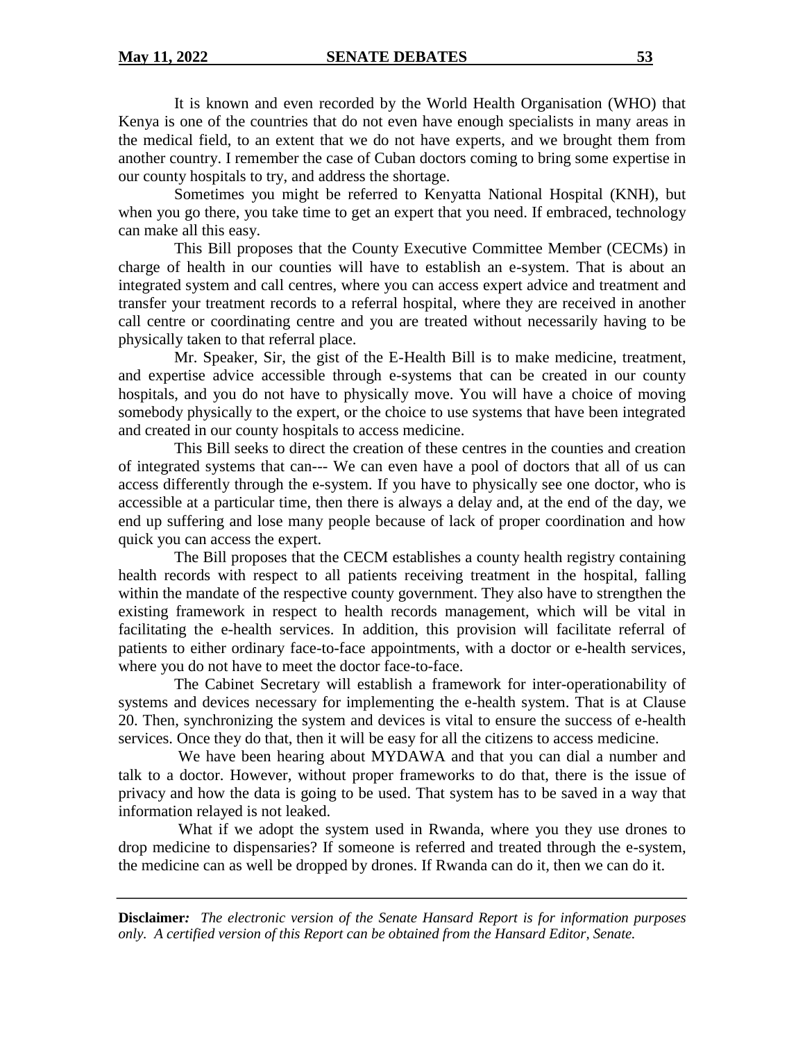It is known and even recorded by the World Health Organisation (WHO) that Kenya is one of the countries that do not even have enough specialists in many areas in the medical field, to an extent that we do not have experts, and we brought them from another country. I remember the case of Cuban doctors coming to bring some expertise in our county hospitals to try, and address the shortage.

Sometimes you might be referred to Kenyatta National Hospital (KNH), but when you go there, you take time to get an expert that you need. If embraced, technology can make all this easy.

This Bill proposes that the County Executive Committee Member (CECMs) in charge of health in our counties will have to establish an e-system. That is about an integrated system and call centres, where you can access expert advice and treatment and transfer your treatment records to a referral hospital, where they are received in another call centre or coordinating centre and you are treated without necessarily having to be physically taken to that referral place.

Mr. Speaker, Sir, the gist of the E-Health Bill is to make medicine, treatment, and expertise advice accessible through e-systems that can be created in our county hospitals, and you do not have to physically move. You will have a choice of moving somebody physically to the expert, or the choice to use systems that have been integrated and created in our county hospitals to access medicine.

This Bill seeks to direct the creation of these centres in the counties and creation of integrated systems that can--- We can even have a pool of doctors that all of us can access differently through the e-system. If you have to physically see one doctor, who is accessible at a particular time, then there is always a delay and, at the end of the day, we end up suffering and lose many people because of lack of proper coordination and how quick you can access the expert.

The Bill proposes that the CECM establishes a county health registry containing health records with respect to all patients receiving treatment in the hospital, falling within the mandate of the respective county government. They also have to strengthen the existing framework in respect to health records management, which will be vital in facilitating the e-health services. In addition, this provision will facilitate referral of patients to either ordinary face-to-face appointments, with a doctor or e-health services, where you do not have to meet the doctor face-to-face.

The Cabinet Secretary will establish a framework for inter-operationability of systems and devices necessary for implementing the e-health system. That is at Clause 20. Then, synchronizing the system and devices is vital to ensure the success of e-health services. Once they do that, then it will be easy for all the citizens to access medicine.

We have been hearing about MYDAWA and that you can dial a number and talk to a doctor. However, without proper frameworks to do that, there is the issue of privacy and how the data is going to be used. That system has to be saved in a way that information relayed is not leaked.

What if we adopt the system used in Rwanda, where you they use drones to drop medicine to dispensaries? If someone is referred and treated through the e-system, the medicine can as well be dropped by drones. If Rwanda can do it, then we can do it.

**Disclaimer***:* *The electronic version of the Senate Hansard Report is for information purposes only. A certified version of this Report can be obtained from the Hansard Editor, Senate.*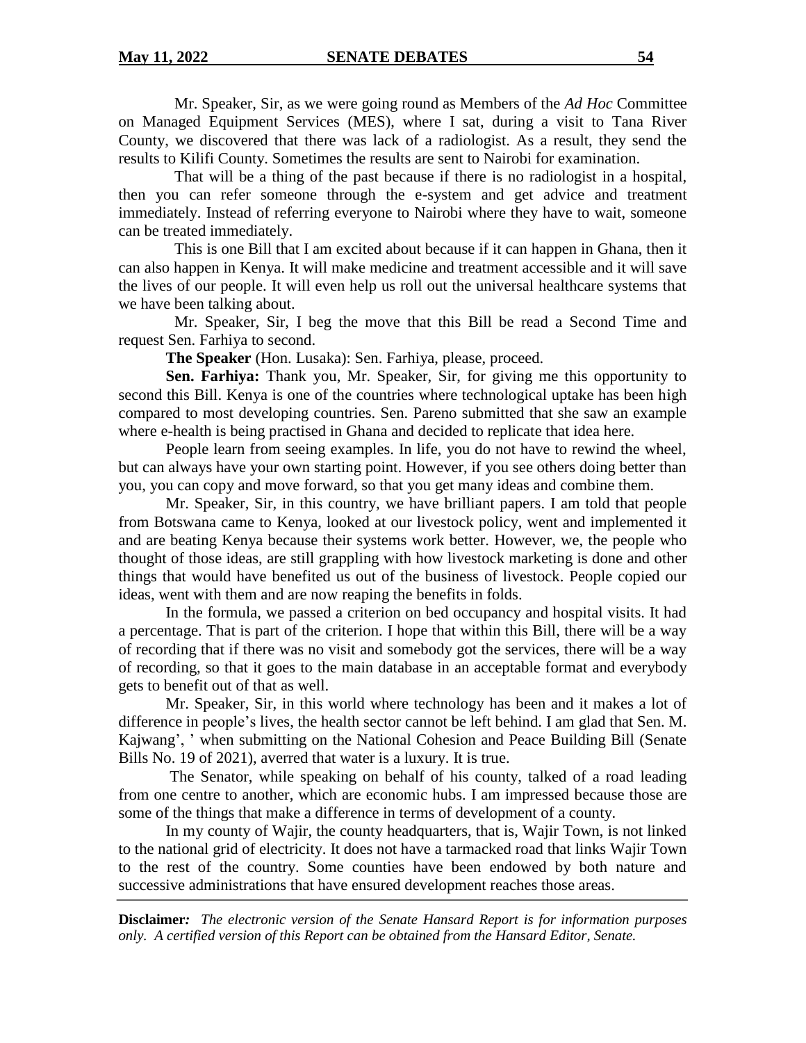Mr. Speaker, Sir, as we were going round as Members of the *Ad Hoc* Committee on Managed Equipment Services (MES), where I sat, during a visit to Tana River County, we discovered that there was lack of a radiologist. As a result, they send the results to Kilifi County. Sometimes the results are sent to Nairobi for examination.

That will be a thing of the past because if there is no radiologist in a hospital, then you can refer someone through the e-system and get advice and treatment immediately. Instead of referring everyone to Nairobi where they have to wait, someone can be treated immediately.

This is one Bill that I am excited about because if it can happen in Ghana, then it can also happen in Kenya. It will make medicine and treatment accessible and it will save the lives of our people. It will even help us roll out the universal healthcare systems that we have been talking about.

Mr. Speaker, Sir, I beg the move that this Bill be read a Second Time and request Sen. Farhiya to second.

**The Speaker** (Hon. Lusaka): Sen. Farhiya, please, proceed.

**Sen. Farhiya:** Thank you, Mr. Speaker, Sir, for giving me this opportunity to second this Bill. Kenya is one of the countries where technological uptake has been high compared to most developing countries. Sen. Pareno submitted that she saw an example where e-health is being practised in Ghana and decided to replicate that idea here.

People learn from seeing examples. In life, you do not have to rewind the wheel, but can always have your own starting point. However, if you see others doing better than you, you can copy and move forward, so that you get many ideas and combine them.

Mr. Speaker, Sir, in this country, we have brilliant papers. I am told that people from Botswana came to Kenya, looked at our livestock policy, went and implemented it and are beating Kenya because their systems work better. However, we, the people who thought of those ideas, are still grappling with how livestock marketing is done and other things that would have benefited us out of the business of livestock. People copied our ideas, went with them and are now reaping the benefits in folds.

In the formula, we passed a criterion on bed occupancy and hospital visits. It had a percentage. That is part of the criterion. I hope that within this Bill, there will be a way of recording that if there was no visit and somebody got the services, there will be a way of recording, so that it goes to the main database in an acceptable format and everybody gets to benefit out of that as well.

Mr. Speaker, Sir, in this world where technology has been and it makes a lot of difference in people's lives, the health sector cannot be left behind. I am glad that Sen. M. Kajwang', ' when submitting on the National Cohesion and Peace Building Bill (Senate Bills No. 19 of 2021), averred that water is a luxury. It is true.

The Senator, while speaking on behalf of his county, talked of a road leading from one centre to another, which are economic hubs. I am impressed because those are some of the things that make a difference in terms of development of a county.

In my county of Wajir, the county headquarters, that is, Wajir Town, is not linked to the national grid of electricity. It does not have a tarmacked road that links Wajir Town to the rest of the country. Some counties have been endowed by both nature and successive administrations that have ensured development reaches those areas.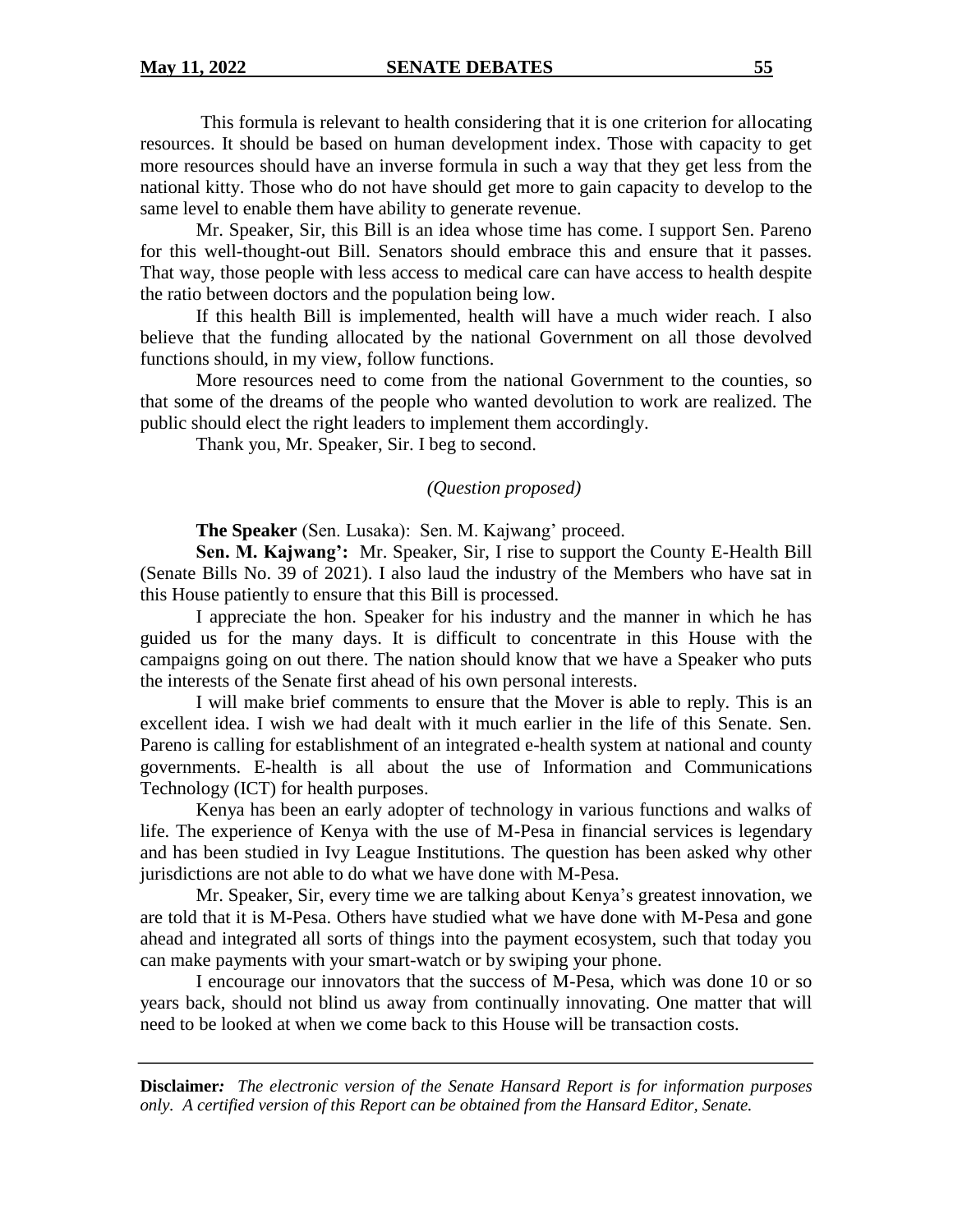This formula is relevant to health considering that it is one criterion for allocating resources. It should be based on human development index. Those with capacity to get more resources should have an inverse formula in such a way that they get less from the national kitty. Those who do not have should get more to gain capacity to develop to the same level to enable them have ability to generate revenue.

Mr. Speaker, Sir, this Bill is an idea whose time has come. I support Sen. Pareno for this well-thought-out Bill. Senators should embrace this and ensure that it passes. That way, those people with less access to medical care can have access to health despite the ratio between doctors and the population being low.

If this health Bill is implemented, health will have a much wider reach. I also believe that the funding allocated by the national Government on all those devolved functions should, in my view, follow functions.

More resources need to come from the national Government to the counties, so that some of the dreams of the people who wanted devolution to work are realized. The public should elect the right leaders to implement them accordingly.

Thank you, Mr. Speaker, Sir. I beg to second.

*(Question proposed)*

**The Speaker** (Sen. Lusaka): Sen. M. Kajwang' proceed.

**Sen. M. Kajwang':** Mr. Speaker, Sir, I rise to support the County E-Health Bill (Senate Bills No. 39 of 2021). I also laud the industry of the Members who have sat in this House patiently to ensure that this Bill is processed.

I appreciate the hon. Speaker for his industry and the manner in which he has guided us for the many days. It is difficult to concentrate in this House with the campaigns going on out there. The nation should know that we have a Speaker who puts the interests of the Senate first ahead of his own personal interests.

I will make brief comments to ensure that the Mover is able to reply. This is an excellent idea. I wish we had dealt with it much earlier in the life of this Senate. Sen. Pareno is calling for establishment of an integrated e-health system at national and county governments. E-health is all about the use of Information and Communications Technology (ICT) for health purposes.

Kenya has been an early adopter of technology in various functions and walks of life. The experience of Kenya with the use of M-Pesa in financial services is legendary and has been studied in Ivy League Institutions. The question has been asked why other jurisdictions are not able to do what we have done with M-Pesa.

Mr. Speaker, Sir, every time we are talking about Kenya's greatest innovation, we are told that it is M-Pesa. Others have studied what we have done with M-Pesa and gone ahead and integrated all sorts of things into the payment ecosystem, such that today you can make payments with your smart-watch or by swiping your phone.

I encourage our innovators that the success of M-Pesa, which was done 10 or so years back, should not blind us away from continually innovating. One matter that will need to be looked at when we come back to this House will be transaction costs.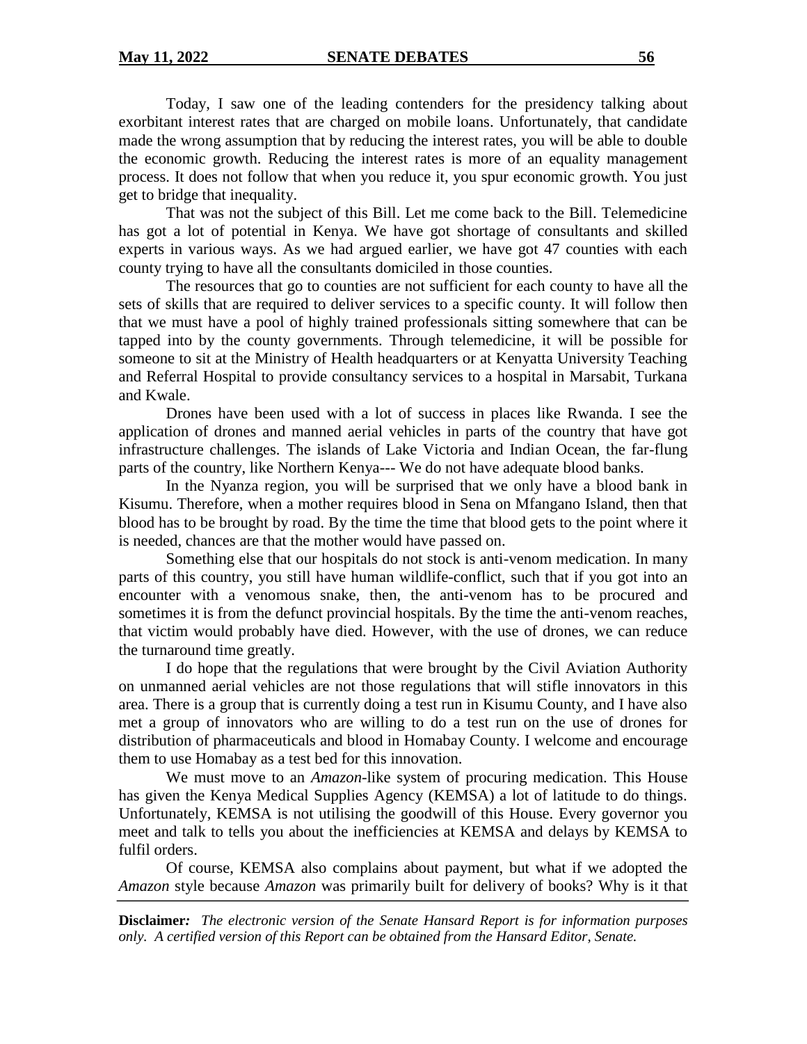Today, I saw one of the leading contenders for the presidency talking about exorbitant interest rates that are charged on mobile loans. Unfortunately, that candidate made the wrong assumption that by reducing the interest rates, you will be able to double the economic growth. Reducing the interest rates is more of an equality management process. It does not follow that when you reduce it, you spur economic growth. You just get to bridge that inequality.

That was not the subject of this Bill. Let me come back to the Bill. Telemedicine has got a lot of potential in Kenya. We have got shortage of consultants and skilled experts in various ways. As we had argued earlier, we have got 47 counties with each county trying to have all the consultants domiciled in those counties.

The resources that go to counties are not sufficient for each county to have all the sets of skills that are required to deliver services to a specific county. It will follow then that we must have a pool of highly trained professionals sitting somewhere that can be tapped into by the county governments. Through telemedicine, it will be possible for someone to sit at the Ministry of Health headquarters or at Kenyatta University Teaching and Referral Hospital to provide consultancy services to a hospital in Marsabit, Turkana and Kwale.

Drones have been used with a lot of success in places like Rwanda. I see the application of drones and manned aerial vehicles in parts of the country that have got infrastructure challenges. The islands of Lake Victoria and Indian Ocean, the far-flung parts of the country, like Northern Kenya--- We do not have adequate blood banks.

In the Nyanza region, you will be surprised that we only have a blood bank in Kisumu. Therefore, when a mother requires blood in Sena on Mfangano Island, then that blood has to be brought by road. By the time the time that blood gets to the point where it is needed, chances are that the mother would have passed on.

Something else that our hospitals do not stock is anti-venom medication. In many parts of this country, you still have human wildlife-conflict, such that if you got into an encounter with a venomous snake, then, the anti-venom has to be procured and sometimes it is from the defunct provincial hospitals. By the time the anti-venom reaches, that victim would probably have died. However, with the use of drones, we can reduce the turnaround time greatly.

I do hope that the regulations that were brought by the Civil Aviation Authority on unmanned aerial vehicles are not those regulations that will stifle innovators in this area. There is a group that is currently doing a test run in Kisumu County, and I have also met a group of innovators who are willing to do a test run on the use of drones for distribution of pharmaceuticals and blood in Homabay County. I welcome and encourage them to use Homabay as a test bed for this innovation.

We must move to an *Amazon*-like system of procuring medication. This House has given the Kenya Medical Supplies Agency (KEMSA) a lot of latitude to do things. Unfortunately, KEMSA is not utilising the goodwill of this House. Every governor you meet and talk to tells you about the inefficiencies at KEMSA and delays by KEMSA to fulfil orders.

Of course, KEMSA also complains about payment, but what if we adopted the *Amazon* style because *Amazon* was primarily built for delivery of books? Why is it that

**Disclaimer:** *The electronic version of the Senate Hansard Report is for information purposes only. A certified version of this Report can be obtained from the Hansard Editor, Senate.*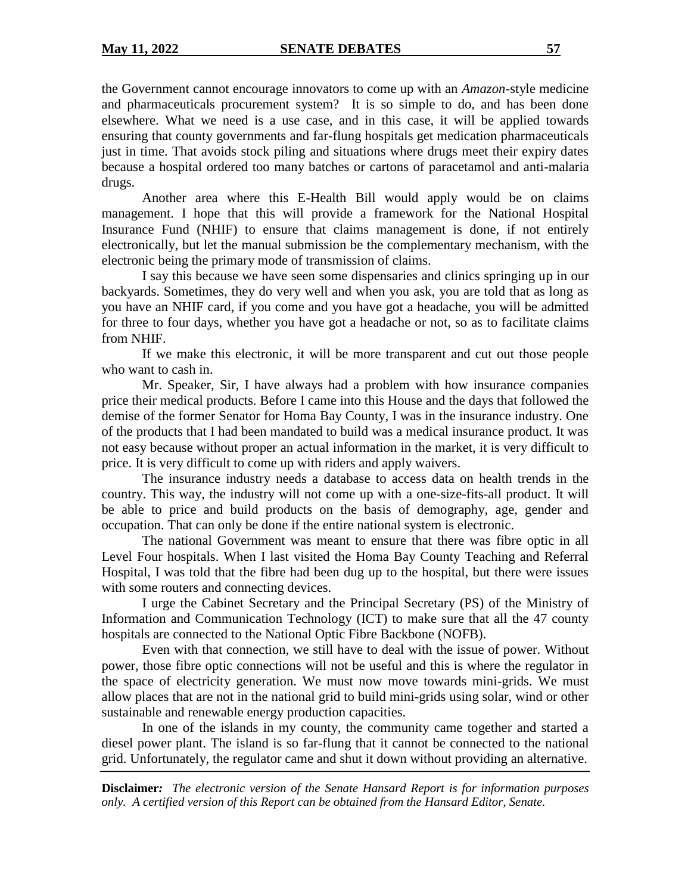the Government cannot encourage innovators to come up with an *Amazon*-style medicine and pharmaceuticals procurement system? It is so simple to do, and has been done elsewhere. What we need is a use case, and in this case, it will be applied towards ensuring that county governments and far-flung hospitals get medication pharmaceuticals just in time. That avoids stock piling and situations where drugs meet their expiry dates because a hospital ordered too many batches or cartons of paracetamol and anti-malaria drugs.

Another area where this E-Health Bill would apply would be on claims management. I hope that this will provide a framework for the National Hospital Insurance Fund (NHIF) to ensure that claims management is done, if not entirely electronically, but let the manual submission be the complementary mechanism, with the electronic being the primary mode of transmission of claims.

I say this because we have seen some dispensaries and clinics springing up in our backyards. Sometimes, they do very well and when you ask, you are told that as long as you have an NHIF card, if you come and you have got a headache, you will be admitted for three to four days, whether you have got a headache or not, so as to facilitate claims from NHIF.

If we make this electronic, it will be more transparent and cut out those people who want to cash in.

Mr. Speaker, Sir, I have always had a problem with how insurance companies price their medical products. Before I came into this House and the days that followed the demise of the former Senator for Homa Bay County, I was in the insurance industry. One of the products that I had been mandated to build was a medical insurance product. It was not easy because without proper an actual information in the market, it is very difficult to price. It is very difficult to come up with riders and apply waivers.

The insurance industry needs a database to access data on health trends in the country. This way, the industry will not come up with a one-size-fits-all product. It will be able to price and build products on the basis of demography, age, gender and occupation. That can only be done if the entire national system is electronic.

The national Government was meant to ensure that there was fibre optic in all Level Four hospitals. When I last visited the Homa Bay County Teaching and Referral Hospital, I was told that the fibre had been dug up to the hospital, but there were issues with some routers and connecting devices.

I urge the Cabinet Secretary and the Principal Secretary (PS) of the Ministry of Information and Communication Technology (ICT) to make sure that all the 47 county hospitals are connected to the National Optic Fibre Backbone (NOFB).

Even with that connection, we still have to deal with the issue of power. Without power, those fibre optic connections will not be useful and this is where the regulator in the space of electricity generation. We must now move towards mini-grids. We must allow places that are not in the national grid to build mini-grids using solar, wind or other sustainable and renewable energy production capacities.

In one of the islands in my county, the community came together and started a diesel power plant. The island is so far-flung that it cannot be connected to the national grid. Unfortunately, the regulator came and shut it down without providing an alternative.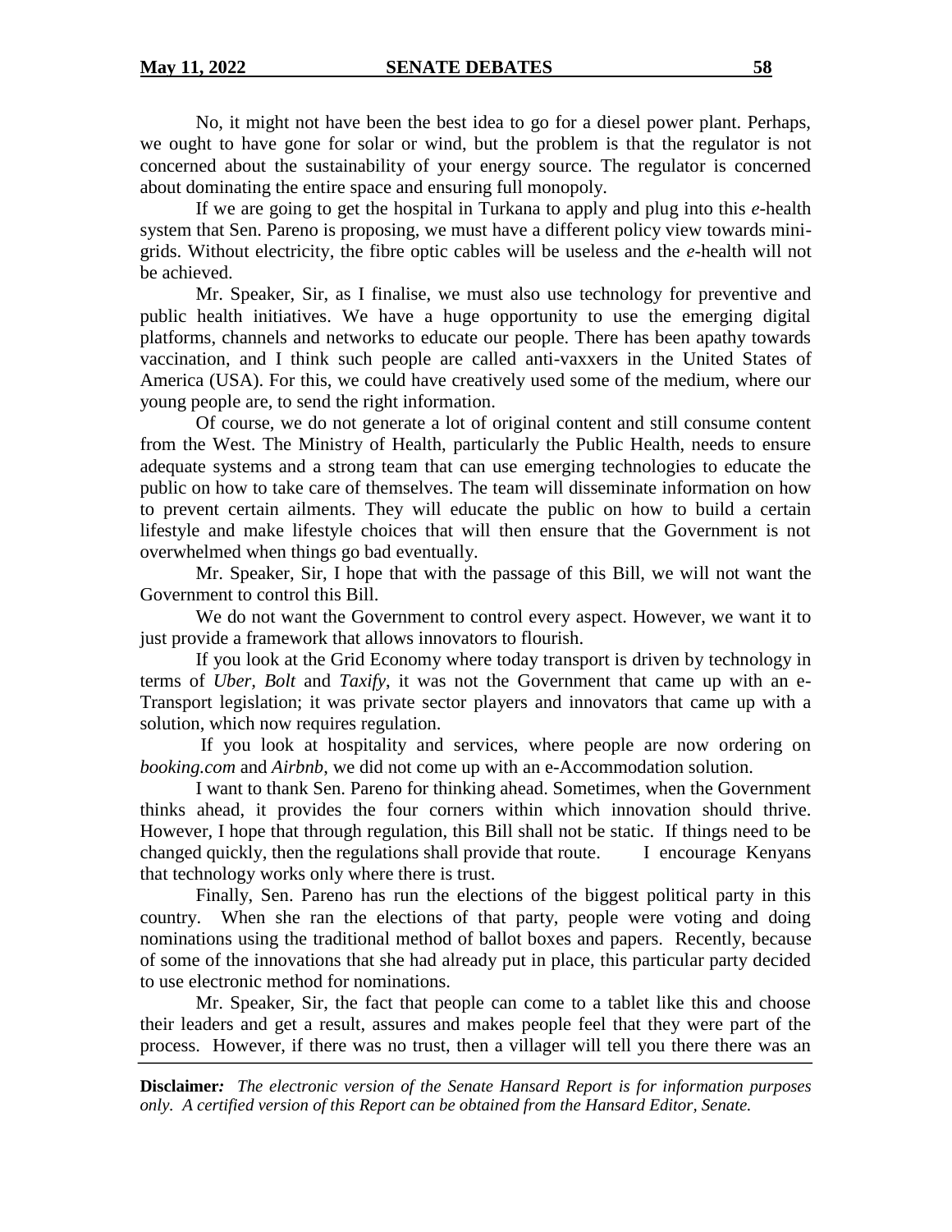No, it might not have been the best idea to go for a diesel power plant. Perhaps, we ought to have gone for solar or wind, but the problem is that the regulator is not concerned about the sustainability of your energy source. The regulator is concerned about dominating the entire space and ensuring full monopoly.

If we are going to get the hospital in Turkana to apply and plug into this *e*-health system that Sen. Pareno is proposing, we must have a different policy view towards mini-grids. Without electricity, the fibre optic cables will be useless and the *e*-health will not be achieved.

Mr. Speaker, Sir, as I finalise, we must also use technology for preventive and public health initiatives. We have a huge opportunity to use the emerging digital platforms, channels and networks to educate our people. There has been apathy towards vaccination, and I think such people are called anti-vaxxers in the United States of America (USA). For this, we could have creatively used some of the medium, where our young people are, to send the right information.

Of course, we do not generate a lot of original content and still consume content from the West. The Ministry of Health, particularly the Public Health, needs to ensure adequate systems and a strong team that can use emerging technologies to educate the public on how to take care of themselves. The team will disseminate information on how to prevent certain ailments. They will educate the public on how to build a certain lifestyle and make lifestyle choices that will then ensure that the Government is not overwhelmed when things go bad eventually.

Mr. Speaker, Sir, I hope that with the passage of this Bill, we will not want the Government to control this Bill.

We do not want the Government to control every aspect. However, we want it to just provide a framework that allows innovators to flourish.

If you look at the Grid Economy where today transport is driven by technology in terms of *Uber, Bolt* and *Taxify*, it was not the Government that came up with an e-Transport legislation; it was private sector players and innovators that came up with a solution, which now requires regulation.

If you look at hospitality and services, where people are now ordering on *booking.com* and *Airbnb*, we did not come up with an e-Accommodation solution.

I want to thank Sen. Pareno for thinking ahead. Sometimes, when the Government thinks ahead, it provides the four corners within which innovation should thrive. However, I hope that through regulation, this Bill shall not be static. If things need to be changed quickly, then the regulations shall provide that route. I encourage Kenyans that technology works only where there is trust.

Finally, Sen. Pareno has run the elections of the biggest political party in this country. When she ran the elections of that party, people were voting and doing nominations using the traditional method of ballot boxes and papers. Recently, because of some of the innovations that she had already put in place, this particular party decided to use electronic method for nominations.

Mr. Speaker, Sir, the fact that people can come to a tablet like this and choose their leaders and get a result, assures and makes people feel that they were part of the process. However, if there was no trust, then a villager will tell you there there was an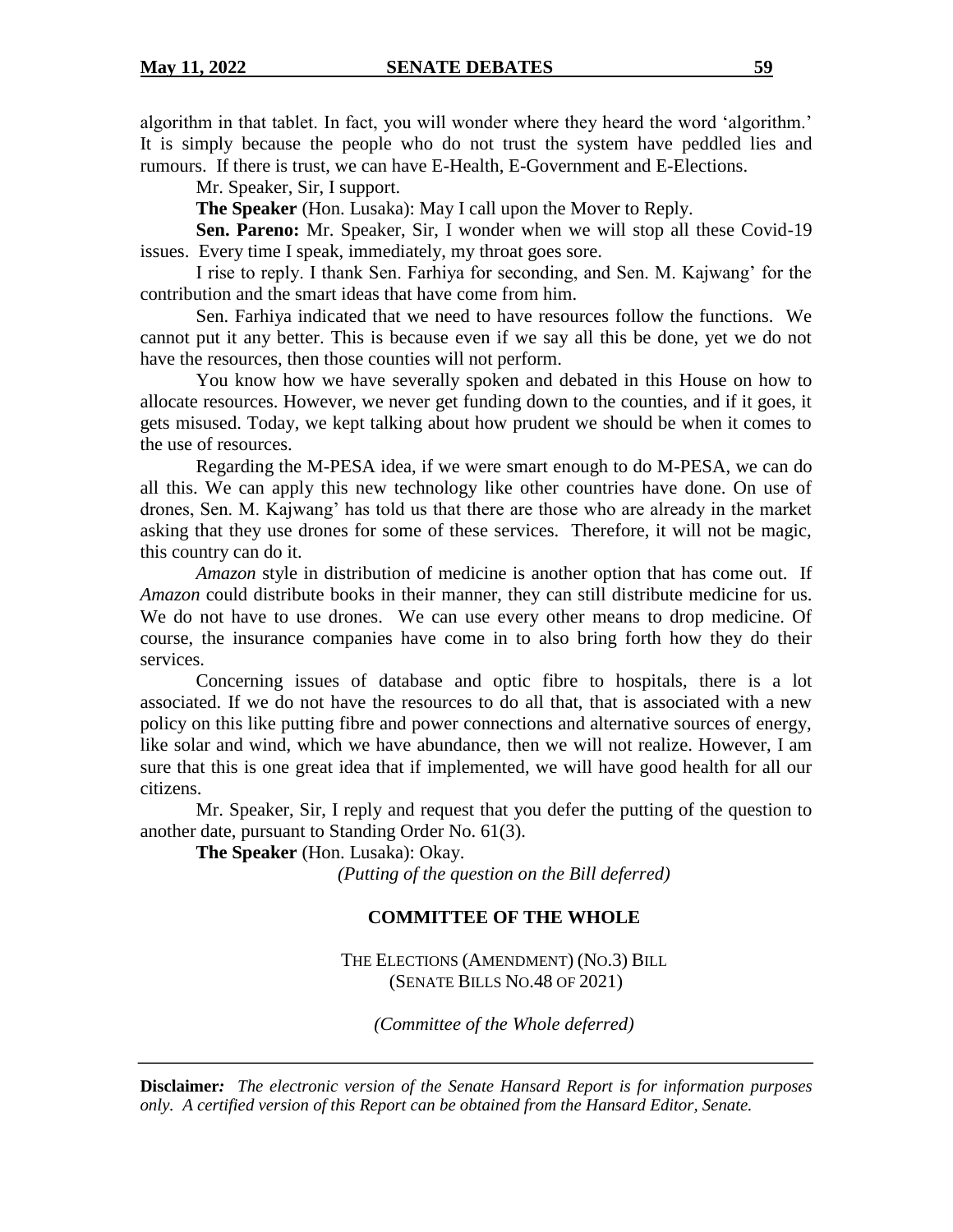algorithm in that tablet. In fact, you will wonder where they heard the word 'algorithm.' It is simply because the people who do not trust the system have peddled lies and rumours. If there is trust, we can have E-Health, E-Government and E-Elections.

Mr. Speaker, Sir, I support.

**The Speaker** (Hon. Lusaka): May I call upon the Mover to Reply.

**Sen. Pareno:** Mr. Speaker, Sir, I wonder when we will stop all these Covid-19 issues. Every time I speak, immediately, my throat goes sore.

I rise to reply. I thank Sen. Farhiya for seconding, and Sen. M. Kajwang' for the contribution and the smart ideas that have come from him.

Sen. Farhiya indicated that we need to have resources follow the functions. We cannot put it any better. This is because even if we say all this be done, yet we do not have the resources, then those counties will not perform.

You know how we have severally spoken and debated in this House on how to allocate resources. However, we never get funding down to the counties, and if it goes, it gets misused. Today, we kept talking about how prudent we should be when it comes to the use of resources.

Regarding the M-PESA idea, if we were smart enough to do M-PESA, we can do all this. We can apply this new technology like other countries have done. On use of drones, Sen. M. Kajwang' has told us that there are those who are already in the market asking that they use drones for some of these services. Therefore, it will not be magic, this country can do it.

*Amazon* style in distribution of medicine is another option that has come out. If *Amazon* could distribute books in their manner, they can still distribute medicine for us. We do not have to use drones. We can use every other means to drop medicine. Of course, the insurance companies have come in to also bring forth how they do their services.

Concerning issues of database and optic fibre to hospitals, there is a lot associated. If we do not have the resources to do all that, that is associated with a new policy on this like putting fibre and power connections and alternative sources of energy, like solar and wind, which we have abundance, then we will not realize. However, I am sure that this is one great idea that if implemented, we will have good health for all our citizens.

Mr. Speaker, Sir, I reply and request that you defer the putting of the question to another date, pursuant to Standing Order No. 61(3).

**The Speaker** (Hon. Lusaka): Okay.

*(Putting of the question on the Bill deferred)*

## COMMITTEE OF THE WHOLE

THE ELECTIONS (AMENDMENT) (NO.3) BILL
(SENATE BILLS NO.48 OF 2021)

*(Committee of the Whole deferred)*

**Disclaimer:** *The electronic version of the Senate Hansard Report is for information purposes only. A certified version of this Report can be obtained from the Hansard Editor, Senate.*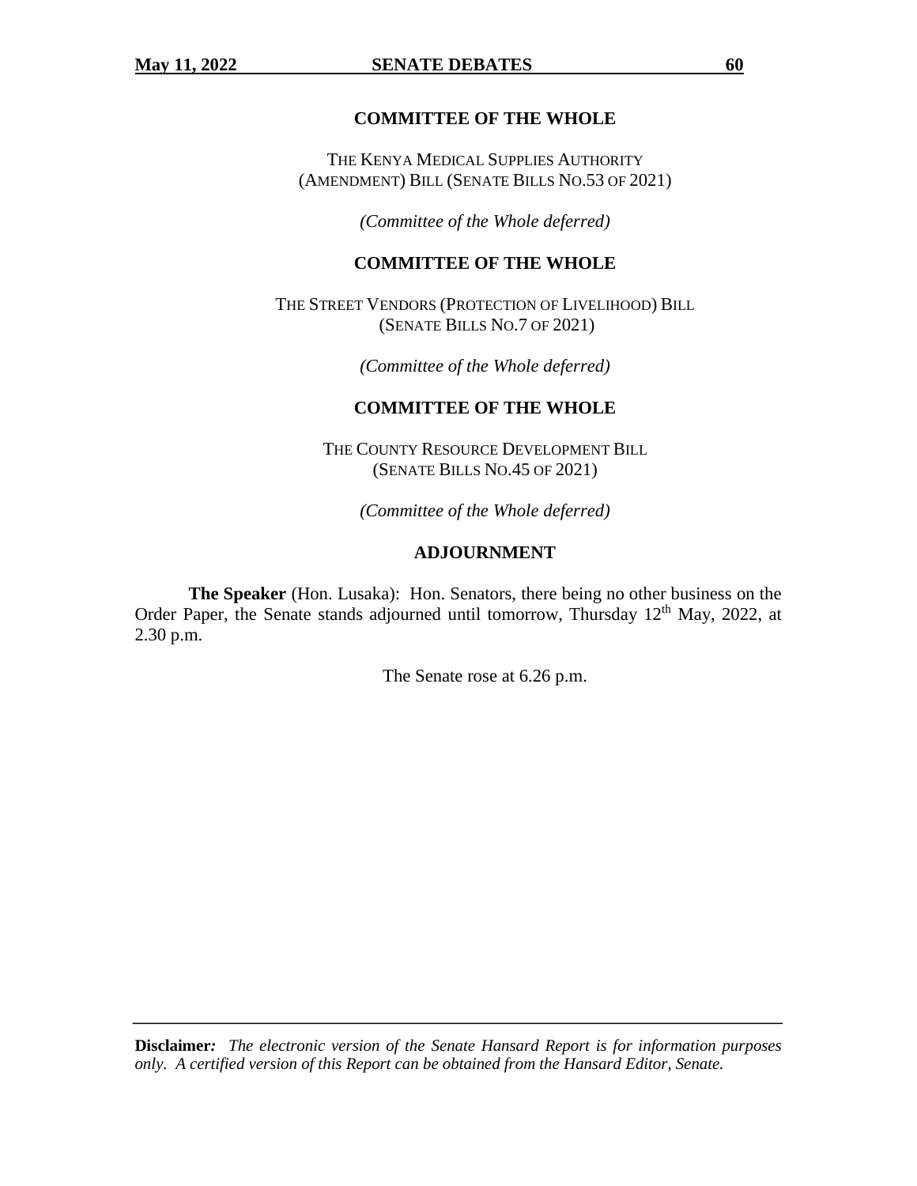## COMMITTEE OF THE WHOLE

THE KENYA MEDICAL SUPPLIES AUTHORITY (AMENDMENT) BILL (SENATE BILLS NO.53 OF 2021)

*(Committee of the Whole deferred)*

## COMMITTEE OF THE WHOLE

THE STREET VENDORS (PROTECTION OF LIVELIHOOD) BILL (SENATE BILLS NO.7 OF 2021)

*(Committee of the Whole deferred)*

## COMMITTEE OF THE WHOLE

THE COUNTY RESOURCE DEVELOPMENT BILL (SENATE BILLS NO.45 OF 2021)

*(Committee of the Whole deferred)*

## ADJOURNMENT

**The Speaker** (Hon. Lusaka): Hon. Senators, there being no other business on the Order Paper, the Senate stands adjourned until tomorrow, Thursday 12th May, 2022, at 2.30 p.m.

The Senate rose at 6.26 p.m.

**Disclaimer:** *The electronic version of the Senate Hansard Report is for information purposes only. A certified version of this Report can be obtained from the Hansard Editor, Senate.*